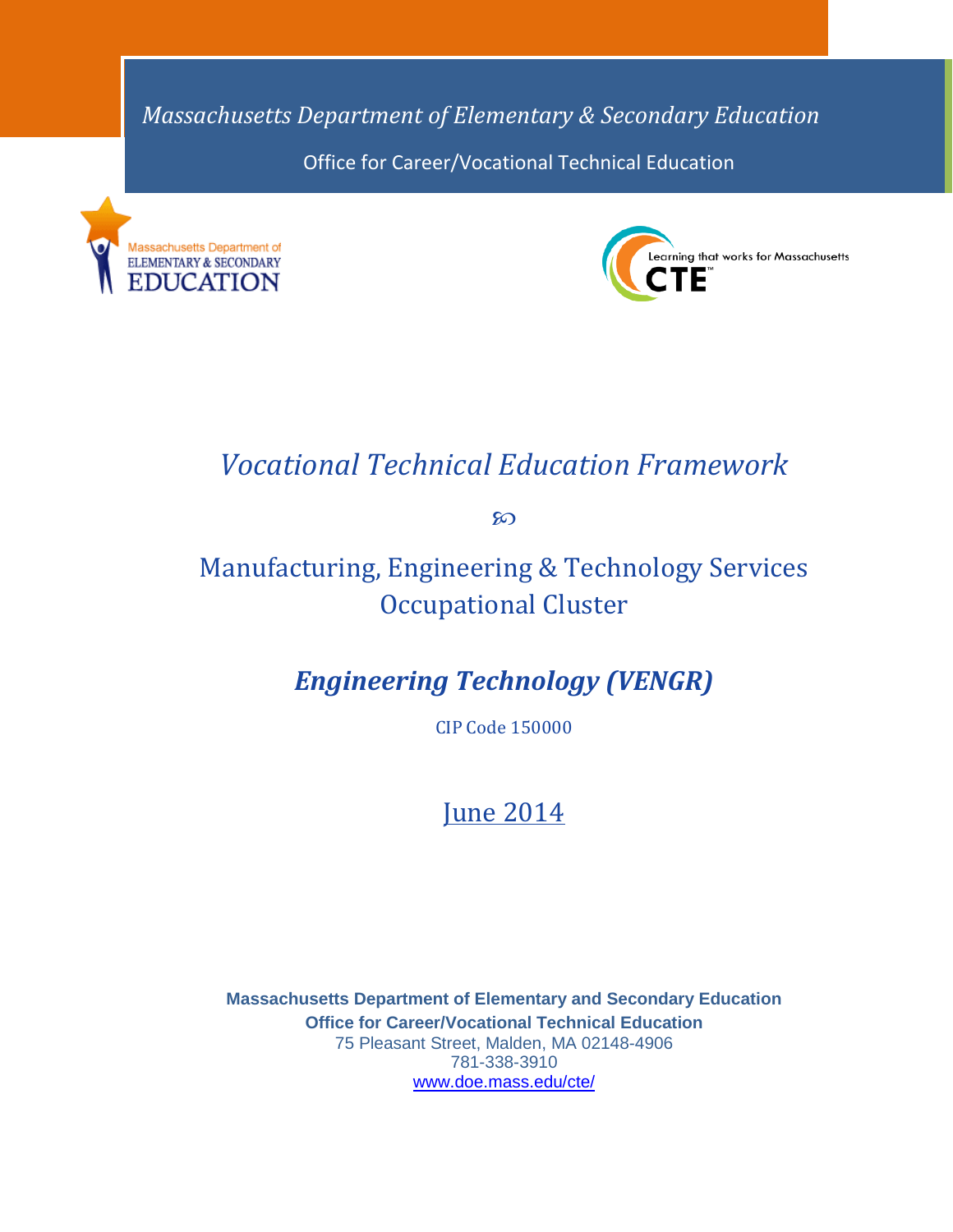*Massachusetts Department of Elementary & Secondary Education*

Office for Career/Vocational Technical Education

Massachusetts Department of ELEMENTARY & SECONDARY EDUCATION

Learning that works for Massachusetts CTE

# *Vocational Technical Education Framework*

## Manufacturing, Engineering & Technology Services Occupational Cluster

## ***Engineering Technology (VENGR)***

CIP Code 150000

June 2014

**Massachusetts Department of Elementary and Secondary Education**
**Office for Career/Vocational Technical Education**
75 Pleasant Street, Malden, MA 02148-4906
781-338-3910
www.doe.mass.edu/cte/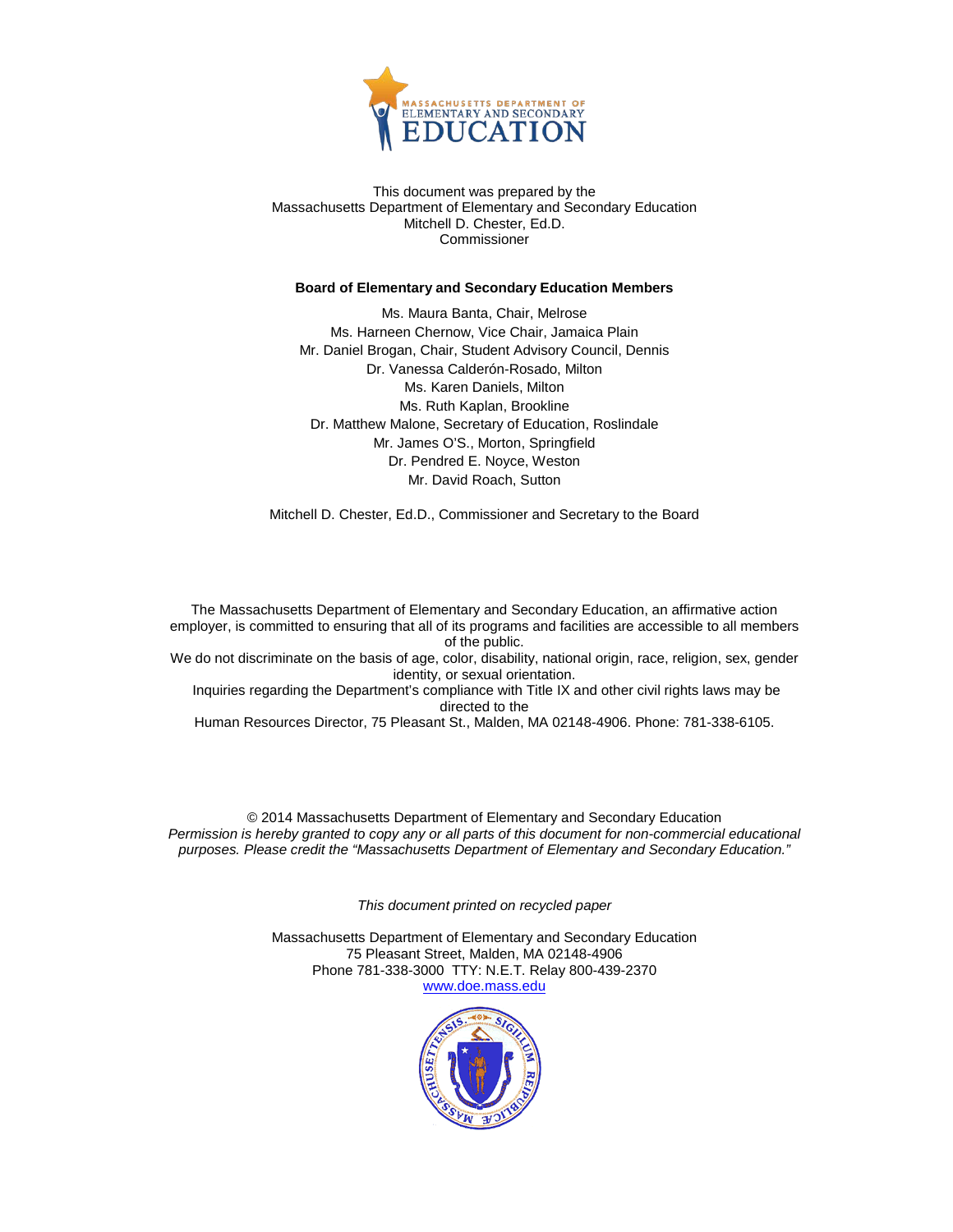This document was prepared by the
Massachusetts Department of Elementary and Secondary Education
Mitchell D. Chester, Ed.D.
Commissioner

**Board of Elementary and Secondary Education Members**

Ms. Maura Banta, Chair, Melrose
Ms. Harneen Chernow, Vice Chair, Jamaica Plain
Mr. Daniel Brogan, Chair, Student Advisory Council, Dennis
Dr. Vanessa Calderón-Rosado, Milton
Ms. Karen Daniels, Milton
Ms. Ruth Kaplan, Brookline
Dr. Matthew Malone, Secretary of Education, Roslindale
Mr. James O'S., Morton, Springfield
Dr. Pendred E. Noyce, Weston
Mr. David Roach, Sutton

Mitchell D. Chester, Ed.D., Commissioner and Secretary to the Board

The Massachusetts Department of Elementary and Secondary Education, an affirmative action employer, is committed to ensuring that all of its programs and facilities are accessible to all members of the public.
We do not discriminate on the basis of age, color, disability, national origin, race, religion, sex, gender identity, or sexual orientation.
Inquiries regarding the Department's compliance with Title IX and other civil rights laws may be directed to the
Human Resources Director, 75 Pleasant St., Malden, MA 02148-4906. Phone: 781-338-6105.

© 2014 Massachusetts Department of Elementary and Secondary Education
*Permission is hereby granted to copy any or all parts of this document for non-commercial educational purposes. Please credit the "Massachusetts Department of Elementary and Secondary Education."*

*This document printed on recycled paper*

Massachusetts Department of Elementary and Secondary Education
75 Pleasant Street, Malden, MA 02148-4906
Phone 781-338-3000 TTY: N.E.T. Relay 800-439-2370
www.doe.mass.edu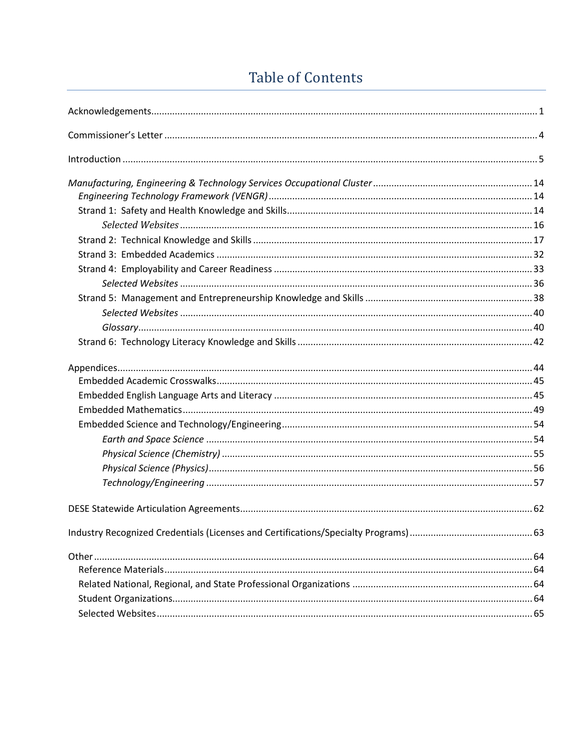# Table of Contents

Acknowledgements .......... 1

Commissioner's Letter .......... 4

Introduction .......... 5

*Manufacturing, Engineering & Technology Services Occupational Cluster* .......... 14
- *Engineering Technology Framework (VENGR)* .......... 14
- Strand 1: Safety and Health Knowledge and Skills .......... 14
  - *Selected Websites* .......... 16
- Strand 2: Technical Knowledge and Skills .......... 17
- Strand 3: Embedded Academics .......... 32
- Strand 4: Employability and Career Readiness .......... 33
  - *Selected Websites* .......... 36
- Strand 5: Management and Entrepreneurship Knowledge and Skills .......... 38
  - *Selected Websites* .......... 40
  - *Glossary* .......... 40
- Strand 6: Technology Literacy Knowledge and Skills .......... 42

Appendices .......... 44
- Embedded Academic Crosswalks .......... 45
- Embedded English Language Arts and Literacy .......... 45
- Embedded Mathematics .......... 49
- Embedded Science and Technology/Engineering .......... 54
  - *Earth and Space Science* .......... 54
  - *Physical Science (Chemistry)* .......... 55
  - *Physical Science (Physics)* .......... 56
  - *Technology/Engineering* .......... 57

DESE Statewide Articulation Agreements .......... 62

Industry Recognized Credentials (Licenses and Certifications/Specialty Programs) .......... 63

Other .......... 64
- Reference Materials .......... 64
- Related National, Regional, and State Professional Organizations .......... 64
- Student Organizations .......... 64
- Selected Websites .......... 65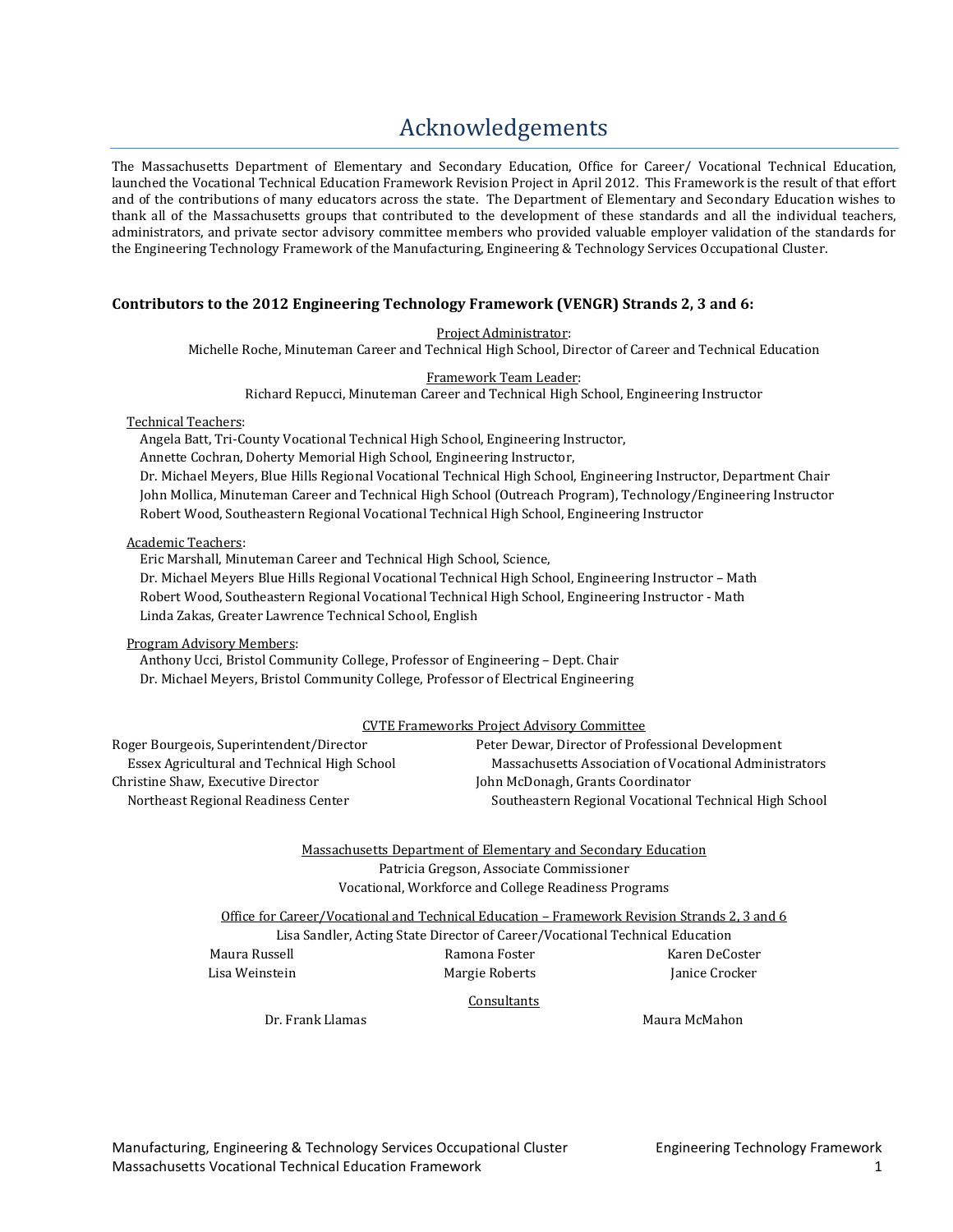# Acknowledgements

The Massachusetts Department of Elementary and Secondary Education, Office for Career/ Vocational Technical Education, launched the Vocational Technical Education Framework Revision Project in April 2012. This Framework is the result of that effort and of the contributions of many educators across the state. The Department of Elementary and Secondary Education wishes to thank all of the Massachusetts groups that contributed to the development of these standards and all the individual teachers, administrators, and private sector advisory committee members who provided valuable employer validation of the standards for the Engineering Technology Framework of the Manufacturing, Engineering & Technology Services Occupational Cluster.

### Contributors to the 2012 Engineering Technology Framework (VENGR) Strands 2, 3 and 6:

Project Administrator:
Michelle Roche, Minuteman Career and Technical High School, Director of Career and Technical Education

Framework Team Leader:
Richard Repucci, Minuteman Career and Technical High School, Engineering Instructor

Technical Teachers:
- Angela Batt, Tri-County Vocational Technical High School, Engineering Instructor,
- Annette Cochran, Doherty Memorial High School, Engineering Instructor,
- Dr. Michael Meyers, Blue Hills Regional Vocational Technical High School, Engineering Instructor, Department Chair
- John Mollica, Minuteman Career and Technical High School (Outreach Program), Technology/Engineering Instructor
- Robert Wood, Southeastern Regional Vocational Technical High School, Engineering Instructor

Academic Teachers:
- Eric Marshall, Minuteman Career and Technical High School, Science,
- Dr. Michael Meyers Blue Hills Regional Vocational Technical High School, Engineering Instructor – Math
- Robert Wood, Southeastern Regional Vocational Technical High School, Engineering Instructor - Math
- Linda Zakas, Greater Lawrence Technical School, English

Program Advisory Members:
- Anthony Ucci, Bristol Community College, Professor of Engineering – Dept. Chair
- Dr. Michael Meyers, Bristol Community College, Professor of Electrical Engineering

CVTE Frameworks Project Advisory Committee

Roger Bourgeois, Superintendent/Director
Essex Agricultural and Technical High School

Christine Shaw, Executive Director
Northeast Regional Readiness Center

Peter Dewar, Director of Professional Development
Massachusetts Association of Vocational Administrators

John McDonagh, Grants Coordinator
Southeastern Regional Vocational Technical High School

Massachusetts Department of Elementary and Secondary Education
Patricia Gregson, Associate Commissioner
Vocational, Workforce and College Readiness Programs

Office for Career/Vocational and Technical Education – Framework Revision Strands 2, 3 and 6
Lisa Sandler, Acting State Director of Career/Vocational Technical Education

Maura Russell, Ramona Foster, Karen DeCoster, Lisa Weinstein, Margie Roberts, Janice Crocker

Consultants

Dr. Frank Llamas, Maura McMahon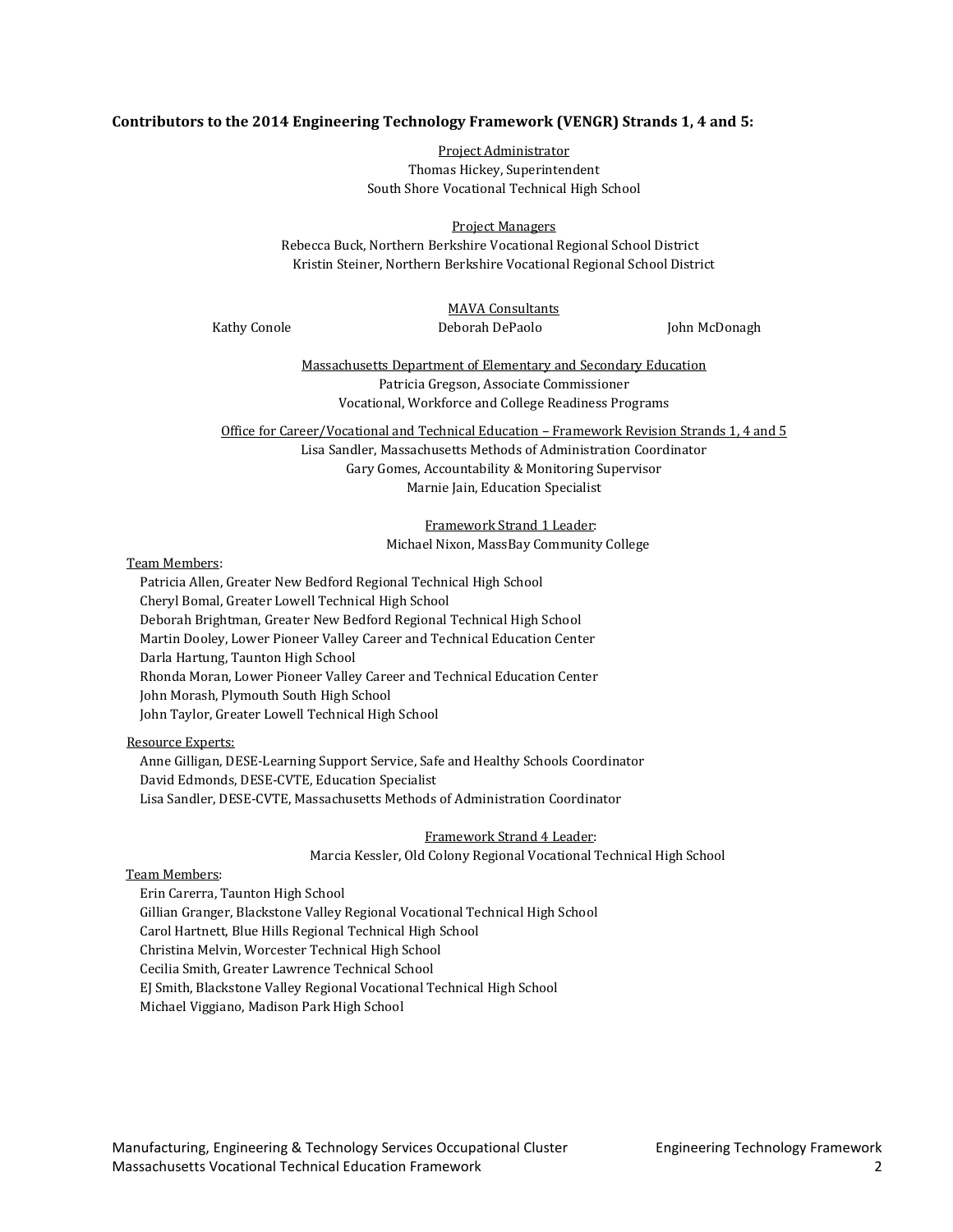**Contributors to the 2014 Engineering Technology Framework (VENGR) Strands 1, 4 and 5:**

Project Administrator
Thomas Hickey, Superintendent
South Shore Vocational Technical High School

Project Managers
Rebecca Buck, Northern Berkshire Vocational Regional School District
Kristin Steiner, Northern Berkshire Vocational Regional School District

MAVA Consultants
Kathy Conole
Deborah DePaolo
John McDonagh

Massachusetts Department of Elementary and Secondary Education
Patricia Gregson, Associate Commissioner
Vocational, Workforce and College Readiness Programs

Office for Career/Vocational and Technical Education – Framework Revision Strands 1, 4 and 5
Lisa Sandler, Massachusetts Methods of Administration Coordinator
Gary Gomes, Accountability & Monitoring Supervisor
Marnie Jain, Education Specialist

Framework Strand 1 Leader:
Michael Nixon, MassBay Community College

Team Members:
Patricia Allen, Greater New Bedford Regional Technical High School
Cheryl Bomal, Greater Lowell Technical High School
Deborah Brightman, Greater New Bedford Regional Technical High School
Martin Dooley, Lower Pioneer Valley Career and Technical Education Center
Darla Hartung, Taunton High School
Rhonda Moran, Lower Pioneer Valley Career and Technical Education Center
John Morash, Plymouth South High School
John Taylor, Greater Lowell Technical High School

Resource Experts:
Anne Gilligan, DESE-Learning Support Service, Safe and Healthy Schools Coordinator
David Edmonds, DESE-CVTE, Education Specialist
Lisa Sandler, DESE-CVTE, Massachusetts Methods of Administration Coordinator

Framework Strand 4 Leader:
Marcia Kessler, Old Colony Regional Vocational Technical High School

Team Members:
Erin Carerra, Taunton High School
Gillian Granger, Blackstone Valley Regional Vocational Technical High School
Carol Hartnett, Blue Hills Regional Technical High School
Christina Melvin, Worcester Technical High School
Cecilia Smith, Greater Lawrence Technical School
EJ Smith, Blackstone Valley Regional Vocational Technical High School
Michael Viggiano, Madison Park High School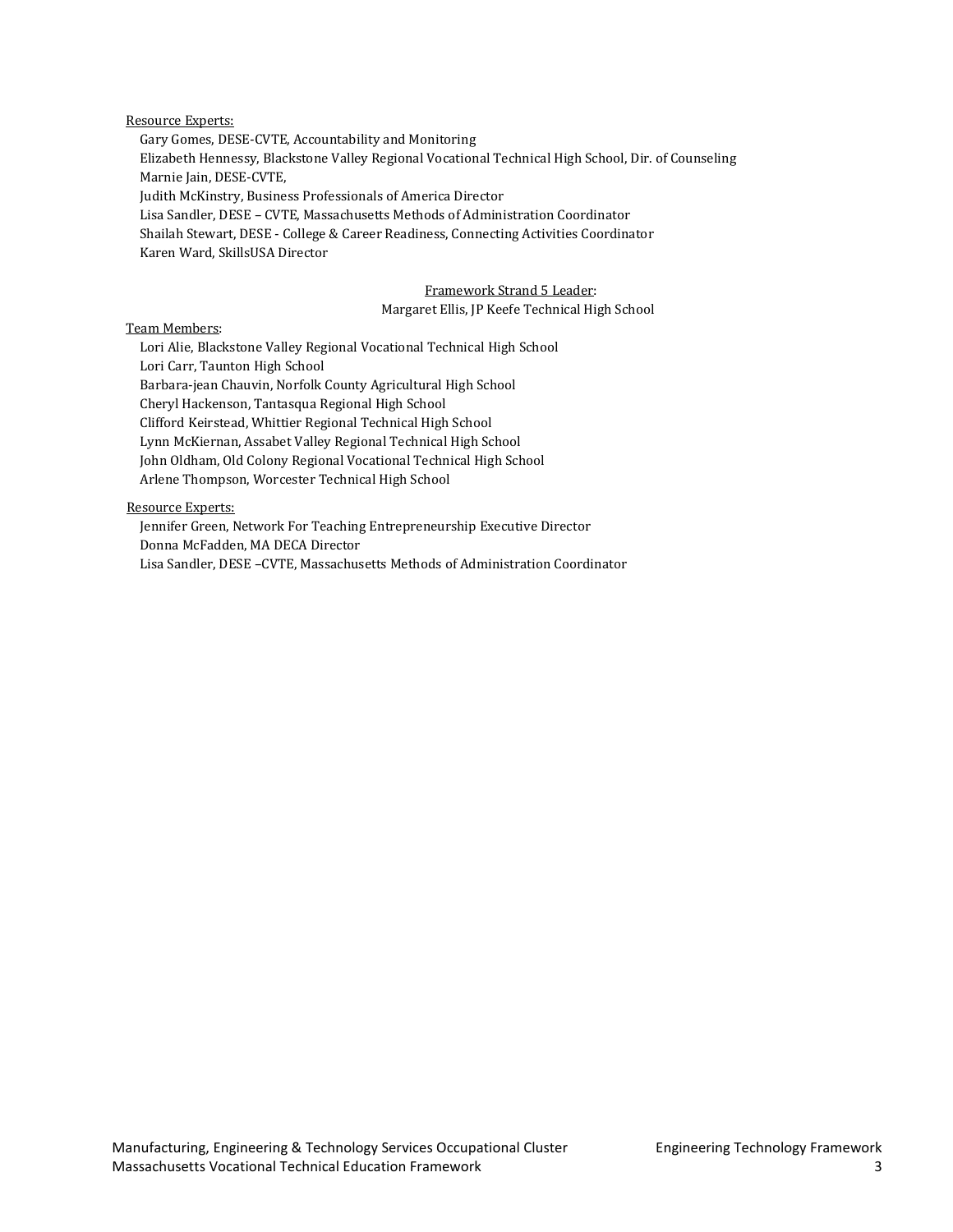Resource Experts:

Gary Gomes, DESE-CVTE, Accountability and Monitoring
Elizabeth Hennessy, Blackstone Valley Regional Vocational Technical High School, Dir. of Counseling
Marnie Jain, DESE-CVTE,
Judith McKinstry, Business Professionals of America Director
Lisa Sandler, DESE – CVTE, Massachusetts Methods of Administration Coordinator
Shailah Stewart, DESE - College & Career Readiness, Connecting Activities Coordinator
Karen Ward, SkillsUSA Director

Framework Strand 5 Leader:
Margaret Ellis, JP Keefe Technical High School

Team Members:

Lori Alie, Blackstone Valley Regional Vocational Technical High School
Lori Carr, Taunton High School
Barbara-jean Chauvin, Norfolk County Agricultural High School
Cheryl Hackenson, Tantasqua Regional High School
Clifford Keirstead, Whittier Regional Technical High School
Lynn McKiernan, Assabet Valley Regional Technical High School
John Oldham, Old Colony Regional Vocational Technical High School
Arlene Thompson, Worcester Technical High School

Resource Experts:

Jennifer Green, Network For Teaching Entrepreneurship Executive Director
Donna McFadden, MA DECA Director
Lisa Sandler, DESE –CVTE, Massachusetts Methods of Administration Coordinator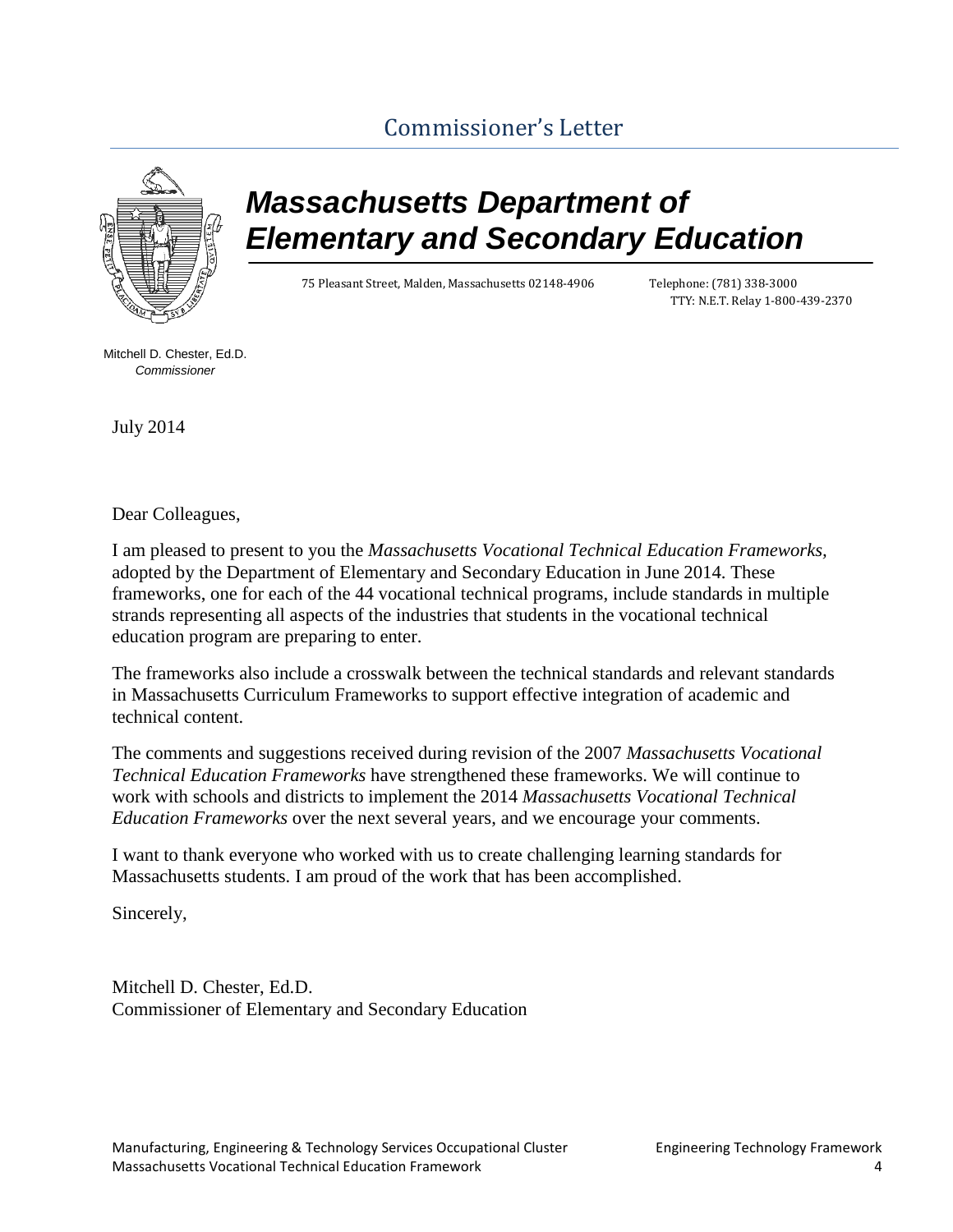# Commissioner's Letter

## *Massachusetts Department of Elementary and Secondary Education*

75 Pleasant Street, Malden, Massachusetts 02148-4906     Telephone: (781) 338-3000
TTY: N.E.T. Relay 1-800-439-2370

Mitchell D. Chester, Ed.D.
*Commissioner*

July 2014

Dear Colleagues,

I am pleased to present to you the *Massachusetts Vocational Technical Education Frameworks,* adopted by the Department of Elementary and Secondary Education in June 2014. These frameworks, one for each of the 44 vocational technical programs, include standards in multiple strands representing all aspects of the industries that students in the vocational technical education program are preparing to enter.

The frameworks also include a crosswalk between the technical standards and relevant standards in Massachusetts Curriculum Frameworks to support effective integration of academic and technical content.

The comments and suggestions received during revision of the 2007 *Massachusetts Vocational Technical Education Frameworks* have strengthened these frameworks. We will continue to work with schools and districts to implement the 2014 *Massachusetts Vocational Technical Education Frameworks* over the next several years, and we encourage your comments.

I want to thank everyone who worked with us to create challenging learning standards for Massachusetts students. I am proud of the work that has been accomplished.

Sincerely,

Mitchell D. Chester, Ed.D.
Commissioner of Elementary and Secondary Education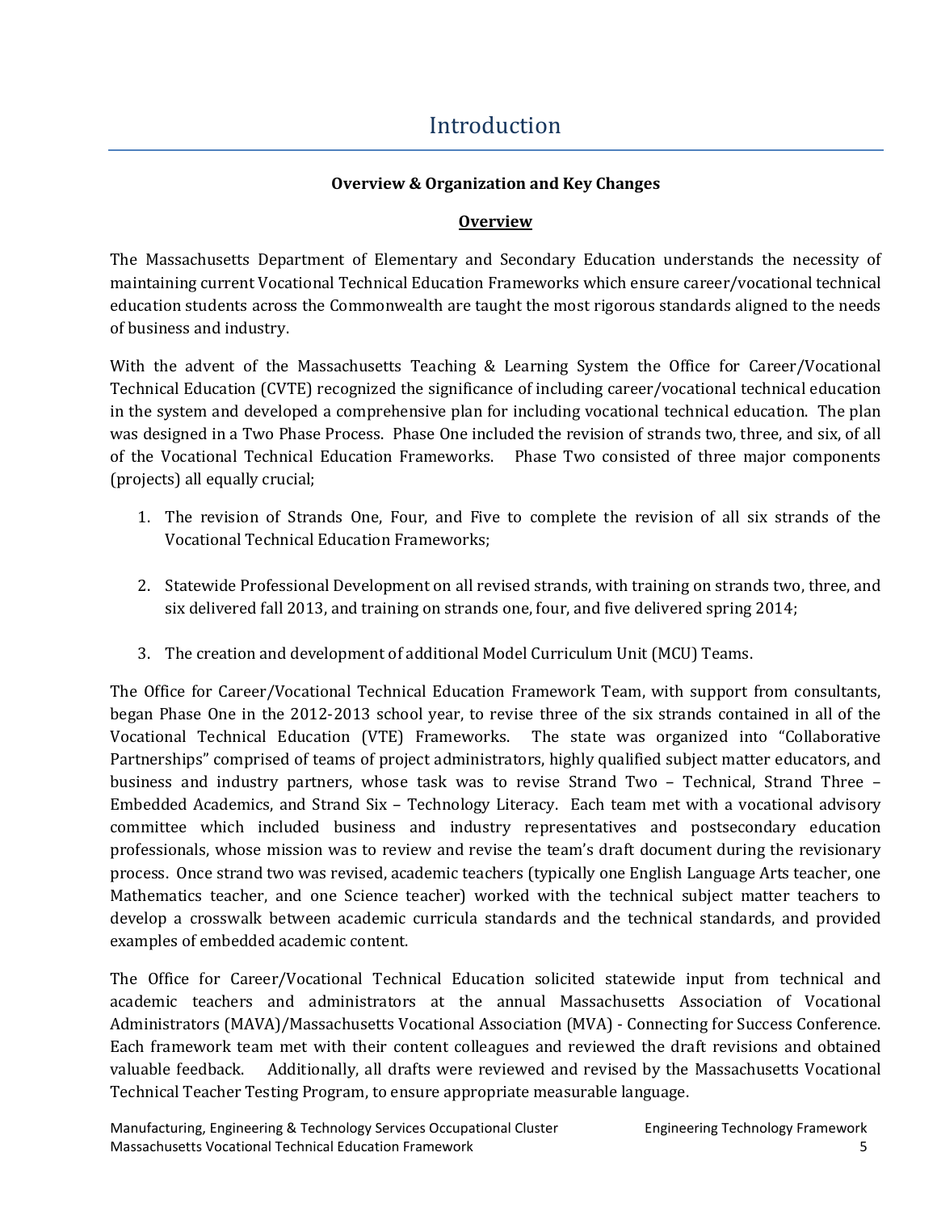# Introduction

**Overview & Organization and Key Changes**

## Overview

The Massachusetts Department of Elementary and Secondary Education understands the necessity of maintaining current Vocational Technical Education Frameworks which ensure career/vocational technical education students across the Commonwealth are taught the most rigorous standards aligned to the needs of business and industry.

With the advent of the Massachusetts Teaching & Learning System the Office for Career/Vocational Technical Education (CVTE) recognized the significance of including career/vocational technical education in the system and developed a comprehensive plan for including vocational technical education. The plan was designed in a Two Phase Process. Phase One included the revision of strands two, three, and six, of all of the Vocational Technical Education Frameworks. Phase Two consisted of three major components (projects) all equally crucial;

1. The revision of Strands One, Four, and Five to complete the revision of all six strands of the Vocational Technical Education Frameworks;

2. Statewide Professional Development on all revised strands, with training on strands two, three, and six delivered fall 2013, and training on strands one, four, and five delivered spring 2014;

3. The creation and development of additional Model Curriculum Unit (MCU) Teams.

The Office for Career/Vocational Technical Education Framework Team, with support from consultants, began Phase One in the 2012-2013 school year, to revise three of the six strands contained in all of the Vocational Technical Education (VTE) Frameworks. The state was organized into "Collaborative Partnerships" comprised of teams of project administrators, highly qualified subject matter educators, and business and industry partners, whose task was to revise Strand Two – Technical, Strand Three – Embedded Academics, and Strand Six – Technology Literacy. Each team met with a vocational advisory committee which included business and industry representatives and postsecondary education professionals, whose mission was to review and revise the team's draft document during the revisionary process. Once strand two was revised, academic teachers (typically one English Language Arts teacher, one Mathematics teacher, and one Science teacher) worked with the technical subject matter teachers to develop a crosswalk between academic curricula standards and the technical standards, and provided examples of embedded academic content.

The Office for Career/Vocational Technical Education solicited statewide input from technical and academic teachers and administrators at the annual Massachusetts Association of Vocational Administrators (MAVA)/Massachusetts Vocational Association (MVA) - Connecting for Success Conference. Each framework team met with their content colleagues and reviewed the draft revisions and obtained valuable feedback. Additionally, all drafts were reviewed and revised by the Massachusetts Vocational Technical Teacher Testing Program, to ensure appropriate measurable language.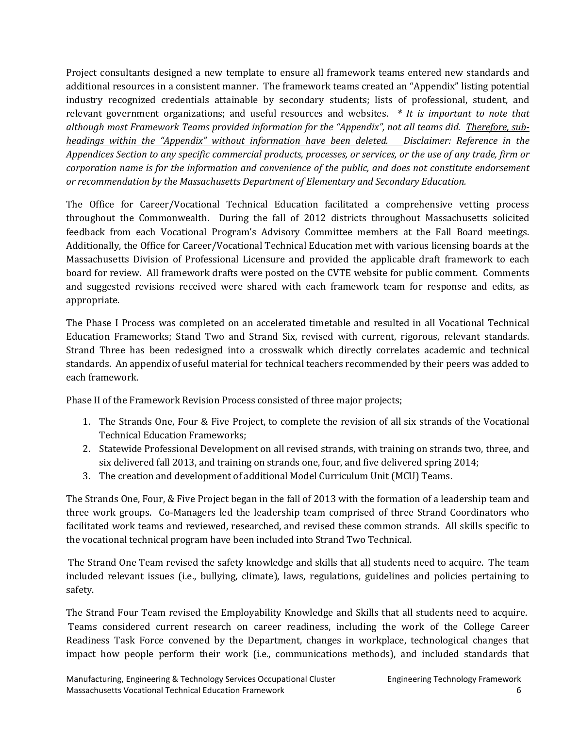Project consultants designed a new template to ensure all framework teams entered new standards and additional resources in a consistent manner. The framework teams created an "Appendix" listing potential industry recognized credentials attainable by secondary students; lists of professional, student, and relevant government organizations; and useful resources and websites. *\* It is important to note that although most Framework Teams provided information for the "Appendix", not all teams did. <u>Therefore, sub-headings within the "Appendix" without information have been deleted.</u> Disclaimer: Reference in the Appendices Section to any specific commercial products, processes, or services, or the use of any trade, firm or corporation name is for the information and convenience of the public, and does not constitute endorsement or recommendation by the Massachusetts Department of Elementary and Secondary Education.*

The Office for Career/Vocational Technical Education facilitated a comprehensive vetting process throughout the Commonwealth. During the fall of 2012 districts throughout Massachusetts solicited feedback from each Vocational Program's Advisory Committee members at the Fall Board meetings. Additionally, the Office for Career/Vocational Technical Education met with various licensing boards at the Massachusetts Division of Professional Licensure and provided the applicable draft framework to each board for review. All framework drafts were posted on the CVTE website for public comment. Comments and suggested revisions received were shared with each framework team for response and edits, as appropriate.

The Phase I Process was completed on an accelerated timetable and resulted in all Vocational Technical Education Frameworks; Stand Two and Strand Six, revised with current, rigorous, relevant standards. Strand Three has been redesigned into a crosswalk which directly correlates academic and technical standards. An appendix of useful material for technical teachers recommended by their peers was added to each framework.

Phase II of the Framework Revision Process consisted of three major projects;

1. The Strands One, Four & Five Project, to complete the revision of all six strands of the Vocational Technical Education Frameworks;
2. Statewide Professional Development on all revised strands, with training on strands two, three, and six delivered fall 2013, and training on strands one, four, and five delivered spring 2014;
3. The creation and development of additional Model Curriculum Unit (MCU) Teams.

The Strands One, Four, & Five Project began in the fall of 2013 with the formation of a leadership team and three work groups. Co-Managers led the leadership team comprised of three Strand Coordinators who facilitated work teams and reviewed, researched, and revised these common strands. All skills specific to the vocational technical program have been included into Strand Two Technical.

The Strand One Team revised the safety knowledge and skills that <u>all</u> students need to acquire. The team included relevant issues (i.e., bullying, climate), laws, regulations, guidelines and policies pertaining to safety.

The Strand Four Team revised the Employability Knowledge and Skills that <u>all</u> students need to acquire. Teams considered current research on career readiness, including the work of the College Career Readiness Task Force convened by the Department, changes in workplace, technological changes that impact how people perform their work (i.e., communications methods), and included standards that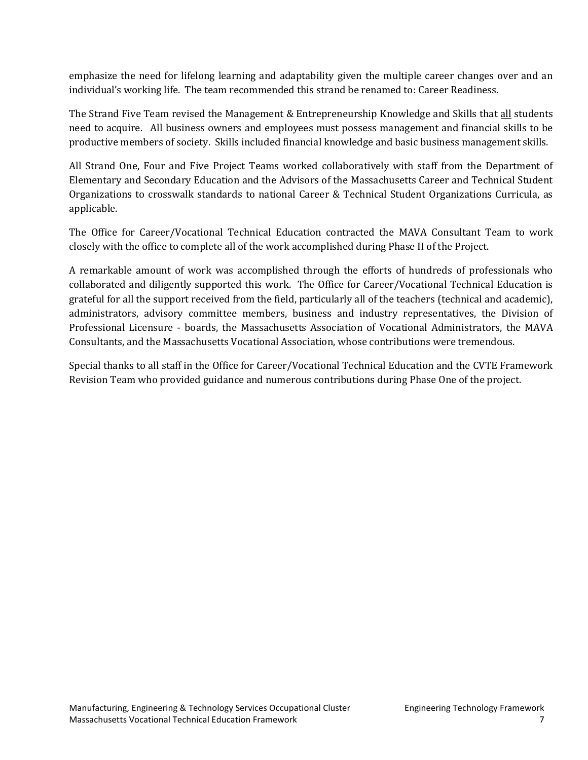emphasize the need for lifelong learning and adaptability given the multiple career changes over and an individual's working life. The team recommended this strand be renamed to: Career Readiness.

The Strand Five Team revised the Management & Entrepreneurship Knowledge and Skills that <u>all</u> students need to acquire. All business owners and employees must possess management and financial skills to be productive members of society. Skills included financial knowledge and basic business management skills.

All Strand One, Four and Five Project Teams worked collaboratively with staff from the Department of Elementary and Secondary Education and the Advisors of the Massachusetts Career and Technical Student Organizations to crosswalk standards to national Career & Technical Student Organizations Curricula, as applicable.

The Office for Career/Vocational Technical Education contracted the MAVA Consultant Team to work closely with the office to complete all of the work accomplished during Phase II of the Project.

A remarkable amount of work was accomplished through the efforts of hundreds of professionals who collaborated and diligently supported this work. The Office for Career/Vocational Technical Education is grateful for all the support received from the field, particularly all of the teachers (technical and academic), administrators, advisory committee members, business and industry representatives, the Division of Professional Licensure - boards, the Massachusetts Association of Vocational Administrators, the MAVA Consultants, and the Massachusetts Vocational Association, whose contributions were tremendous.

Special thanks to all staff in the Office for Career/Vocational Technical Education and the CVTE Framework Revision Team who provided guidance and numerous contributions during Phase One of the project.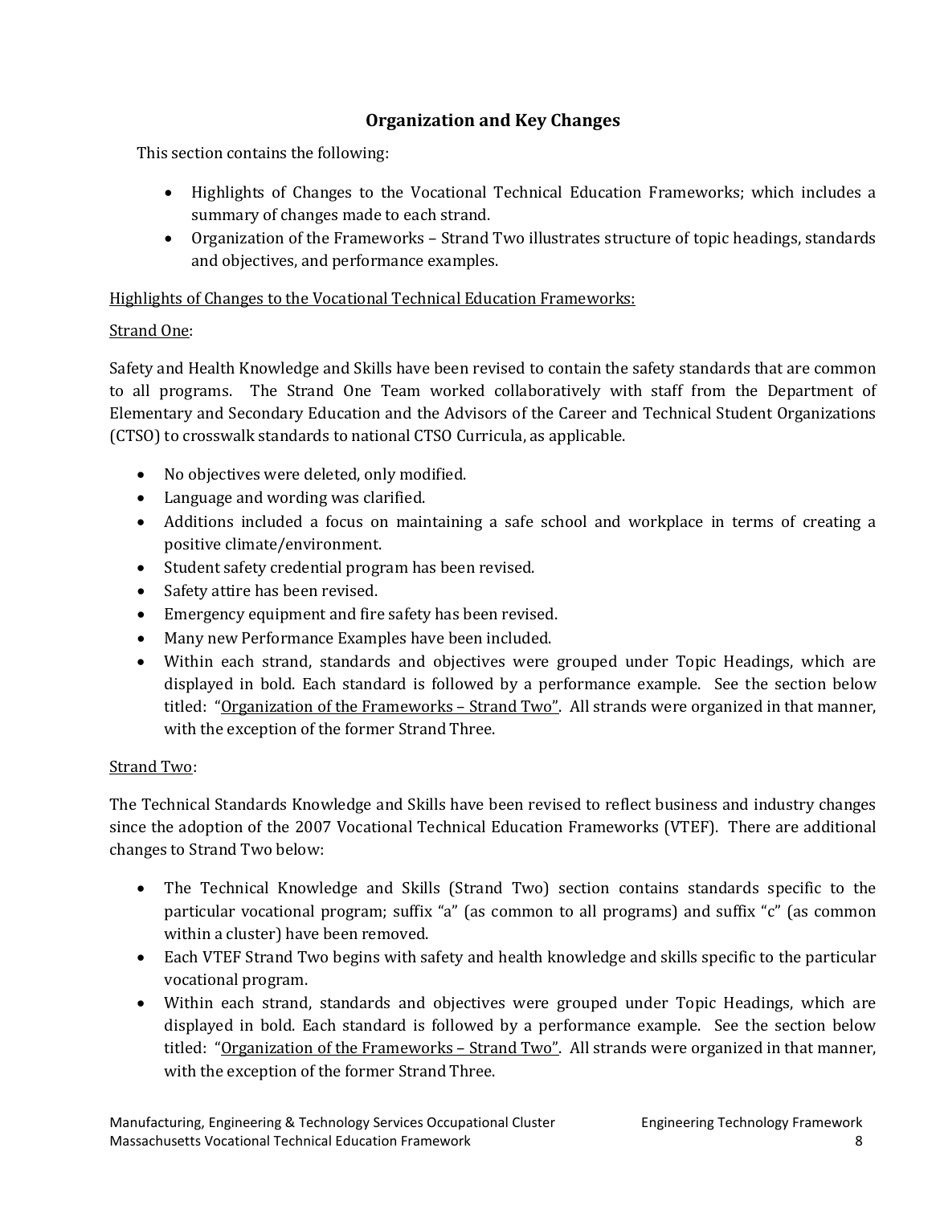## Organization and Key Changes

This section contains the following:

- Highlights of Changes to the Vocational Technical Education Frameworks; which includes a summary of changes made to each strand.
- Organization of the Frameworks – Strand Two illustrates structure of topic headings, standards and objectives, and performance examples.

Highlights of Changes to the Vocational Technical Education Frameworks:

Strand One:

Safety and Health Knowledge and Skills have been revised to contain the safety standards that are common to all programs. The Strand One Team worked collaboratively with staff from the Department of Elementary and Secondary Education and the Advisors of the Career and Technical Student Organizations (CTSO) to crosswalk standards to national CTSO Curricula, as applicable.

- No objectives were deleted, only modified.
- Language and wording was clarified.
- Additions included a focus on maintaining a safe school and workplace in terms of creating a positive climate/environment.
- Student safety credential program has been revised.
- Safety attire has been revised.
- Emergency equipment and fire safety has been revised.
- Many new Performance Examples have been included.
- Within each strand, standards and objectives were grouped under Topic Headings, which are displayed in bold. Each standard is followed by a performance example. See the section below titled: "Organization of the Frameworks – Strand Two". All strands were organized in that manner, with the exception of the former Strand Three.

Strand Two:

The Technical Standards Knowledge and Skills have been revised to reflect business and industry changes since the adoption of the 2007 Vocational Technical Education Frameworks (VTEF). There are additional changes to Strand Two below:

- The Technical Knowledge and Skills (Strand Two) section contains standards specific to the particular vocational program; suffix "a" (as common to all programs) and suffix "c" (as common within a cluster) have been removed.
- Each VTEF Strand Two begins with safety and health knowledge and skills specific to the particular vocational program.
- Within each strand, standards and objectives were grouped under Topic Headings, which are displayed in bold. Each standard is followed by a performance example. See the section below titled: "Organization of the Frameworks – Strand Two". All strands were organized in that manner, with the exception of the former Strand Three.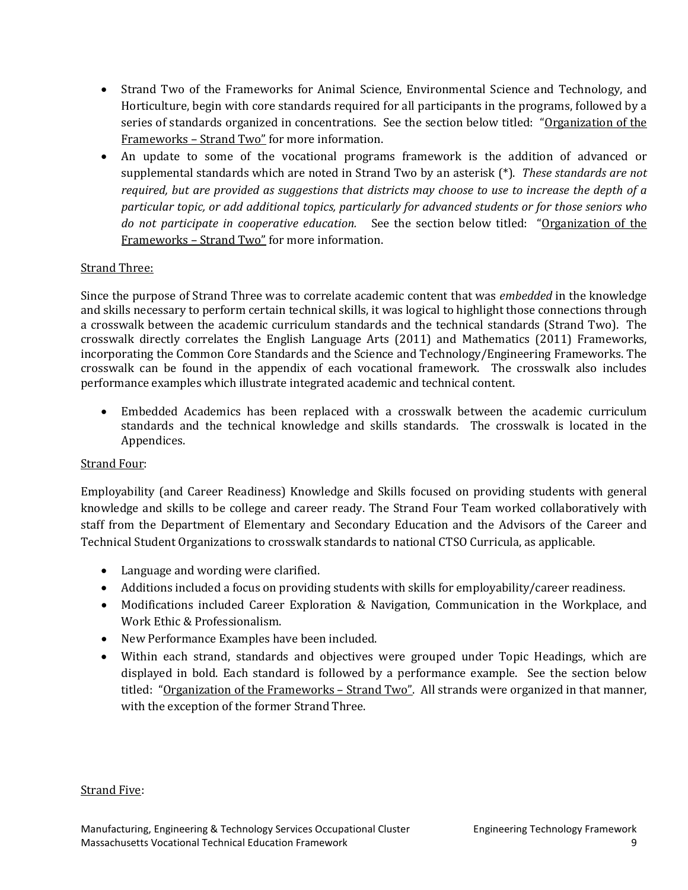- Strand Two of the Frameworks for Animal Science, Environmental Science and Technology, and Horticulture, begin with core standards required for all participants in the programs, followed by a series of standards organized in concentrations. See the section below titled: "Organization of the Frameworks – Strand Two" for more information.
- An update to some of the vocational programs framework is the addition of advanced or supplemental standards which are noted in Strand Two by an asterisk (*). *These standards are not required, but are provided as suggestions that districts may choose to use to increase the depth of a particular topic, or add additional topics, particularly for advanced students or for those seniors who do not participate in cooperative education.* See the section below titled: "Organization of the Frameworks – Strand Two" for more information.

Strand Three:

Since the purpose of Strand Three was to correlate academic content that was *embedded* in the knowledge and skills necessary to perform certain technical skills, it was logical to highlight those connections through a crosswalk between the academic curriculum standards and the technical standards (Strand Two). The crosswalk directly correlates the English Language Arts (2011) and Mathematics (2011) Frameworks, incorporating the Common Core Standards and the Science and Technology/Engineering Frameworks. The crosswalk can be found in the appendix of each vocational framework. The crosswalk also includes performance examples which illustrate integrated academic and technical content.

- Embedded Academics has been replaced with a crosswalk between the academic curriculum standards and the technical knowledge and skills standards. The crosswalk is located in the Appendices.

Strand Four:

Employability (and Career Readiness) Knowledge and Skills focused on providing students with general knowledge and skills to be college and career ready. The Strand Four Team worked collaboratively with staff from the Department of Elementary and Secondary Education and the Advisors of the Career and Technical Student Organizations to crosswalk standards to national CTSO Curricula, as applicable.

- Language and wording were clarified.
- Additions included a focus on providing students with skills for employability/career readiness.
- Modifications included Career Exploration & Navigation, Communication in the Workplace, and Work Ethic & Professionalism.
- New Performance Examples have been included.
- Within each strand, standards and objectives were grouped under Topic Headings, which are displayed in bold. Each standard is followed by a performance example. See the section below titled: "Organization of the Frameworks – Strand Two". All strands were organized in that manner, with the exception of the former Strand Three.

Strand Five: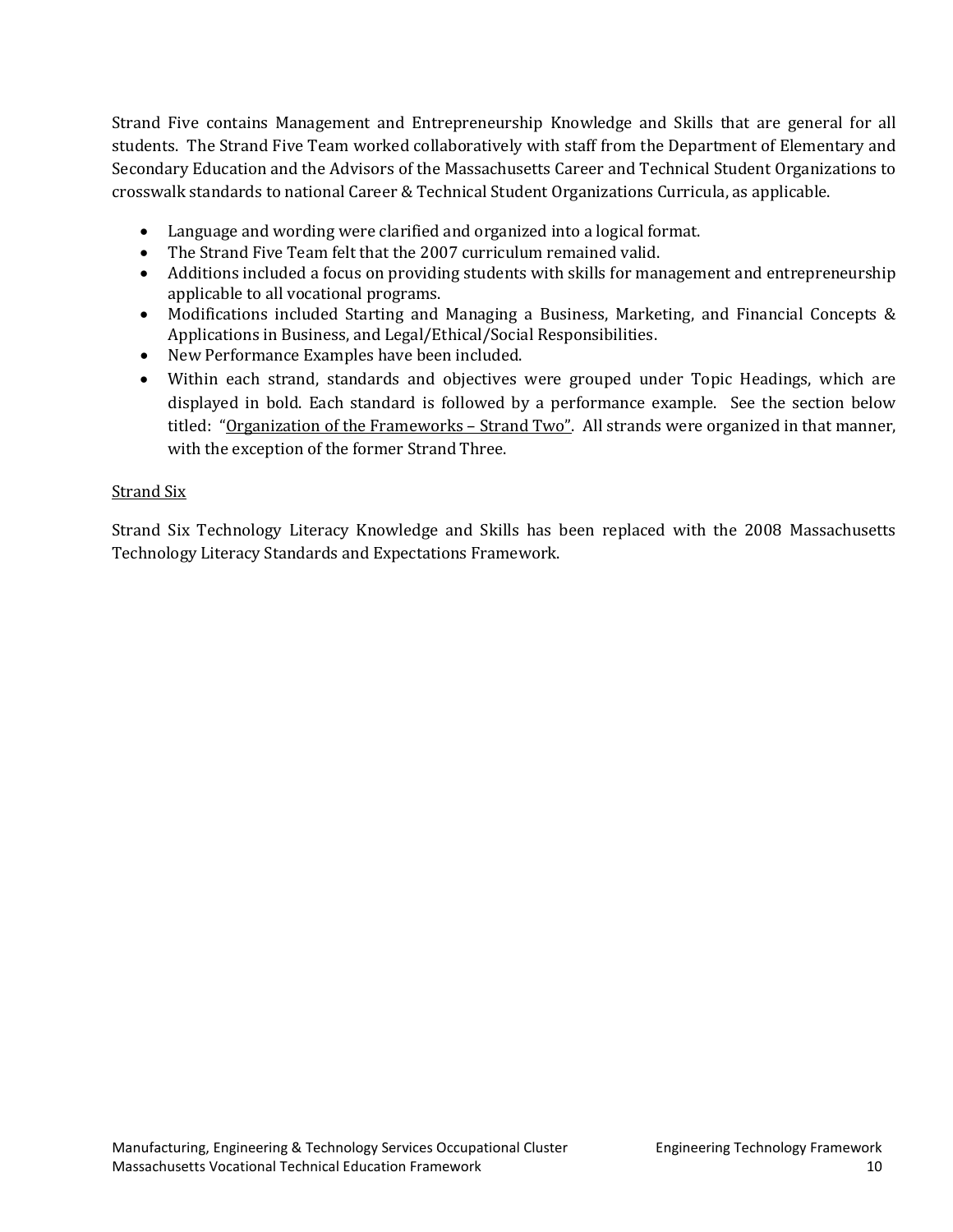Strand Five contains Management and Entrepreneurship Knowledge and Skills that are general for all students. The Strand Five Team worked collaboratively with staff from the Department of Elementary and Secondary Education and the Advisors of the Massachusetts Career and Technical Student Organizations to crosswalk standards to national Career & Technical Student Organizations Curricula, as applicable.

- Language and wording were clarified and organized into a logical format.
- The Strand Five Team felt that the 2007 curriculum remained valid.
- Additions included a focus on providing students with skills for management and entrepreneurship applicable to all vocational programs.
- Modifications included Starting and Managing a Business, Marketing, and Financial Concepts & Applications in Business, and Legal/Ethical/Social Responsibilities.
- New Performance Examples have been included.
- Within each strand, standards and objectives were grouped under Topic Headings, which are displayed in bold. Each standard is followed by a performance example. See the section below titled: "Organization of the Frameworks – Strand Two". All strands were organized in that manner, with the exception of the former Strand Three.

Strand Six

Strand Six Technology Literacy Knowledge and Skills has been replaced with the 2008 Massachusetts Technology Literacy Standards and Expectations Framework.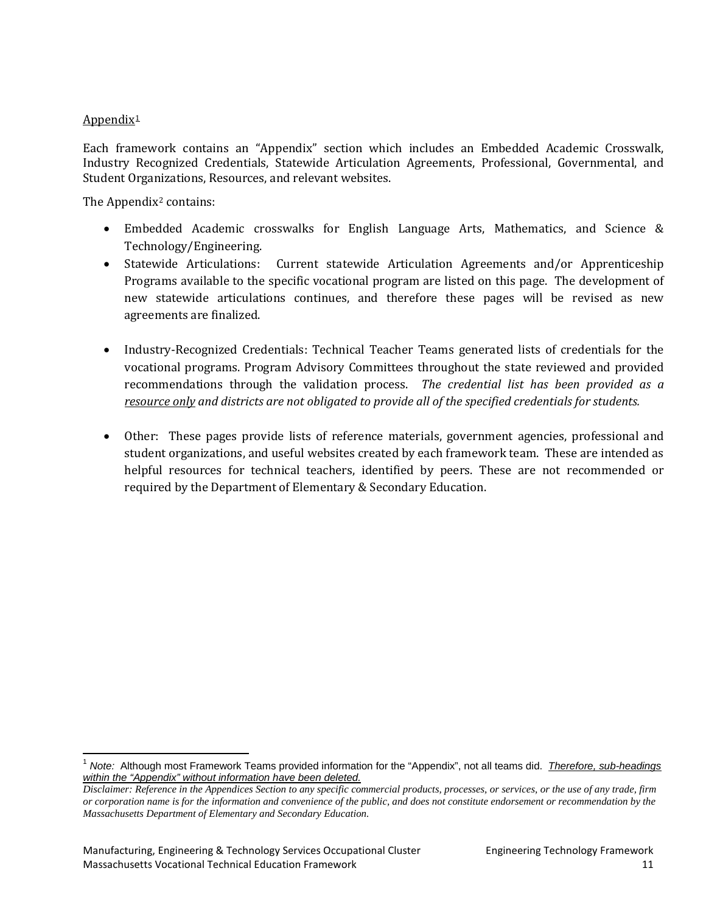Appendix[1]

Each framework contains an "Appendix" section which includes an Embedded Academic Crosswalk, Industry Recognized Credentials, Statewide Articulation Agreements, Professional, Governmental, and Student Organizations, Resources, and relevant websites.

The Appendix[2] contains:

- Embedded Academic crosswalks for English Language Arts, Mathematics, and Science & Technology/Engineering.
- Statewide Articulations: Current statewide Articulation Agreements and/or Apprenticeship Programs available to the specific vocational program are listed on this page. The development of new statewide articulations continues, and therefore these pages will be revised as new agreements are finalized.
- Industry-Recognized Credentials: Technical Teacher Teams generated lists of credentials for the vocational programs. Program Advisory Committees throughout the state reviewed and provided recommendations through the validation process. *The credential list has been provided as a resource only and districts are not obligated to provide all of the specified credentials for students.*
- Other: These pages provide lists of reference materials, government agencies, professional and student organizations, and useful websites created by each framework team. These are intended as helpful resources for technical teachers, identified by peers. These are not recommended or required by the Department of Elementary & Secondary Education.

---

[1] *Note:* Although most Framework Teams provided information for the "Appendix", not all teams did. *Therefore, sub-headings within the "Appendix" without information have been deleted.*

*Disclaimer: Reference in the Appendices Section to any specific commercial products, processes, or services, or the use of any trade, firm or corporation name is for the information and convenience of the public, and does not constitute endorsement or recommendation by the Massachusetts Department of Elementary and Secondary Education.*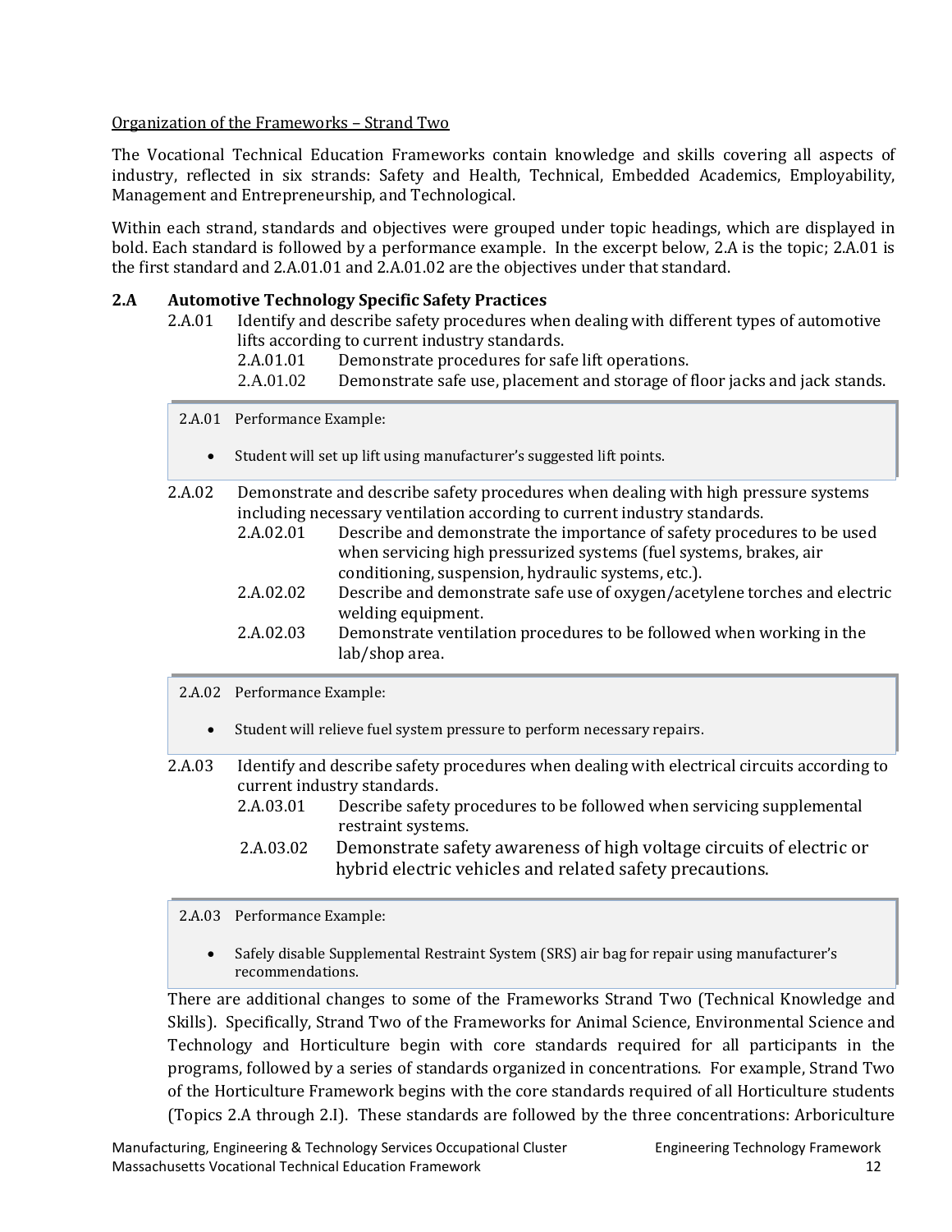Organization of the Frameworks – Strand Two

The Vocational Technical Education Frameworks contain knowledge and skills covering all aspects of industry, reflected in six strands: Safety and Health, Technical, Embedded Academics, Employability, Management and Entrepreneurship, and Technological.

Within each strand, standards and objectives were grouped under topic headings, which are displayed in bold. Each standard is followed by a performance example. In the excerpt below, 2.A is the topic; 2.A.01 is the first standard and 2.A.01.01 and 2.A.01.02 are the objectives under that standard.

**2.A Automotive Technology Specific Safety Practices**

2.A.01 Identify and describe safety procedures when dealing with different types of automotive lifts according to current industry standards.

- 2.A.01.01 Demonstrate procedures for safe lift operations.
- 2.A.01.02 Demonstrate safe use, placement and storage of floor jacks and jack stands.

> 2.A.01 Performance Example:
>
> - Student will set up lift using manufacturer's suggested lift points.

2.A.02 Demonstrate and describe safety procedures when dealing with high pressure systems including necessary ventilation according to current industry standards.

- 2.A.02.01 Describe and demonstrate the importance of safety procedures to be used when servicing high pressurized systems (fuel systems, brakes, air conditioning, suspension, hydraulic systems, etc.).
- 2.A.02.02 Describe and demonstrate safe use of oxygen/acetylene torches and electric welding equipment.
- 2.A.02.03 Demonstrate ventilation procedures to be followed when working in the lab/shop area.

> 2.A.02 Performance Example:
>
> - Student will relieve fuel system pressure to perform necessary repairs.

2.A.03 Identify and describe safety procedures when dealing with electrical circuits according to current industry standards.

- 2.A.03.01 Describe safety procedures to be followed when servicing supplemental restraint systems.
- 2.A.03.02 Demonstrate safety awareness of high voltage circuits of electric or hybrid electric vehicles and related safety precautions.

> 2.A.03 Performance Example:
>
> - Safely disable Supplemental Restraint System (SRS) air bag for repair using manufacturer's recommendations.

There are additional changes to some of the Frameworks Strand Two (Technical Knowledge and Skills). Specifically, Strand Two of the Frameworks for Animal Science, Environmental Science and Technology and Horticulture begin with core standards required for all participants in the programs, followed by a series of standards organized in concentrations. For example, Strand Two of the Horticulture Framework begins with the core standards required of all Horticulture students (Topics 2.A through 2.I). These standards are followed by the three concentrations: Arboriculture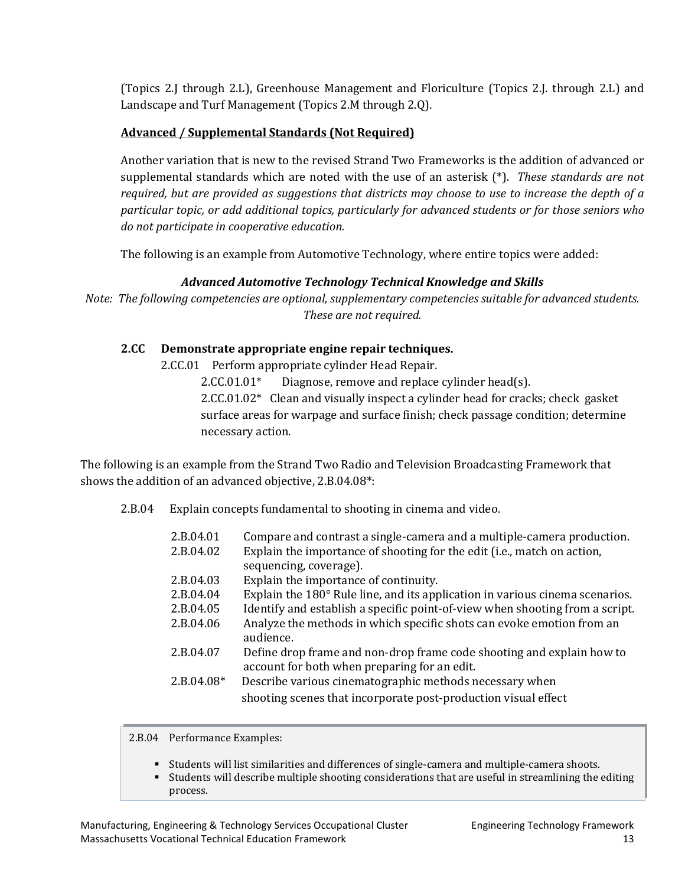(Topics 2.J through 2.L), Greenhouse Management and Floriculture (Topics 2.J. through 2.L) and Landscape and Turf Management (Topics 2.M through 2.Q).

**Advanced / Supplemental Standards (Not Required)**

Another variation that is new to the revised Strand Two Frameworks is the addition of advanced or supplemental standards which are noted with the use of an asterisk (*). *These standards are not required, but are provided as suggestions that districts may choose to use to increase the depth of a particular topic, or add additional topics, particularly for advanced students or for those seniors who do not participate in cooperative education.*

The following is an example from Automotive Technology, where entire topics were added:

***Advanced Automotive Technology Technical Knowledge and Skills***

*Note: The following competencies are optional, supplementary competencies suitable for advanced students. These are not required.*

**2.CC Demonstrate appropriate engine repair techniques.**

2.CC.01 Perform appropriate cylinder Head Repair.

2.CC.01.01* Diagnose, remove and replace cylinder head(s).

2.CC.01.02* Clean and visually inspect a cylinder head for cracks; check gasket surface areas for warpage and surface finish; check passage condition; determine necessary action.

The following is an example from the Strand Two Radio and Television Broadcasting Framework that shows the addition of an advanced objective, 2.B.04.08*:

2.B.04 Explain concepts fundamental to shooting in cinema and video.

2.B.04.01 Compare and contrast a single-camera and a multiple-camera production.
2.B.04.02 Explain the importance of shooting for the edit (i.e., match on action, sequencing, coverage).
2.B.04.03 Explain the importance of continuity.
2.B.04.04 Explain the 180° Rule line, and its application in various cinema scenarios.
2.B.04.05 Identify and establish a specific point-of-view when shooting from a script.
2.B.04.06 Analyze the methods in which specific shots can evoke emotion from an audience.
2.B.04.07 Define drop frame and non-drop frame code shooting and explain how to account for both when preparing for an edit.
2.B.04.08* Describe various cinematographic methods necessary when shooting scenes that incorporate post-production visual effect

2.B.04 Performance Examples:

- Students will list similarities and differences of single-camera and multiple-camera shoots.
- Students will describe multiple shooting considerations that are useful in streamlining the editing process.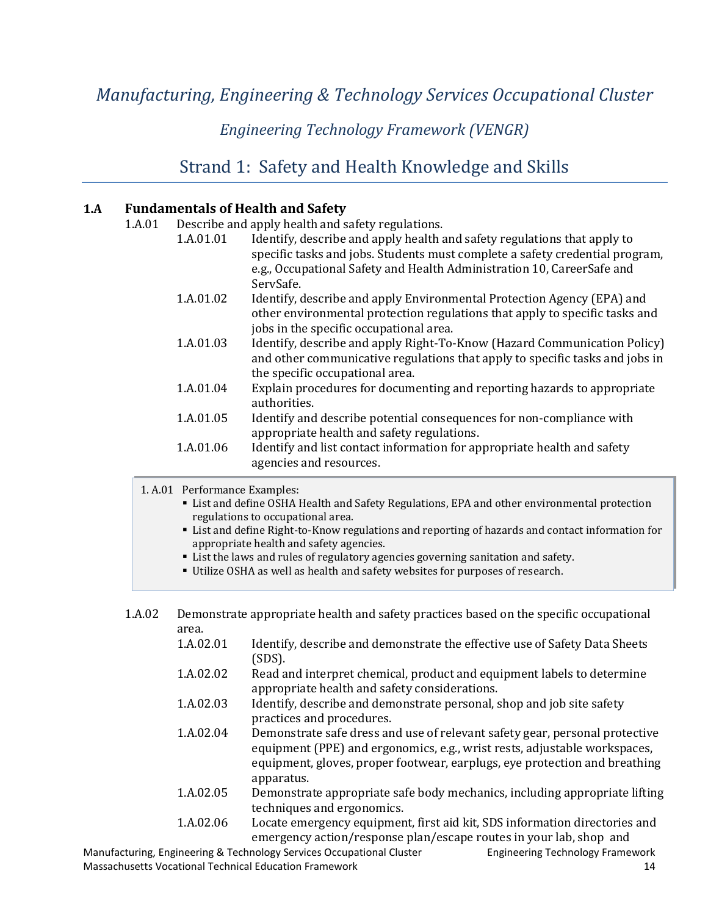*Manufacturing, Engineering & Technology Services Occupational Cluster*

*Engineering Technology Framework (VENGR)*

## Strand 1: Safety and Health Knowledge and Skills

### 1.A Fundamentals of Health and Safety

1.A.01 Describe and apply health and safety regulations.

- 1.A.01.01 Identify, describe and apply health and safety regulations that apply to specific tasks and jobs. Students must complete a safety credential program, e.g., Occupational Safety and Health Administration 10, CareerSafe and ServSafe.
- 1.A.01.02 Identify, describe and apply Environmental Protection Agency (EPA) and other environmental protection regulations that apply to specific tasks and jobs in the specific occupational area.
- 1.A.01.03 Identify, describe and apply Right-To-Know (Hazard Communication Policy) and other communicative regulations that apply to specific tasks and jobs in the specific occupational area.
- 1.A.01.04 Explain procedures for documenting and reporting hazards to appropriate authorities.
- 1.A.01.05 Identify and describe potential consequences for non-compliance with appropriate health and safety regulations.
- 1.A.01.06 Identify and list contact information for appropriate health and safety agencies and resources.

> 1. A.01 Performance Examples:
> - List and define OSHA Health and Safety Regulations, EPA and other environmental protection regulations to occupational area.
> - List and define Right-to-Know regulations and reporting of hazards and contact information for appropriate health and safety agencies.
> - List the laws and rules of regulatory agencies governing sanitation and safety.
> - Utilize OSHA as well as health and safety websites for purposes of research.

1.A.02 Demonstrate appropriate health and safety practices based on the specific occupational area.

- 1.A.02.01 Identify, describe and demonstrate the effective use of Safety Data Sheets (SDS).
- 1.A.02.02 Read and interpret chemical, product and equipment labels to determine appropriate health and safety considerations.
- 1.A.02.03 Identify, describe and demonstrate personal, shop and job site safety practices and procedures.
- 1.A.02.04 Demonstrate safe dress and use of relevant safety gear, personal protective equipment (PPE) and ergonomics, e.g., wrist rests, adjustable workspaces, equipment, gloves, proper footwear, earplugs, eye protection and breathing apparatus.
- 1.A.02.05 Demonstrate appropriate safe body mechanics, including appropriate lifting techniques and ergonomics.
- 1.A.02.06 Locate emergency equipment, first aid kit, SDS information directories and emergency action/response plan/escape routes in your lab, shop and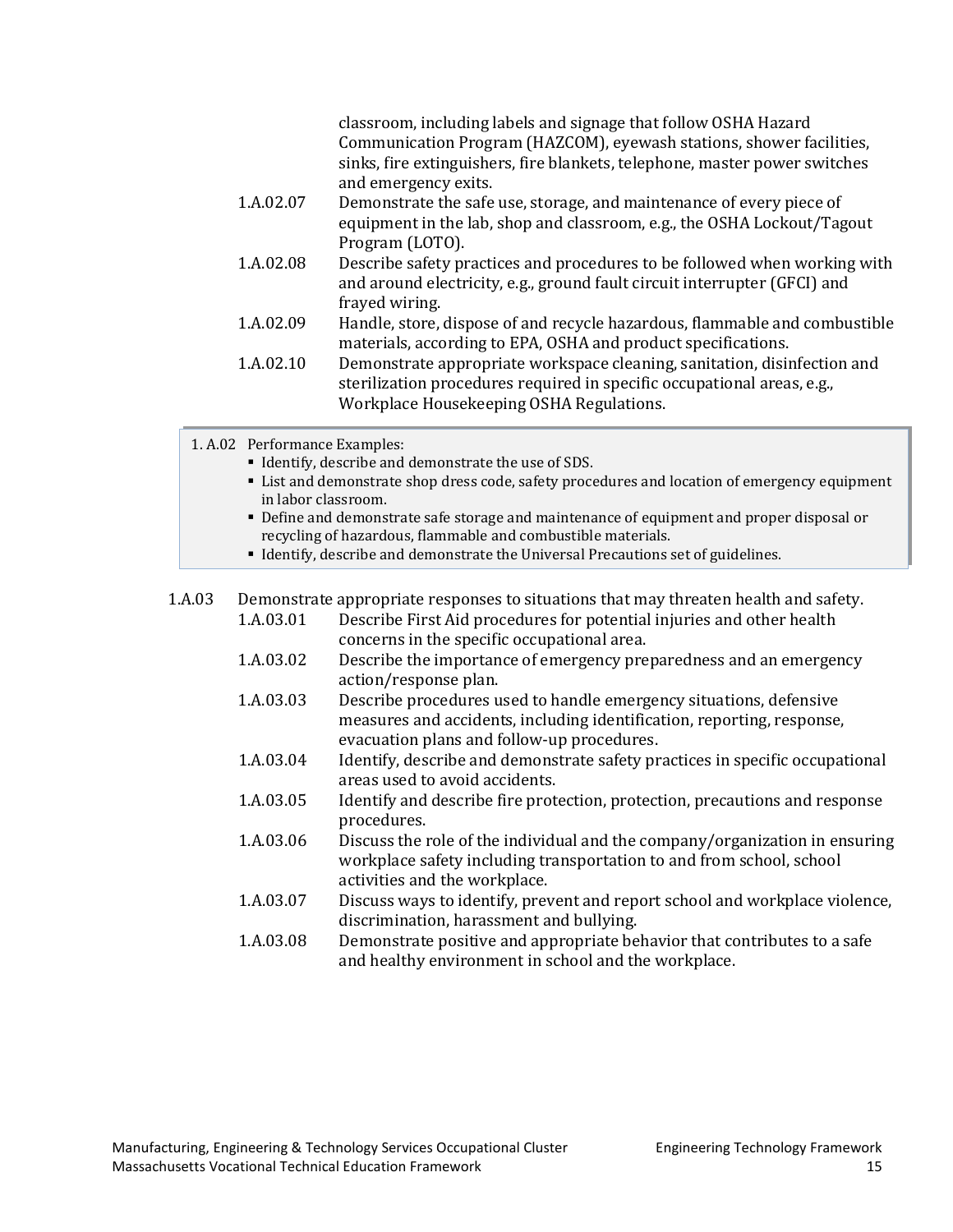classroom, including labels and signage that follow OSHA Hazard Communication Program (HAZCOM), eyewash stations, shower facilities, sinks, fire extinguishers, fire blankets, telephone, master power switches and emergency exits.

- 1.A.02.07 Demonstrate the safe use, storage, and maintenance of every piece of equipment in the lab, shop and classroom, e.g., the OSHA Lockout/Tagout Program (LOTO).
- 1.A.02.08 Describe safety practices and procedures to be followed when working with and around electricity, e.g., ground fault circuit interrupter (GFCI) and frayed wiring.
- 1.A.02.09 Handle, store, dispose of and recycle hazardous, flammable and combustible materials, according to EPA, OSHA and product specifications.
- 1.A.02.10 Demonstrate appropriate workspace cleaning, sanitation, disinfection and sterilization procedures required in specific occupational areas, e.g., Workplace Housekeeping OSHA Regulations.

> 1. A.02 Performance Examples:
> - Identify, describe and demonstrate the use of SDS.
> - List and demonstrate shop dress code, safety procedures and location of emergency equipment in labor classroom.
> - Define and demonstrate safe storage and maintenance of equipment and proper disposal or recycling of hazardous, flammable and combustible materials.
> - Identify, describe and demonstrate the Universal Precautions set of guidelines.

1.A.03 Demonstrate appropriate responses to situations that may threaten health and safety.

- 1.A.03.01 Describe First Aid procedures for potential injuries and other health concerns in the specific occupational area.
- 1.A.03.02 Describe the importance of emergency preparedness and an emergency action/response plan.
- 1.A.03.03 Describe procedures used to handle emergency situations, defensive measures and accidents, including identification, reporting, response, evacuation plans and follow-up procedures.
- 1.A.03.04 Identify, describe and demonstrate safety practices in specific occupational areas used to avoid accidents.
- 1.A.03.05 Identify and describe fire protection, protection, precautions and response procedures.
- 1.A.03.06 Discuss the role of the individual and the company/organization in ensuring workplace safety including transportation to and from school, school activities and the workplace.
- 1.A.03.07 Discuss ways to identify, prevent and report school and workplace violence, discrimination, harassment and bullying.
- 1.A.03.08 Demonstrate positive and appropriate behavior that contributes to a safe and healthy environment in school and the workplace.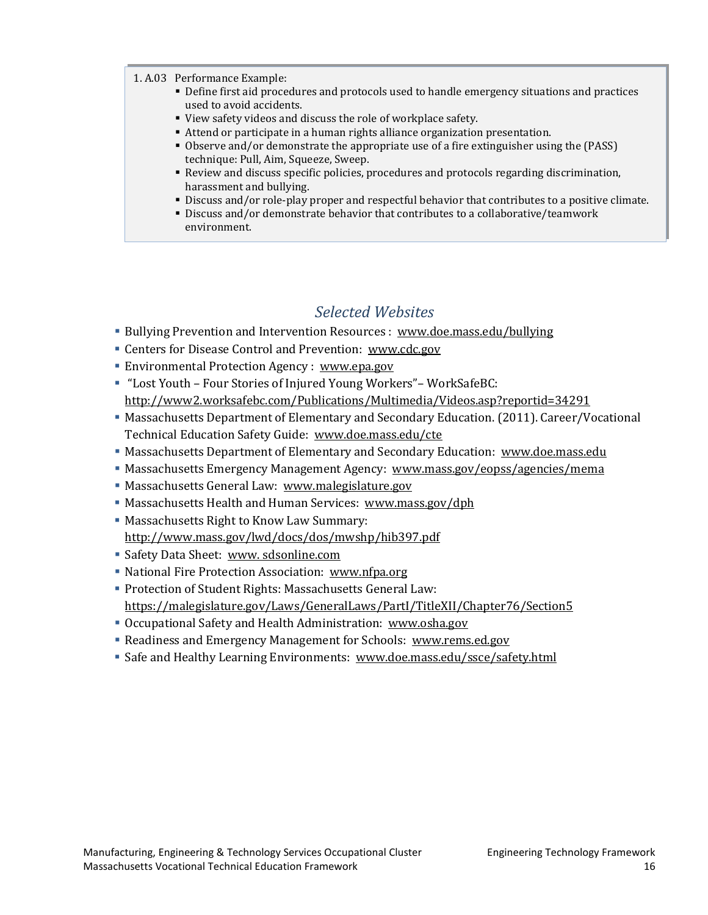1. A.03 Performance Example:

- Define first aid procedures and protocols used to handle emergency situations and practices used to avoid accidents.
- View safety videos and discuss the role of workplace safety.
- Attend or participate in a human rights alliance organization presentation.
- Observe and/or demonstrate the appropriate use of a fire extinguisher using the (PASS) technique: Pull, Aim, Squeeze, Sweep.
- Review and discuss specific policies, procedures and protocols regarding discrimination, harassment and bullying.
- Discuss and/or role-play proper and respectful behavior that contributes to a positive climate.
- Discuss and/or demonstrate behavior that contributes to a collaborative/teamwork environment.

## *Selected Websites*

- Bullying Prevention and Intervention Resources : www.doe.mass.edu/bullying
- Centers for Disease Control and Prevention: www.cdc.gov
- Environmental Protection Agency : www.epa.gov
- "Lost Youth – Four Stories of Injured Young Workers"– WorkSafeBC: http://www2.worksafebc.com/Publications/Multimedia/Videos.asp?reportid=34291
- Massachusetts Department of Elementary and Secondary Education. (2011). Career/Vocational Technical Education Safety Guide: www.doe.mass.edu/cte
- Massachusetts Department of Elementary and Secondary Education: www.doe.mass.edu
- Massachusetts Emergency Management Agency: www.mass.gov/eopss/agencies/mema
- Massachusetts General Law: www.malegislature.gov
- Massachusetts Health and Human Services: www.mass.gov/dph
- Massachusetts Right to Know Law Summary: http://www.mass.gov/lwd/docs/dos/mwshp/hib397.pdf
- Safety Data Sheet: www. sdsonline.com
- National Fire Protection Association: www.nfpa.org
- Protection of Student Rights: Massachusetts General Law: https://malegislature.gov/Laws/GeneralLaws/PartI/TitleXII/Chapter76/Section5
- Occupational Safety and Health Administration: www.osha.gov
- Readiness and Emergency Management for Schools: www.rems.ed.gov
- Safe and Healthy Learning Environments: www.doe.mass.edu/ssce/safety.html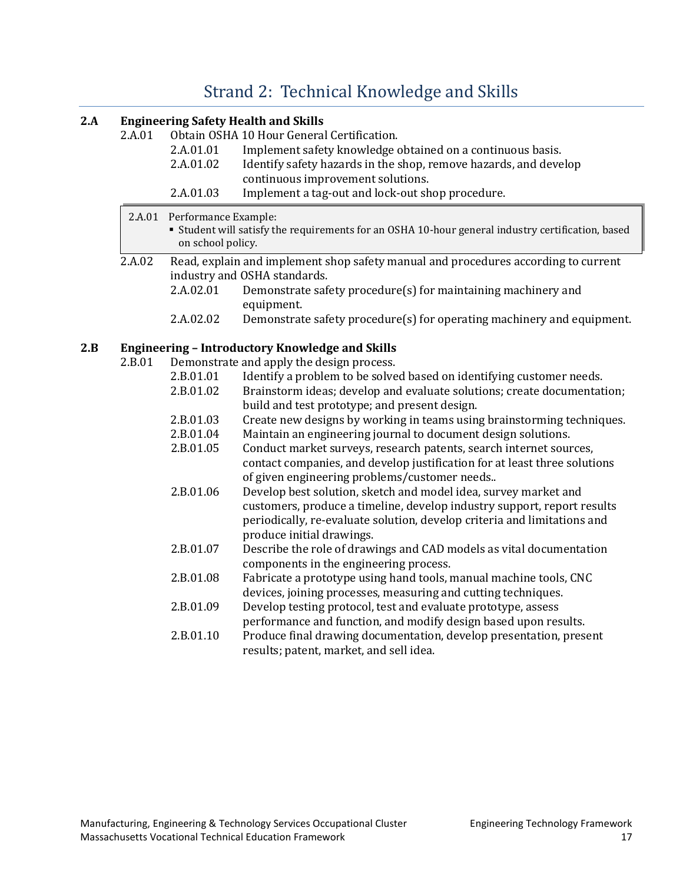# Strand 2: Technical Knowledge and Skills

## 2.A Engineering Safety Health and Skills

2.A.01 Obtain OSHA 10 Hour General Certification.

- 2.A.01.01 Implement safety knowledge obtained on a continuous basis.
- 2.A.01.02 Identify safety hazards in the shop, remove hazards, and develop continuous improvement solutions.
- 2.A.01.03 Implement a tag-out and lock-out shop procedure.

> 2.A.01 Performance Example:
> - Student will satisfy the requirements for an OSHA 10-hour general industry certification, based on school policy.

2.A.02 Read, explain and implement shop safety manual and procedures according to current industry and OSHA standards.

- 2.A.02.01 Demonstrate safety procedure(s) for maintaining machinery and equipment.
- 2.A.02.02 Demonstrate safety procedure(s) for operating machinery and equipment.

## 2.B Engineering – Introductory Knowledge and Skills

2.B.01 Demonstrate and apply the design process.

- 2.B.01.01 Identify a problem to be solved based on identifying customer needs.
- 2.B.01.02 Brainstorm ideas; develop and evaluate solutions; create documentation; build and test prototype; and present design.
- 2.B.01.03 Create new designs by working in teams using brainstorming techniques.
- 2.B.01.04 Maintain an engineering journal to document design solutions.
- 2.B.01.05 Conduct market surveys, research patents, search internet sources, contact companies, and develop justification for at least three solutions of given engineering problems/customer needs..
- 2.B.01.06 Develop best solution, sketch and model idea, survey market and customers, produce a timeline, develop industry support, report results periodically, re-evaluate solution, develop criteria and limitations and produce initial drawings.
- 2.B.01.07 Describe the role of drawings and CAD models as vital documentation components in the engineering process.
- 2.B.01.08 Fabricate a prototype using hand tools, manual machine tools, CNC devices, joining processes, measuring and cutting techniques.
- 2.B.01.09 Develop testing protocol, test and evaluate prototype, assess performance and function, and modify design based upon results.
- 2.B.01.10 Produce final drawing documentation, develop presentation, present results; patent, market, and sell idea.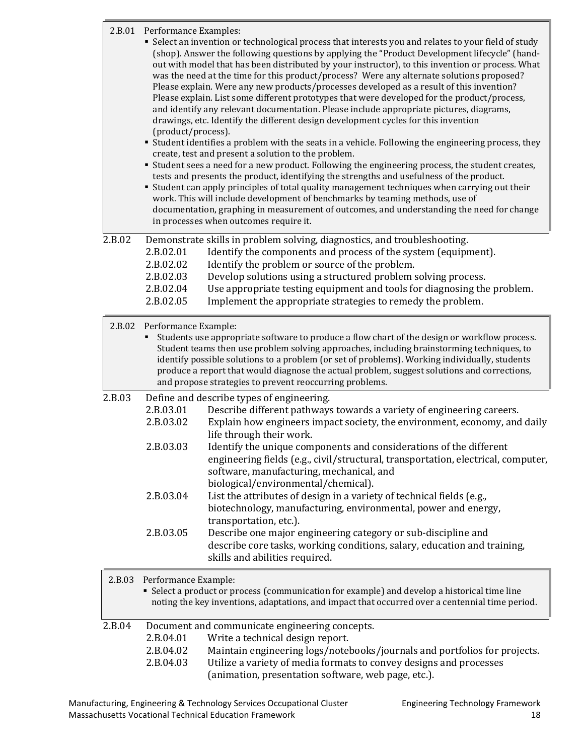2.B.01 Performance Examples:

- Select an invention or technological process that interests you and relates to your field of study (shop). Answer the following questions by applying the "Product Development lifecycle" (hand-out with model that has been distributed by your instructor), to this invention or process. What was the need at the time for this product/process? Were any alternate solutions proposed? Please explain. Were any new products/processes developed as a result of this invention? Please explain. List some different prototypes that were developed for the product/process, and identify any relevant documentation. Please include appropriate pictures, diagrams, drawings, etc. Identify the different design development cycles for this invention (product/process).
- Student identifies a problem with the seats in a vehicle. Following the engineering process, they create, test and present a solution to the problem.
- Student sees a need for a new product. Following the engineering process, the student creates, tests and presents the product, identifying the strengths and usefulness of the product.
- Student can apply principles of total quality management techniques when carrying out their work. This will include development of benchmarks by teaming methods, use of documentation, graphing in measurement of outcomes, and understanding the need for change in processes when outcomes require it.

2.B.02 Demonstrate skills in problem solving, diagnostics, and troubleshooting.

- 2.B.02.01 Identify the components and process of the system (equipment).
- 2.B.02.02 Identify the problem or source of the problem.
- 2.B.02.03 Develop solutions using a structured problem solving process.
- 2.B.02.04 Use appropriate testing equipment and tools for diagnosing the problem.
- 2.B.02.05 Implement the appropriate strategies to remedy the problem.

2.B.02 Performance Example:

- Students use appropriate software to produce a flow chart of the design or workflow process. Student teams then use problem solving approaches, including brainstorming techniques, to identify possible solutions to a problem (or set of problems). Working individually, students produce a report that would diagnose the actual problem, suggest solutions and corrections, and propose strategies to prevent reoccurring problems.

2.B.03 Define and describe types of engineering.

- 2.B.03.01 Describe different pathways towards a variety of engineering careers.
- 2.B.03.02 Explain how engineers impact society, the environment, economy, and daily life through their work.
- 2.B.03.03 Identify the unique components and considerations of the different engineering fields (e.g., civil/structural, transportation, electrical, computer, software, manufacturing, mechanical, and biological/environmental/chemical).
- 2.B.03.04 List the attributes of design in a variety of technical fields (e.g., biotechnology, manufacturing, environmental, power and energy, transportation, etc.).
- 2.B.03.05 Describe one major engineering category or sub-discipline and describe core tasks, working conditions, salary, education and training, skills and abilities required.

2.B.03 Performance Example:

- Select a product or process (communication for example) and develop a historical time line noting the key inventions, adaptations, and impact that occurred over a centennial time period.

2.B.04 Document and communicate engineering concepts.

- 2.B.04.01 Write a technical design report.
- 2.B.04.02 Maintain engineering logs/notebooks/journals and portfolios for projects.
- 2.B.04.03 Utilize a variety of media formats to convey designs and processes (animation, presentation software, web page, etc.).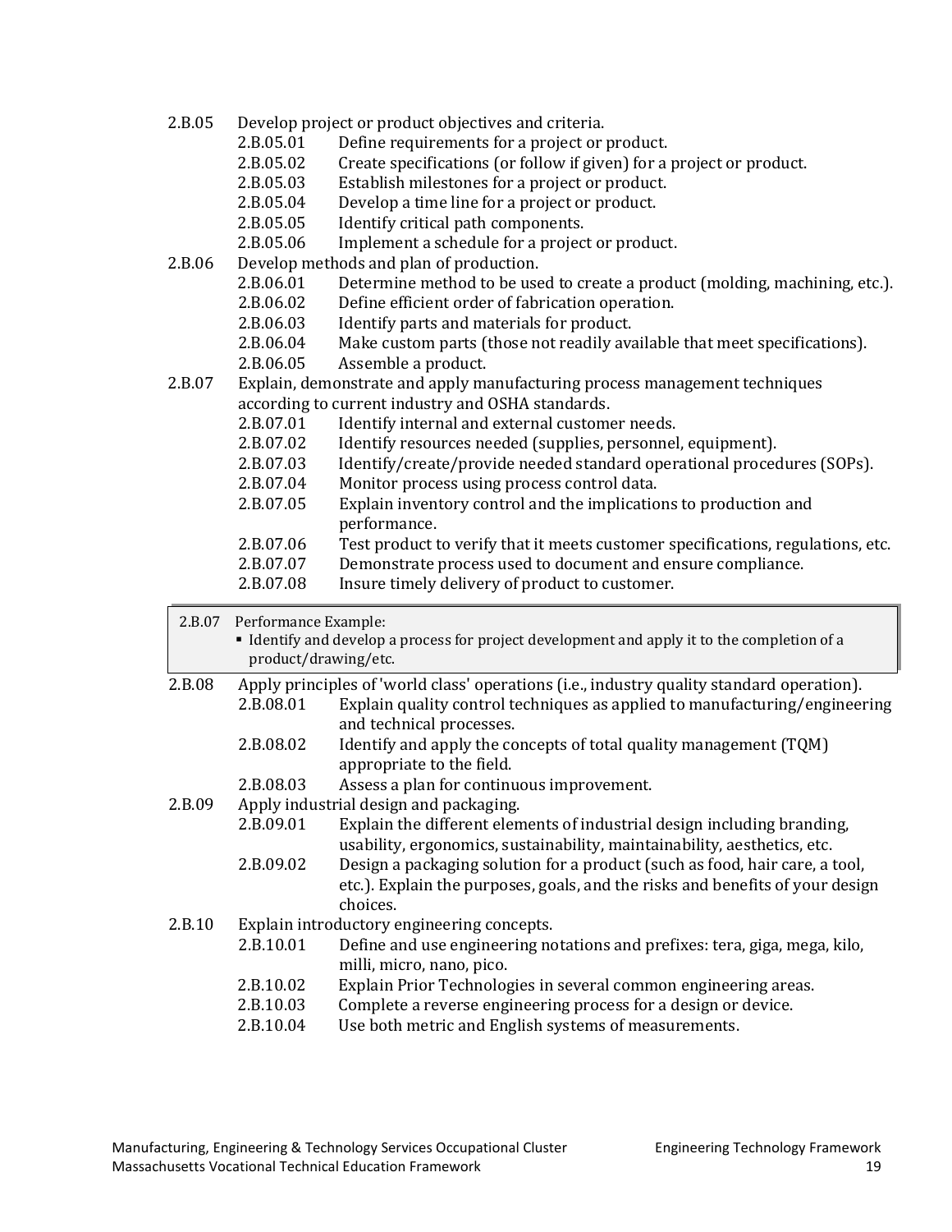2.B.05 Develop project or product objectives and criteria.

- 2.B.05.01 Define requirements for a project or product.
- 2.B.05.02 Create specifications (or follow if given) for a project or product.
- 2.B.05.03 Establish milestones for a project or product.
- 2.B.05.04 Develop a time line for a project or product.
- 2.B.05.05 Identify critical path components.
- 2.B.05.06 Implement a schedule for a project or product.

2.B.06 Develop methods and plan of production.

- 2.B.06.01 Determine method to be used to create a product (molding, machining, etc.).
- 2.B.06.02 Define efficient order of fabrication operation.
- 2.B.06.03 Identify parts and materials for product.
- 2.B.06.04 Make custom parts (those not readily available that meet specifications).
- 2.B.06.05 Assemble a product.

2.B.07 Explain, demonstrate and apply manufacturing process management techniques according to current industry and OSHA standards.

- 2.B.07.01 Identify internal and external customer needs.
- 2.B.07.02 Identify resources needed (supplies, personnel, equipment).
- 2.B.07.03 Identify/create/provide needed standard operational procedures (SOPs).
- 2.B.07.04 Monitor process using process control data.
- 2.B.07.05 Explain inventory control and the implications to production and performance.
- 2.B.07.06 Test product to verify that it meets customer specifications, regulations, etc.
- 2.B.07.07 Demonstrate process used to document and ensure compliance.
- 2.B.07.08 Insure timely delivery of product to customer.

| 2.B.07 Performance Example: |
|---|
| ▪ Identify and develop a process for project development and apply it to the completion of a product/drawing/etc. |

2.B.08 Apply principles of 'world class' operations (i.e., industry quality standard operation).

- 2.B.08.01 Explain quality control techniques as applied to manufacturing/engineering and technical processes.
- 2.B.08.02 Identify and apply the concepts of total quality management (TQM) appropriate to the field.
- 2.B.08.03 Assess a plan for continuous improvement.

2.B.09 Apply industrial design and packaging.

- 2.B.09.01 Explain the different elements of industrial design including branding, usability, ergonomics, sustainability, maintainability, aesthetics, etc.
- 2.B.09.02 Design a packaging solution for a product (such as food, hair care, a tool, etc.). Explain the purposes, goals, and the risks and benefits of your design choices.

2.B.10 Explain introductory engineering concepts.

- 2.B.10.01 Define and use engineering notations and prefixes: tera, giga, mega, kilo, milli, micro, nano, pico.
- 2.B.10.02 Explain Prior Technologies in several common engineering areas.
- 2.B.10.03 Complete a reverse engineering process for a design or device.
- 2.B.10.04 Use both metric and English systems of measurements.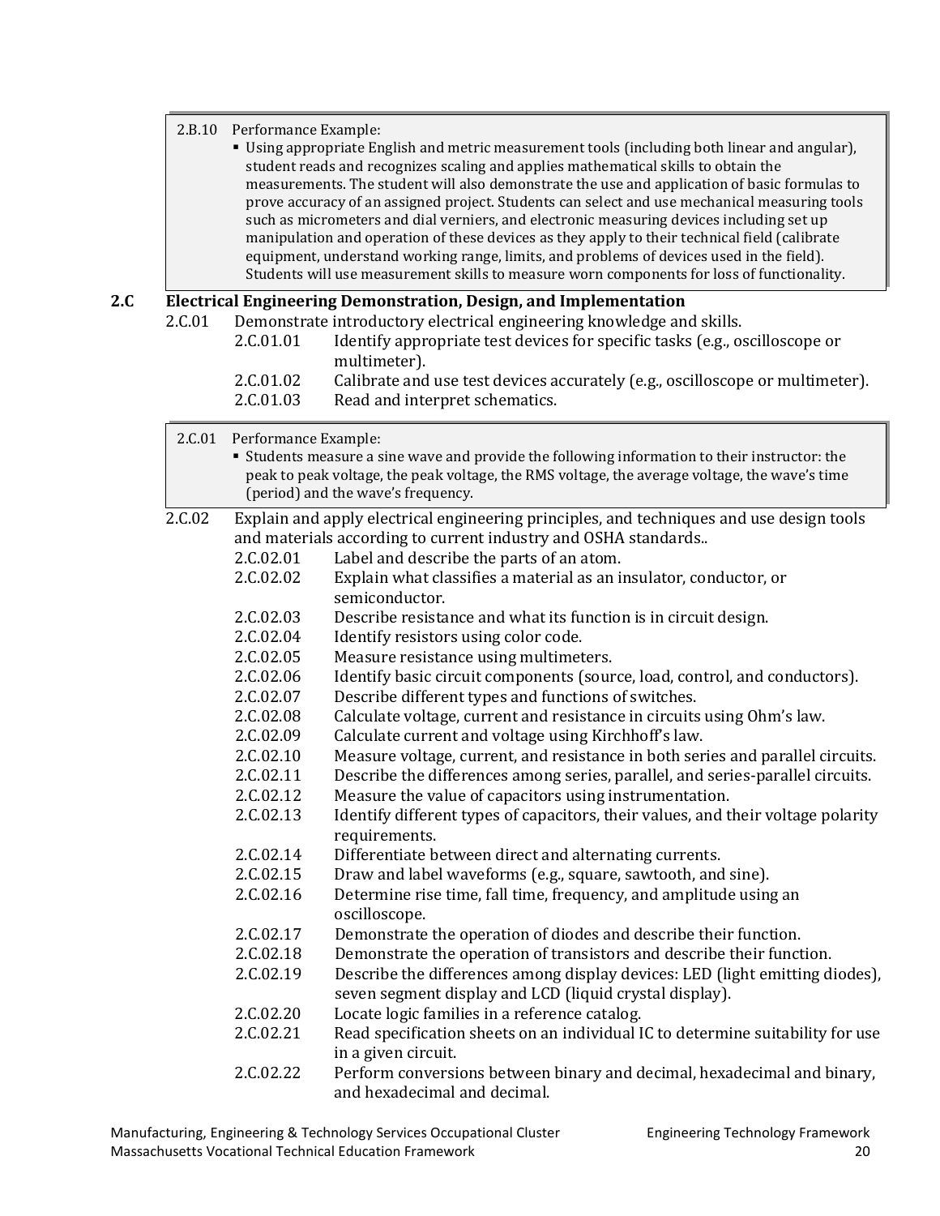2.B.10 Performance Example:

- Using appropriate English and metric measurement tools (including both linear and angular), student reads and recognizes scaling and applies mathematical skills to obtain the measurements. The student will also demonstrate the use and application of basic formulas to prove accuracy of an assigned project. Students can select and use mechanical measuring tools such as micrometers and dial verniers, and electronic measuring devices including set up manipulation and operation of these devices as they apply to their technical field (calibrate equipment, understand working range, limits, and problems of devices used in the field). Students will use measurement skills to measure worn components for loss of functionality.

## 2.C Electrical Engineering Demonstration, Design, and Implementation

2.C.01 Demonstrate introductory electrical engineering knowledge and skills.

- 2.C.01.01 Identify appropriate test devices for specific tasks (e.g., oscilloscope or multimeter).
- 2.C.01.02 Calibrate and use test devices accurately (e.g., oscilloscope or multimeter).
- 2.C.01.03 Read and interpret schematics.

2.C.01 Performance Example:

- Students measure a sine wave and provide the following information to their instructor: the peak to peak voltage, the peak voltage, the RMS voltage, the average voltage, the wave's time (period) and the wave's frequency.

2.C.02 Explain and apply electrical engineering principles, and techniques and use design tools and materials according to current industry and OSHA standards..

- 2.C.02.01 Label and describe the parts of an atom.
- 2.C.02.02 Explain what classifies a material as an insulator, conductor, or semiconductor.
- 2.C.02.03 Describe resistance and what its function is in circuit design.
- 2.C.02.04 Identify resistors using color code.
- 2.C.02.05 Measure resistance using multimeters.
- 2.C.02.06 Identify basic circuit components (source, load, control, and conductors).
- 2.C.02.07 Describe different types and functions of switches.
- 2.C.02.08 Calculate voltage, current and resistance in circuits using Ohm's law.
- 2.C.02.09 Calculate current and voltage using Kirchhoff's law.
- 2.C.02.10 Measure voltage, current, and resistance in both series and parallel circuits.
- 2.C.02.11 Describe the differences among series, parallel, and series-parallel circuits.
- 2.C.02.12 Measure the value of capacitors using instrumentation.
- 2.C.02.13 Identify different types of capacitors, their values, and their voltage polarity requirements.
- 2.C.02.14 Differentiate between direct and alternating currents.
- 2.C.02.15 Draw and label waveforms (e.g., square, sawtooth, and sine).
- 2.C.02.16 Determine rise time, fall time, frequency, and amplitude using an oscilloscope.
- 2.C.02.17 Demonstrate the operation of diodes and describe their function.
- 2.C.02.18 Demonstrate the operation of transistors and describe their function.
- 2.C.02.19 Describe the differences among display devices: LED (light emitting diodes), seven segment display and LCD (liquid crystal display).
- 2.C.02.20 Locate logic families in a reference catalog.
- 2.C.02.21 Read specification sheets on an individual IC to determine suitability for use in a given circuit.
- 2.C.02.22 Perform conversions between binary and decimal, hexadecimal and binary, and hexadecimal and decimal.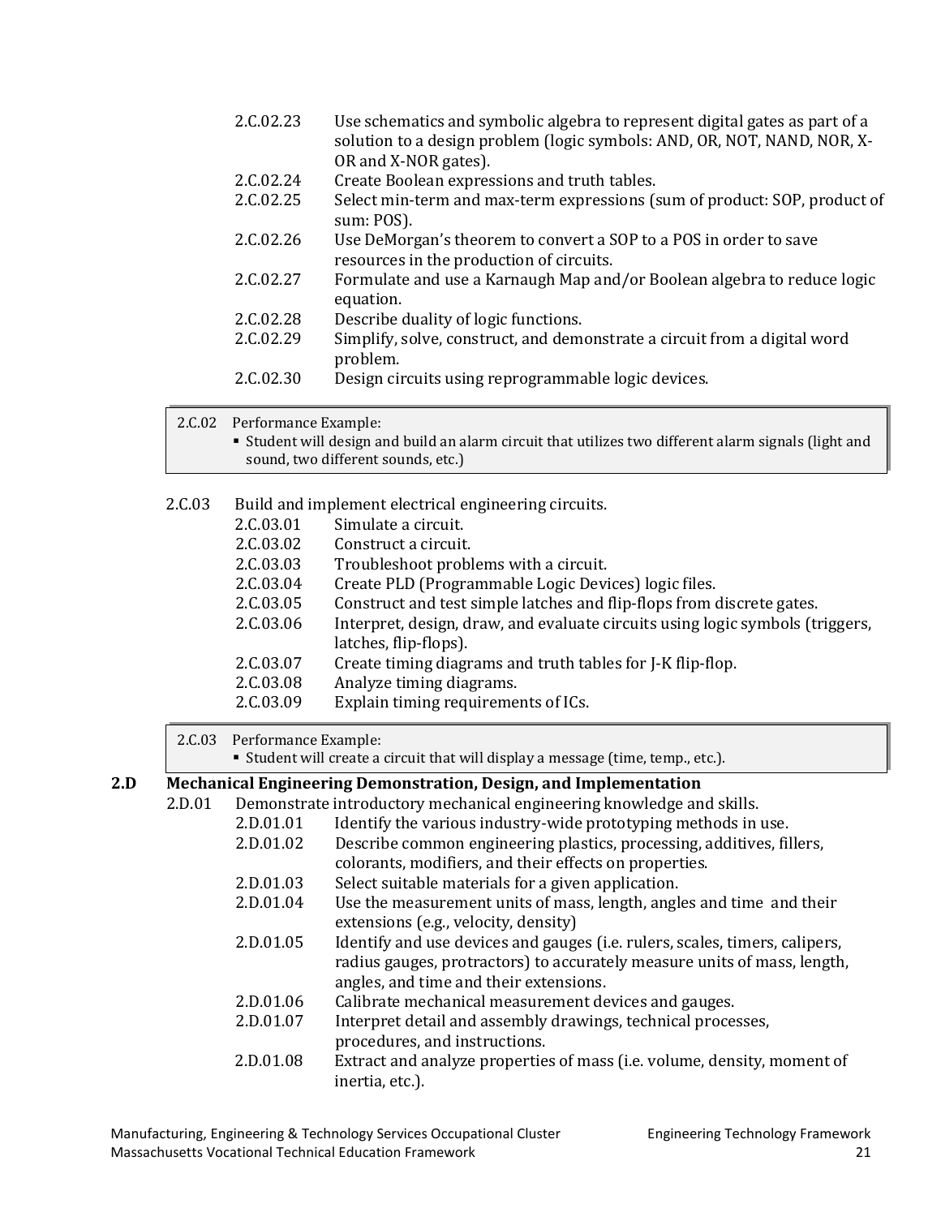- 2.C.02.23 Use schematics and symbolic algebra to represent digital gates as part of a solution to a design problem (logic symbols: AND, OR, NOT, NAND, NOR, X-OR and X-NOR gates).
- 2.C.02.24 Create Boolean expressions and truth tables.
- 2.C.02.25 Select min-term and max-term expressions (sum of product: SOP, product of sum: POS).
- 2.C.02.26 Use DeMorgan's theorem to convert a SOP to a POS in order to save resources in the production of circuits.
- 2.C.02.27 Formulate and use a Karnaugh Map and/or Boolean algebra to reduce logic equation.
- 2.C.02.28 Describe duality of logic functions.
- 2.C.02.29 Simplify, solve, construct, and demonstrate a circuit from a digital word problem.
- 2.C.02.30 Design circuits using reprogrammable logic devices.

> 2.C.02 Performance Example:
> - Student will design and build an alarm circuit that utilizes two different alarm signals (light and sound, two different sounds, etc.)

2.C.03 Build and implement electrical engineering circuits.

- 2.C.03.01 Simulate a circuit.
- 2.C.03.02 Construct a circuit.
- 2.C.03.03 Troubleshoot problems with a circuit.
- 2.C.03.04 Create PLD (Programmable Logic Devices) logic files.
- 2.C.03.05 Construct and test simple latches and flip-flops from discrete gates.
- 2.C.03.06 Interpret, design, draw, and evaluate circuits using logic symbols (triggers, latches, flip-flops).
- 2.C.03.07 Create timing diagrams and truth tables for J-K flip-flop.
- 2.C.03.08 Analyze timing diagrams.
- 2.C.03.09 Explain timing requirements of ICs.

> 2.C.03 Performance Example:
> - Student will create a circuit that will display a message (time, temp., etc.).

## 2.D Mechanical Engineering Demonstration, Design, and Implementation

2.D.01 Demonstrate introductory mechanical engineering knowledge and skills.

- 2.D.01.01 Identify the various industry-wide prototyping methods in use.
- 2.D.01.02 Describe common engineering plastics, processing, additives, fillers, colorants, modifiers, and their effects on properties.
- 2.D.01.03 Select suitable materials for a given application.
- 2.D.01.04 Use the measurement units of mass, length, angles and time and their extensions (e.g., velocity, density)
- 2.D.01.05 Identify and use devices and gauges (i.e. rulers, scales, timers, calipers, radius gauges, protractors) to accurately measure units of mass, length, angles, and time and their extensions.
- 2.D.01.06 Calibrate mechanical measurement devices and gauges.
- 2.D.01.07 Interpret detail and assembly drawings, technical processes, procedures, and instructions.
- 2.D.01.08 Extract and analyze properties of mass (i.e. volume, density, moment of inertia, etc.).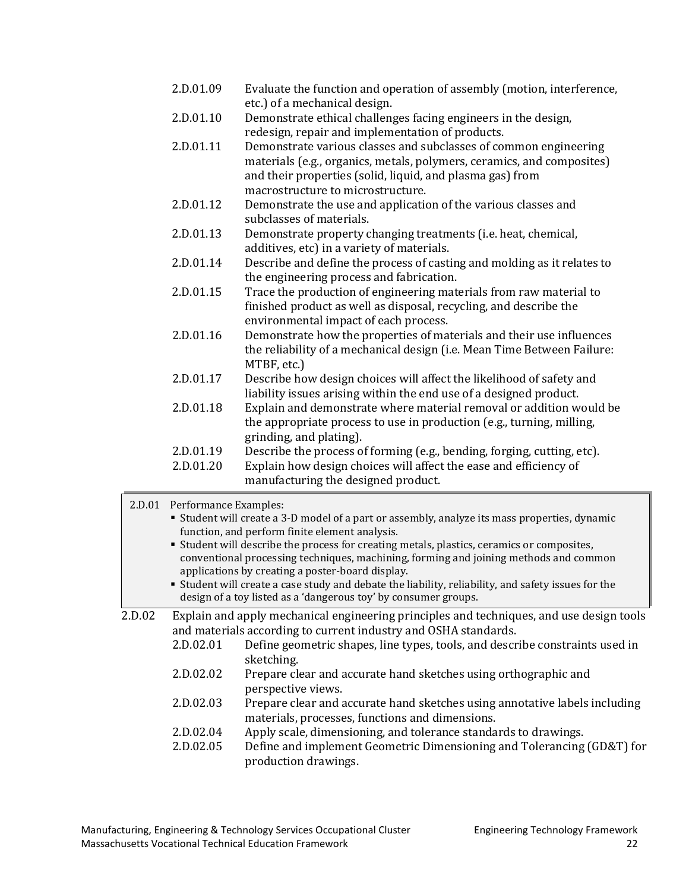2.D.01.09 Evaluate the function and operation of assembly (motion, interference, etc.) of a mechanical design.

2.D.01.10 Demonstrate ethical challenges facing engineers in the design, redesign, repair and implementation of products.

2.D.01.11 Demonstrate various classes and subclasses of common engineering materials (e.g., organics, metals, polymers, ceramics, and composites) and their properties (solid, liquid, and plasma gas) from macrostructure to microstructure.

2.D.01.12 Demonstrate the use and application of the various classes and subclasses of materials.

2.D.01.13 Demonstrate property changing treatments (i.e. heat, chemical, additives, etc) in a variety of materials.

2.D.01.14 Describe and define the process of casting and molding as it relates to the engineering process and fabrication.

2.D.01.15 Trace the production of engineering materials from raw material to finished product as well as disposal, recycling, and describe the environmental impact of each process.

2.D.01.16 Demonstrate how the properties of materials and their use influences the reliability of a mechanical design (i.e. Mean Time Between Failure: MTBF, etc.)

2.D.01.17 Describe how design choices will affect the likelihood of safety and liability issues arising within the end use of a designed product.

2.D.01.18 Explain and demonstrate where material removal or addition would be the appropriate process to use in production (e.g., turning, milling, grinding, and plating).

2.D.01.19 Describe the process of forming (e.g., bending, forging, cutting, etc).

2.D.01.20 Explain how design choices will affect the ease and efficiency of manufacturing the designed product.

> 2.D.01 Performance Examples:
> - Student will create a 3-D model of a part or assembly, analyze its mass properties, dynamic function, and perform finite element analysis.
> - Student will describe the process for creating metals, plastics, ceramics or composites, conventional processing techniques, machining, forming and joining methods and common applications by creating a poster-board display.
> - Student will create a case study and debate the liability, reliability, and safety issues for the design of a toy listed as a 'dangerous toy' by consumer groups.

2.D.02 Explain and apply mechanical engineering principles and techniques, and use design tools and materials according to current industry and OSHA standards.

2.D.02.01 Define geometric shapes, line types, tools, and describe constraints used in sketching.

2.D.02.02 Prepare clear and accurate hand sketches using orthographic and perspective views.

2.D.02.03 Prepare clear and accurate hand sketches using annotative labels including materials, processes, functions and dimensions.

2.D.02.04 Apply scale, dimensioning, and tolerance standards to drawings.

2.D.02.05 Define and implement Geometric Dimensioning and Tolerancing (GD&T) for production drawings.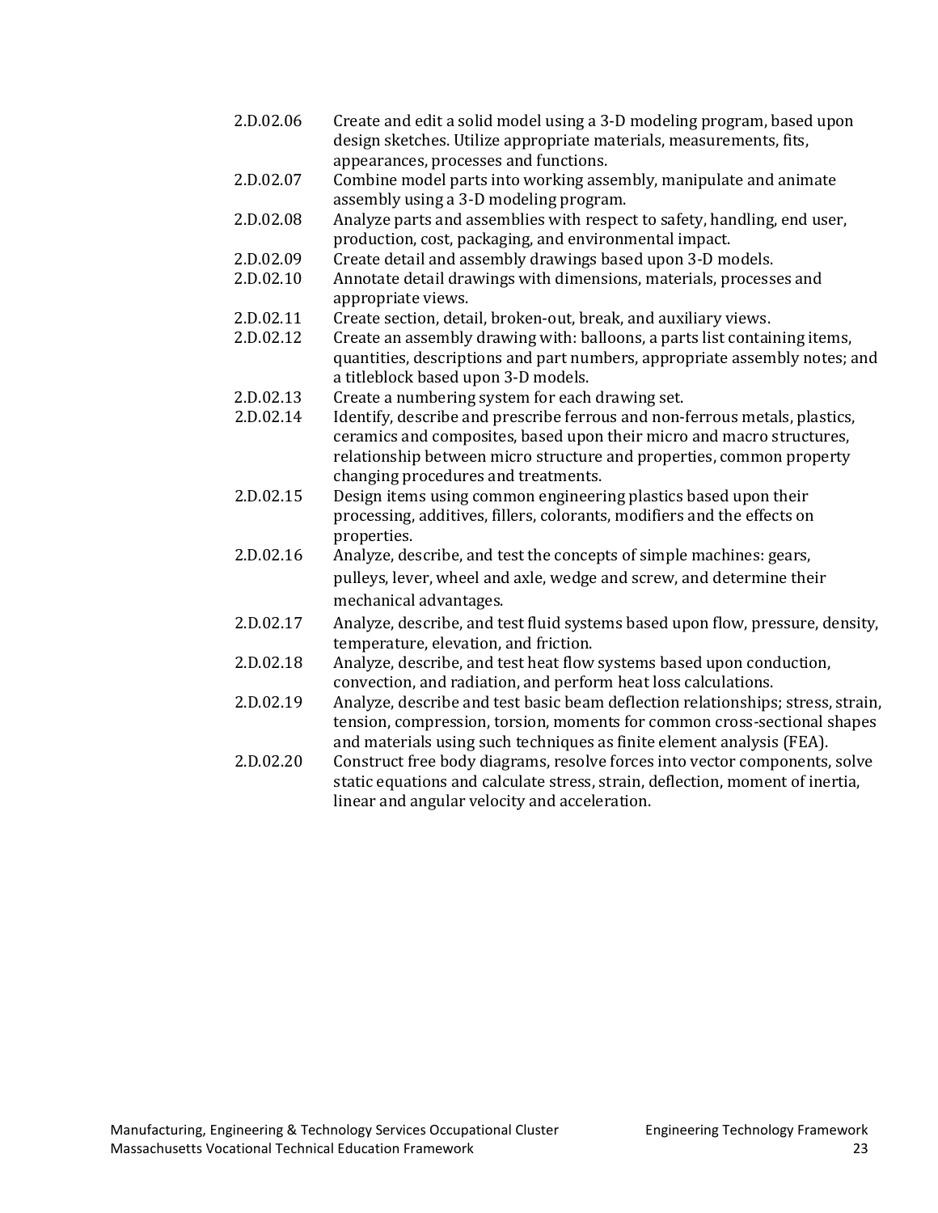2.D.02.06 Create and edit a solid model using a 3-D modeling program, based upon design sketches. Utilize appropriate materials, measurements, fits, appearances, processes and functions.

2.D.02.07 Combine model parts into working assembly, manipulate and animate assembly using a 3-D modeling program.

2.D.02.08 Analyze parts and assemblies with respect to safety, handling, end user, production, cost, packaging, and environmental impact.

2.D.02.09 Create detail and assembly drawings based upon 3-D models.

2.D.02.10 Annotate detail drawings with dimensions, materials, processes and appropriate views.

2.D.02.11 Create section, detail, broken-out, break, and auxiliary views.

2.D.02.12 Create an assembly drawing with: balloons, a parts list containing items, quantities, descriptions and part numbers, appropriate assembly notes; and a titleblock based upon 3-D models.

2.D.02.13 Create a numbering system for each drawing set.

2.D.02.14 Identify, describe and prescribe ferrous and non-ferrous metals, plastics, ceramics and composites, based upon their micro and macro structures, relationship between micro structure and properties, common property changing procedures and treatments.

2.D.02.15 Design items using common engineering plastics based upon their processing, additives, fillers, colorants, modifiers and the effects on properties.

2.D.02.16 Analyze, describe, and test the concepts of simple machines: gears, pulleys, lever, wheel and axle, wedge and screw, and determine their mechanical advantages.

2.D.02.17 Analyze, describe, and test fluid systems based upon flow, pressure, density, temperature, elevation, and friction.

2.D.02.18 Analyze, describe, and test heat flow systems based upon conduction, convection, and radiation, and perform heat loss calculations.

2.D.02.19 Analyze, describe and test basic beam deflection relationships; stress, strain, tension, compression, torsion, moments for common cross-sectional shapes and materials using such techniques as finite element analysis (FEA).

2.D.02.20 Construct free body diagrams, resolve forces into vector components, solve static equations and calculate stress, strain, deflection, moment of inertia, linear and angular velocity and acceleration.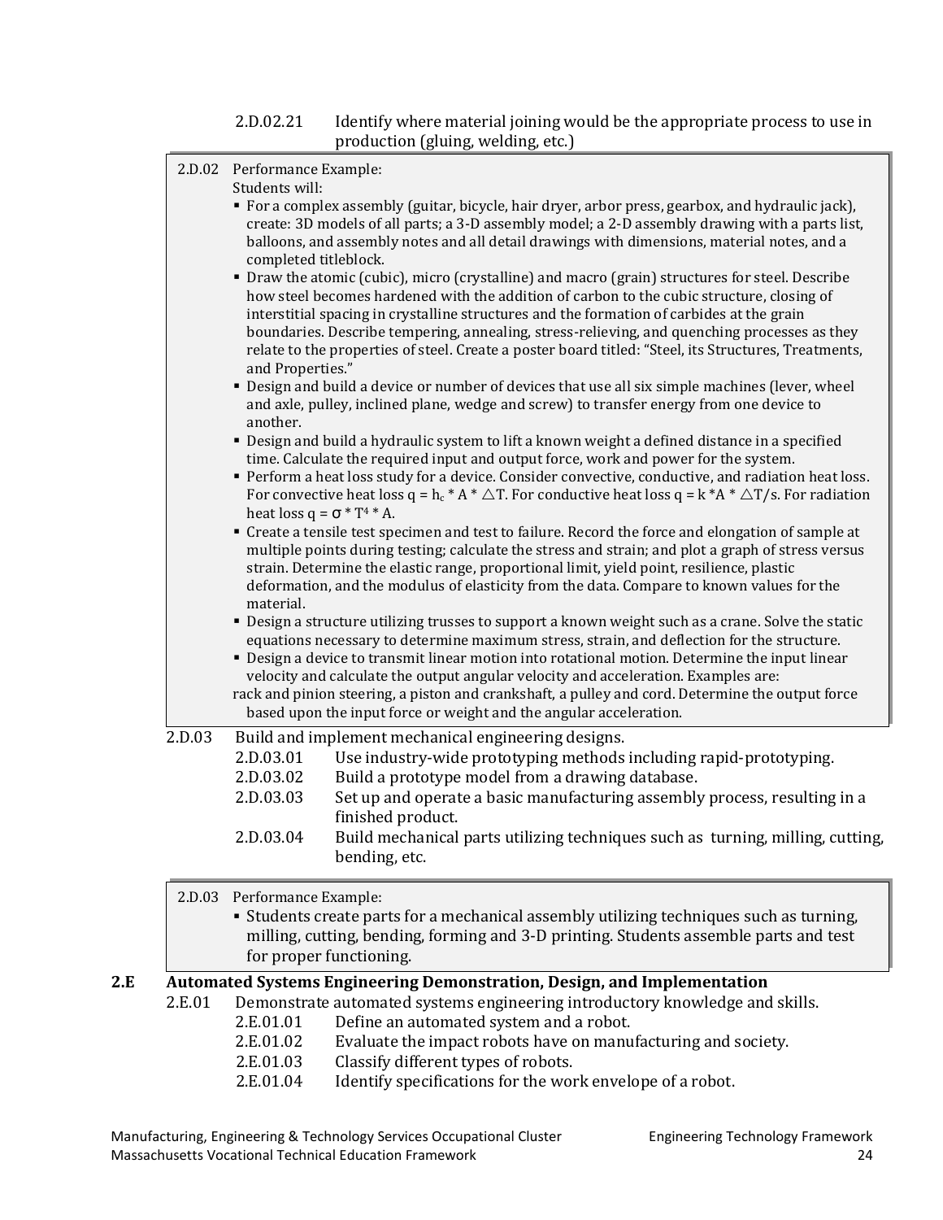2.D.02.21 Identify where material joining would be the appropriate process to use in production (gluing, welding, etc.)

> 2.D.02 Performance Example:
>
> Students will:
>
> - For a complex assembly (guitar, bicycle, hair dryer, arbor press, gearbox, and hydraulic jack), create: 3D models of all parts; a 3-D assembly model; a 2-D assembly drawing with a parts list, balloons, and assembly notes and all detail drawings with dimensions, material notes, and a completed titleblock.
> - Draw the atomic (cubic), micro (crystalline) and macro (grain) structures for steel. Describe how steel becomes hardened with the addition of carbon to the cubic structure, closing of interstitial spacing in crystalline structures and the formation of carbides at the grain boundaries. Describe tempering, annealing, stress-relieving, and quenching processes as they relate to the properties of steel. Create a poster board titled: "Steel, its Structures, Treatments, and Properties."
> - Design and build a device or number of devices that use all six simple machines (lever, wheel and axle, pulley, inclined plane, wedge and screw) to transfer energy from one device to another.
> - Design and build a hydraulic system to lift a known weight a defined distance in a specified time. Calculate the required input and output force, work and power for the system.
> - Perform a heat loss study for a device. Consider convective, conductive, and radiation heat loss. For convective heat loss $q = h_c * A * \triangle T$. For conductive heat loss $q = k * A * \triangle T/s$. For radiation heat loss $q = \sigma * T^4 * A$.
> - Create a tensile test specimen and test to failure. Record the force and elongation of sample at multiple points during testing; calculate the stress and strain; and plot a graph of stress versus strain. Determine the elastic range, proportional limit, yield point, resilience, plastic deformation, and the modulus of elasticity from the data. Compare to known values for the material.
> - Design a structure utilizing trusses to support a known weight such as a crane. Solve the static equations necessary to determine maximum stress, strain, and deflection for the structure.
> - Design a device to transmit linear motion into rotational motion. Determine the input linear velocity and calculate the output angular velocity and acceleration. Examples are: rack and pinion steering, a piston and crankshaft, a pulley and cord. Determine the output force based upon the input force or weight and the angular acceleration.

2.D.03 Build and implement mechanical engineering designs.

- 2.D.03.01 Use industry-wide prototyping methods including rapid-prototyping.
- 2.D.03.02 Build a prototype model from a drawing database.
- 2.D.03.03 Set up and operate a basic manufacturing assembly process, resulting in a finished product.
- 2.D.03.04 Build mechanical parts utilizing techniques such as turning, milling, cutting, bending, etc.

> 2.D.03 Performance Example:
>
> - Students create parts for a mechanical assembly utilizing techniques such as turning, milling, cutting, bending, forming and 3-D printing. Students assemble parts and test for proper functioning.

## 2.E Automated Systems Engineering Demonstration, Design, and Implementation

2.E.01 Demonstrate automated systems engineering introductory knowledge and skills.

- 2.E.01.01 Define an automated system and a robot.
- 2.E.01.02 Evaluate the impact robots have on manufacturing and society.
- 2.E.01.03 Classify different types of robots.
- 2.E.01.04 Identify specifications for the work envelope of a robot.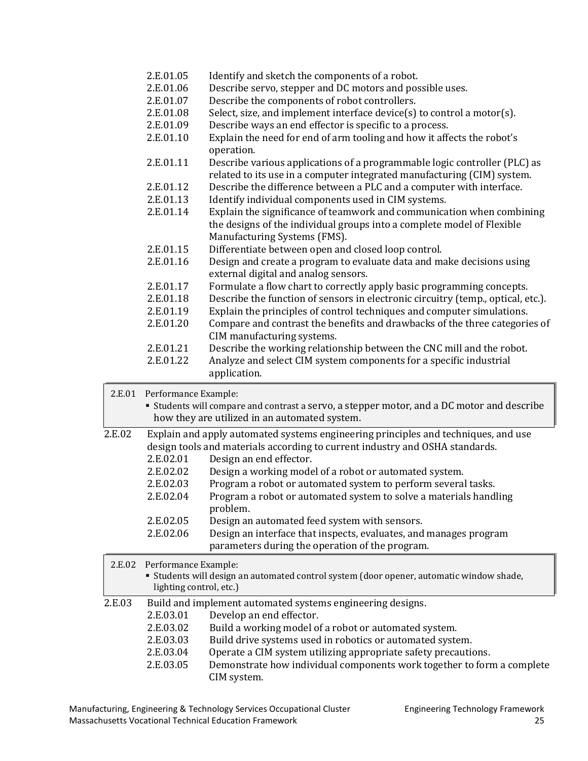- 2.E.01.05 Identify and sketch the components of a robot.
- 2.E.01.06 Describe servo, stepper and DC motors and possible uses.
- 2.E.01.07 Describe the components of robot controllers.
- 2.E.01.08 Select, size, and implement interface device(s) to control a motor(s).
- 2.E.01.09 Describe ways an end effector is specific to a process.
- 2.E.01.10 Explain the need for end of arm tooling and how it affects the robot's operation.
- 2.E.01.11 Describe various applications of a programmable logic controller (PLC) as related to its use in a computer integrated manufacturing (CIM) system.
- 2.E.01.12 Describe the difference between a PLC and a computer with interface.
- 2.E.01.13 Identify individual components used in CIM systems.
- 2.E.01.14 Explain the significance of teamwork and communication when combining the designs of the individual groups into a complete model of Flexible Manufacturing Systems (FMS).
- 2.E.01.15 Differentiate between open and closed loop control.
- 2.E.01.16 Design and create a program to evaluate data and make decisions using external digital and analog sensors.
- 2.E.01.17 Formulate a flow chart to correctly apply basic programming concepts.
- 2.E.01.18 Describe the function of sensors in electronic circuitry (temp., optical, etc.).
- 2.E.01.19 Explain the principles of control techniques and computer simulations.
- 2.E.01.20 Compare and contrast the benefits and drawbacks of the three categories of CIM manufacturing systems.
- 2.E.01.21 Describe the working relationship between the CNC mill and the robot.
- 2.E.01.22 Analyze and select CIM system components for a specific industrial application.

> 2.E.01 Performance Example:
> - Students will compare and contrast a servo, a stepper motor, and a DC motor and describe how they are utilized in an automated system.

2.E.02 Explain and apply automated systems engineering principles and techniques, and use design tools and materials according to current industry and OSHA standards.

- 2.E.02.01 Design an end effector.
- 2.E.02.02 Design a working model of a robot or automated system.
- 2.E.02.03 Program a robot or automated system to perform several tasks.
- 2.E.02.04 Program a robot or automated system to solve a materials handling problem.
- 2.E.02.05 Design an automated feed system with sensors.
- 2.E.02.06 Design an interface that inspects, evaluates, and manages program parameters during the operation of the program.

> 2.E.02 Performance Example:
> - Students will design an automated control system (door opener, automatic window shade, lighting control, etc.)

2.E.03 Build and implement automated systems engineering designs.

- 2.E.03.01 Develop an end effector.
- 2.E.03.02 Build a working model of a robot or automated system.
- 2.E.03.03 Build drive systems used in robotics or automated system.
- 2.E.03.04 Operate a CIM system utilizing appropriate safety precautions.
- 2.E.03.05 Demonstrate how individual components work together to form a complete CIM system.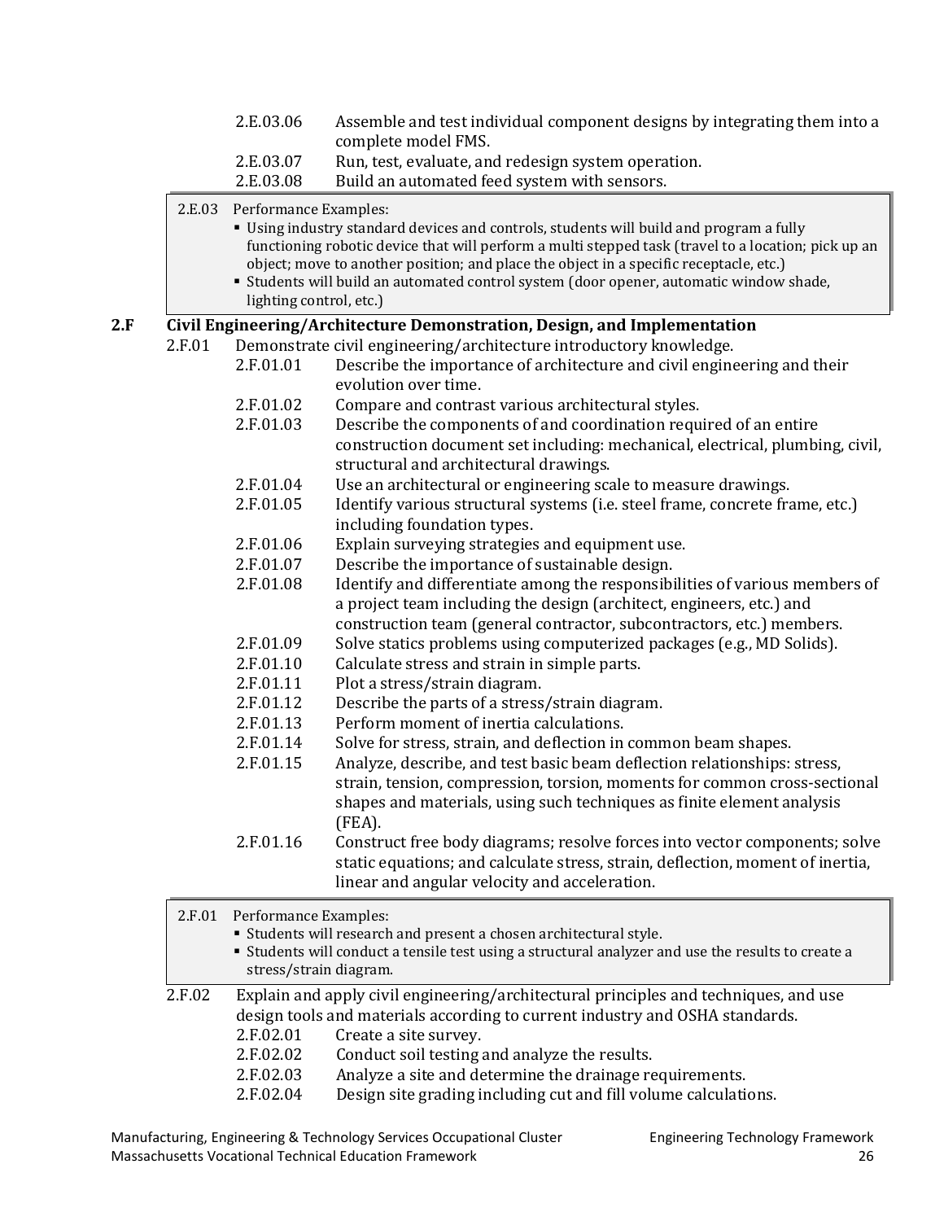2.E.03.06 Assemble and test individual component designs by integrating them into a complete model FMS.

2.E.03.07 Run, test, evaluate, and redesign system operation.

2.E.03.08 Build an automated feed system with sensors.

> 2.E.03 Performance Examples:
> - Using industry standard devices and controls, students will build and program a fully functioning robotic device that will perform a multi stepped task (travel to a location; pick up an object; move to another position; and place the object in a specific receptacle, etc.)
> - Students will build an automated control system (door opener, automatic window shade, lighting control, etc.)

## 2.F Civil Engineering/Architecture Demonstration, Design, and Implementation

2.F.01 Demonstrate civil engineering/architecture introductory knowledge.

2.F.01.01 Describe the importance of architecture and civil engineering and their evolution over time.

2.F.01.02 Compare and contrast various architectural styles.

2.F.01.03 Describe the components of and coordination required of an entire construction document set including: mechanical, electrical, plumbing, civil, structural and architectural drawings.

2.F.01.04 Use an architectural or engineering scale to measure drawings.

2.F.01.05 Identify various structural systems (i.e. steel frame, concrete frame, etc.) including foundation types.

2.F.01.06 Explain surveying strategies and equipment use.

2.F.01.07 Describe the importance of sustainable design.

2.F.01.08 Identify and differentiate among the responsibilities of various members of a project team including the design (architect, engineers, etc.) and construction team (general contractor, subcontractors, etc.) members.

2.F.01.09 Solve statics problems using computerized packages (e.g., MD Solids).

2.F.01.10 Calculate stress and strain in simple parts.

2.F.01.11 Plot a stress/strain diagram.

2.F.01.12 Describe the parts of a stress/strain diagram.

2.F.01.13 Perform moment of inertia calculations.

2.F.01.14 Solve for stress, strain, and deflection in common beam shapes.

2.F.01.15 Analyze, describe, and test basic beam deflection relationships: stress, strain, tension, compression, torsion, moments for common cross-sectional shapes and materials, using such techniques as finite element analysis (FEA).

2.F.01.16 Construct free body diagrams; resolve forces into vector components; solve static equations; and calculate stress, strain, deflection, moment of inertia, linear and angular velocity and acceleration.

> 2.F.01 Performance Examples:
> - Students will research and present a chosen architectural style.
> - Students will conduct a tensile test using a structural analyzer and use the results to create a stress/strain diagram.

2.F.02 Explain and apply civil engineering/architectural principles and techniques, and use design tools and materials according to current industry and OSHA standards.

2.F.02.01 Create a site survey.

2.F.02.02 Conduct soil testing and analyze the results.

2.F.02.03 Analyze a site and determine the drainage requirements.

2.F.02.04 Design site grading including cut and fill volume calculations.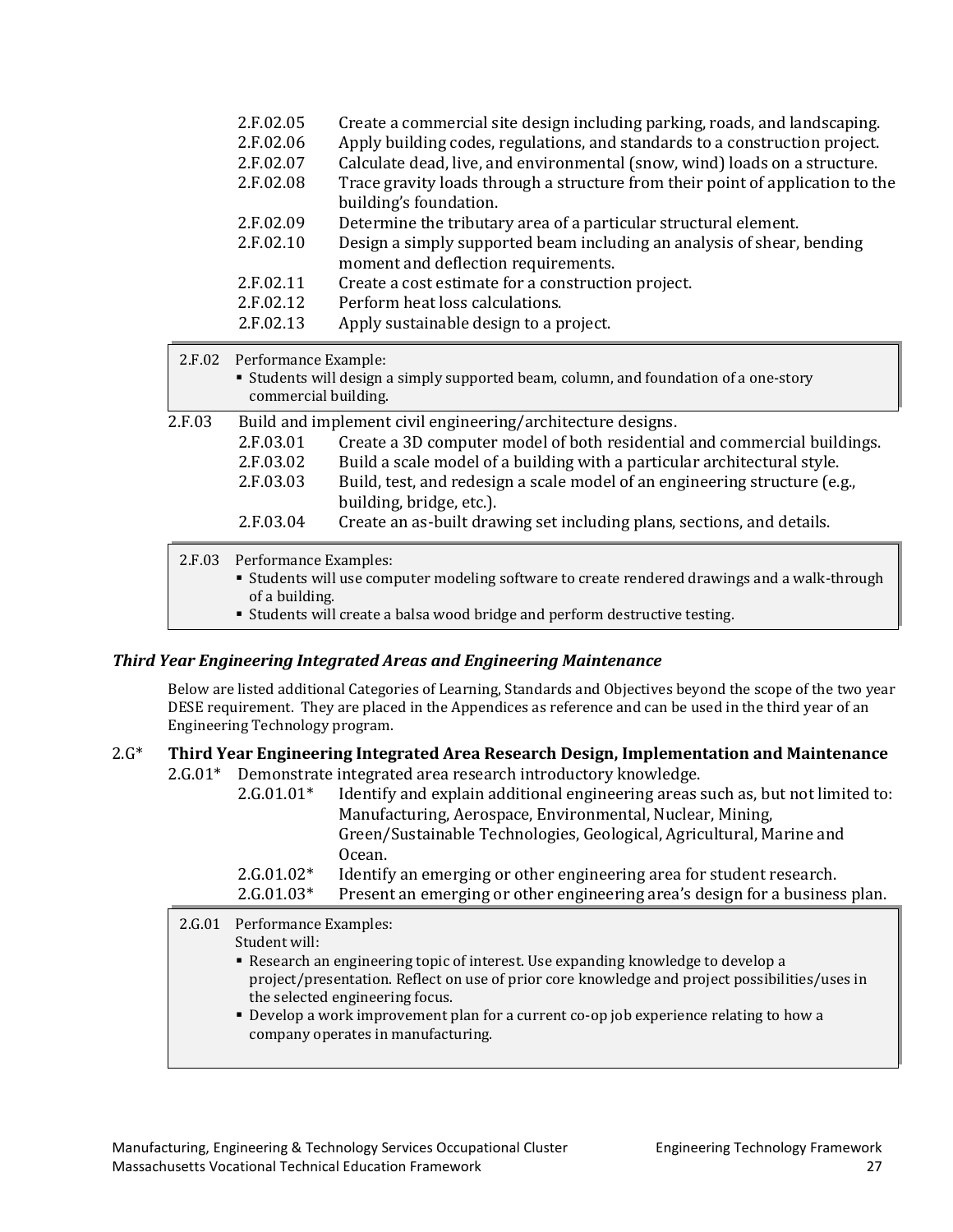2.F.02.05 Create a commercial site design including parking, roads, and landscaping.
2.F.02.06 Apply building codes, regulations, and standards to a construction project.
2.F.02.07 Calculate dead, live, and environmental (snow, wind) loads on a structure.
2.F.02.08 Trace gravity loads through a structure from their point of application to the building's foundation.
2.F.02.09 Determine the tributary area of a particular structural element.
2.F.02.10 Design a simply supported beam including an analysis of shear, bending moment and deflection requirements.
2.F.02.11 Create a cost estimate for a construction project.
2.F.02.12 Perform heat loss calculations.
2.F.02.13 Apply sustainable design to a project.

> 2.F.02 Performance Example:
> - Students will design a simply supported beam, column, and foundation of a one-story commercial building.

2.F.03 Build and implement civil engineering/architecture designs.

2.F.03.01 Create a 3D computer model of both residential and commercial buildings.
2.F.03.02 Build a scale model of a building with a particular architectural style.
2.F.03.03 Build, test, and redesign a scale model of an engineering structure (e.g., building, bridge, etc.).
2.F.03.04 Create an as-built drawing set including plans, sections, and details.

> 2.F.03 Performance Examples:
> - Students will use computer modeling software to create rendered drawings and a walk-through of a building.
> - Students will create a balsa wood bridge and perform destructive testing.

### *Third Year Engineering Integrated Areas and Engineering Maintenance*

Below are listed additional Categories of Learning, Standards and Objectives beyond the scope of the two year DESE requirement. They are placed in the Appendices as reference and can be used in the third year of an Engineering Technology program.

## 2.G* Third Year Engineering Integrated Area Research Design, Implementation and Maintenance

2.G.01* Demonstrate integrated area research introductory knowledge.

2.G.01.01* Identify and explain additional engineering areas such as, but not limited to: Manufacturing, Aerospace, Environmental, Nuclear, Mining, Green/Sustainable Technologies, Geological, Agricultural, Marine and Ocean.
2.G.01.02* Identify an emerging or other engineering area for student research.
2.G.01.03* Present an emerging or other engineering area's design for a business plan.

> 2.G.01 Performance Examples:
> Student will:
> - Research an engineering topic of interest. Use expanding knowledge to develop a project/presentation. Reflect on use of prior core knowledge and project possibilities/uses in the selected engineering focus.
> - Develop a work improvement plan for a current co-op job experience relating to how a company operates in manufacturing.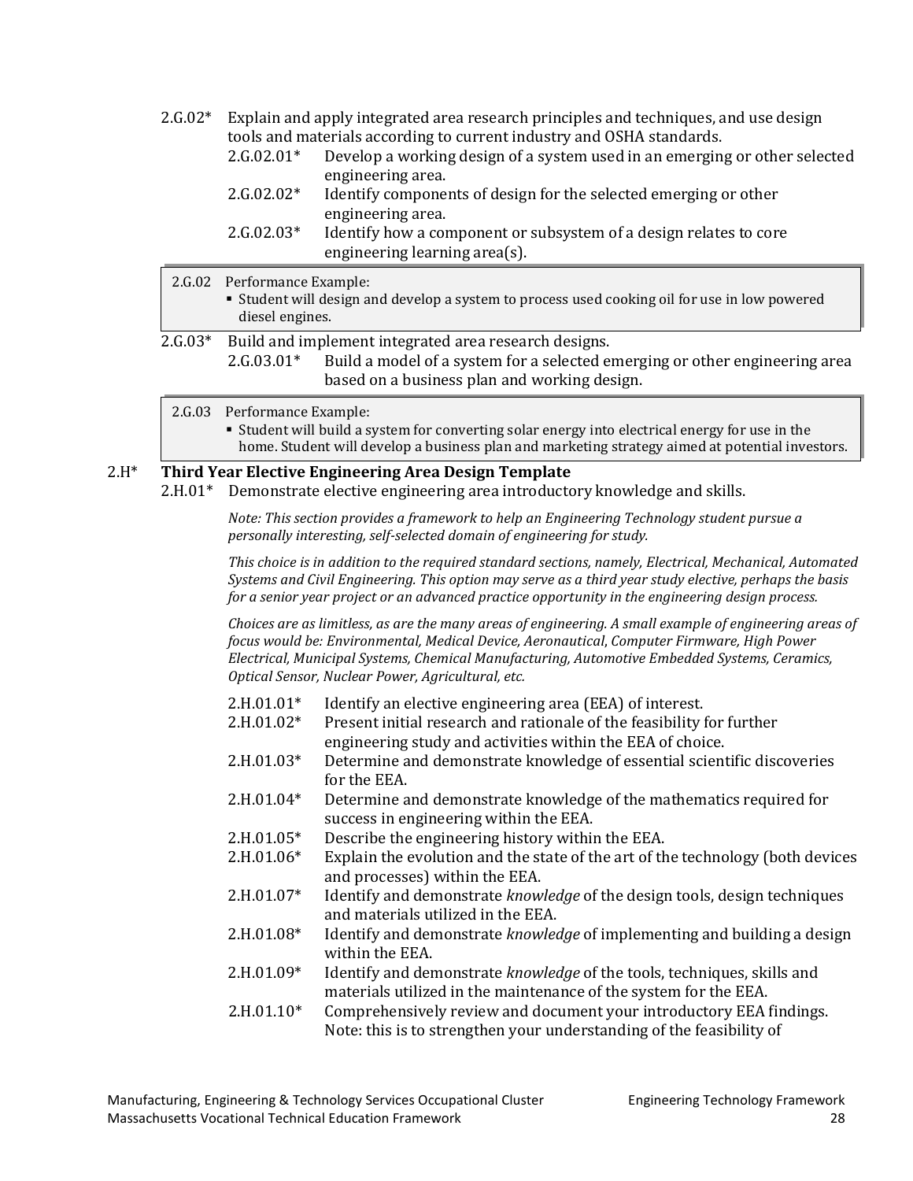2.G.02* Explain and apply integrated area research principles and techniques, and use design tools and materials according to current industry and OSHA standards.

- 2.G.02.01* Develop a working design of a system used in an emerging or other selected engineering area.
- 2.G.02.02* Identify components of design for the selected emerging or other engineering area.
- 2.G.02.03* Identify how a component or subsystem of a design relates to core engineering learning area(s).

> 2.G.02 Performance Example:
> - Student will design and develop a system to process used cooking oil for use in low powered diesel engines.

2.G.03* Build and implement integrated area research designs.

- 2.G.03.01* Build a model of a system for a selected emerging or other engineering area based on a business plan and working design.

> 2.G.03 Performance Example:
> - Student will build a system for converting solar energy into electrical energy for use in the home. Student will develop a business plan and marketing strategy aimed at potential investors.

## 2.H* Third Year Elective Engineering Area Design Template

2.H.01* Demonstrate elective engineering area introductory knowledge and skills.

*Note: This section provides a framework to help an Engineering Technology student pursue a personally interesting, self-selected domain of engineering for study.*

*This choice is in addition to the required standard sections, namely, Electrical, Mechanical, Automated Systems and Civil Engineering. This option may serve as a third year study elective, perhaps the basis for a senior year project or an advanced practice opportunity in the engineering design process.*

*Choices are as limitless, as are the many areas of engineering. A small example of engineering areas of focus would be: Environmental, Medical Device, Aeronautical, Computer Firmware, High Power Electrical, Municipal Systems, Chemical Manufacturing, Automotive Embedded Systems, Ceramics, Optical Sensor, Nuclear Power, Agricultural, etc.*

- 2.H.01.01* Identify an elective engineering area (EEA) of interest.
- 2.H.01.02* Present initial research and rationale of the feasibility for further engineering study and activities within the EEA of choice.
- 2.H.01.03* Determine and demonstrate knowledge of essential scientific discoveries for the EEA.
- 2.H.01.04* Determine and demonstrate knowledge of the mathematics required for success in engineering within the EEA.
- 2.H.01.05* Describe the engineering history within the EEA.
- 2.H.01.06* Explain the evolution and the state of the art of the technology (both devices and processes) within the EEA.
- 2.H.01.07* Identify and demonstrate *knowledge* of the design tools, design techniques and materials utilized in the EEA.
- 2.H.01.08* Identify and demonstrate *knowledge* of implementing and building a design within the EEA.
- 2.H.01.09* Identify and demonstrate *knowledge* of the tools, techniques, skills and materials utilized in the maintenance of the system for the EEA.
- 2.H.01.10* Comprehensively review and document your introductory EEA findings. Note: this is to strengthen your understanding of the feasibility of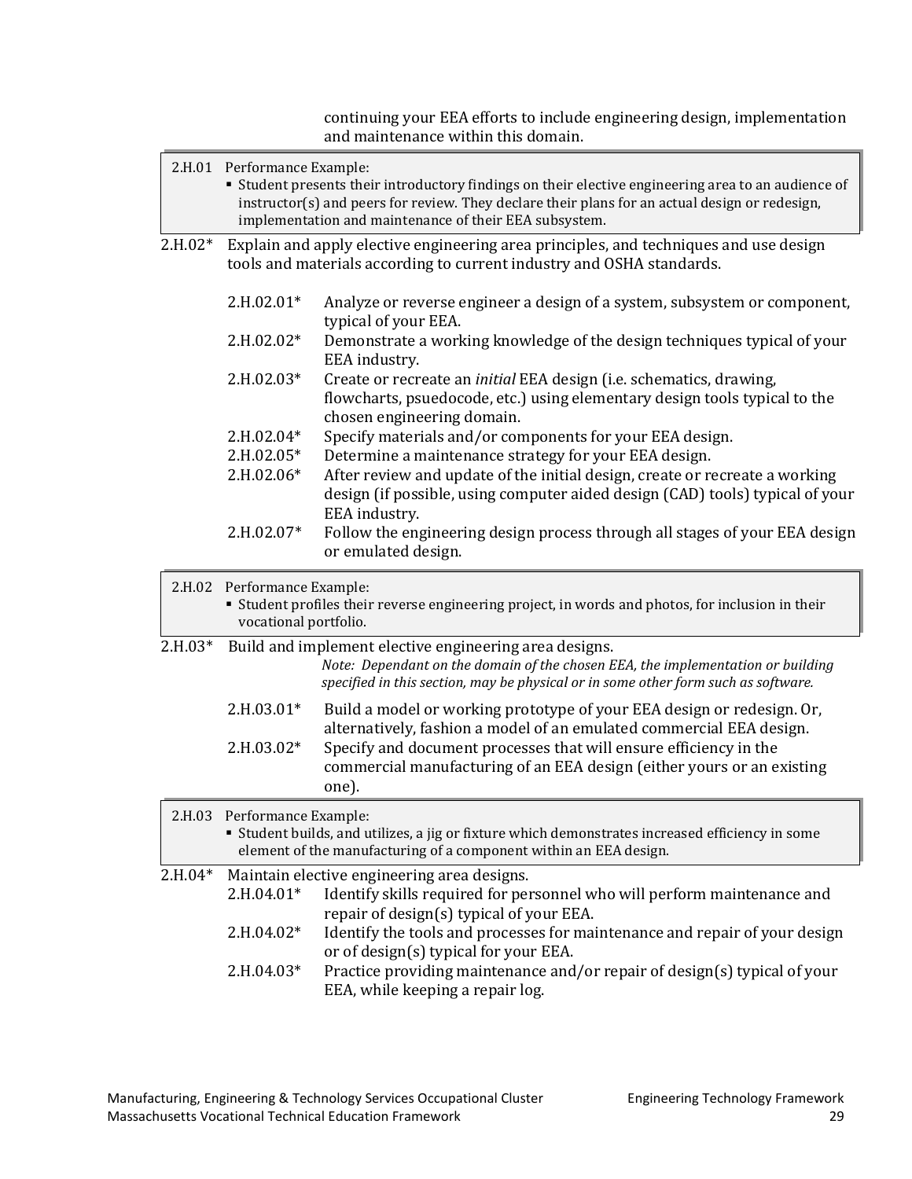continuing your EEA efforts to include engineering design, implementation and maintenance within this domain.

> 2.H.01 Performance Example:
> - Student presents their introductory findings on their elective engineering area to an audience of instructor(s) and peers for review. They declare their plans for an actual design or redesign, implementation and maintenance of their EEA subsystem.

2.H.02* Explain and apply elective engineering area principles, and techniques and use design tools and materials according to current industry and OSHA standards.

- 2.H.02.01* Analyze or reverse engineer a design of a system, subsystem or component, typical of your EEA.
- 2.H.02.02* Demonstrate a working knowledge of the design techniques typical of your EEA industry.
- 2.H.02.03* Create or recreate an *initial* EEA design (i.e. schematics, drawing, flowcharts, psuedocode, etc.) using elementary design tools typical to the chosen engineering domain.
- 2.H.02.04* Specify materials and/or components for your EEA design.
- 2.H.02.05* Determine a maintenance strategy for your EEA design.
- 2.H.02.06* After review and update of the initial design, create or recreate a working design (if possible, using computer aided design (CAD) tools) typical of your EEA industry.
- 2.H.02.07* Follow the engineering design process through all stages of your EEA design or emulated design.

> 2.H.02 Performance Example:
> - Student profiles their reverse engineering project, in words and photos, for inclusion in their vocational portfolio.

2.H.03* Build and implement elective engineering area designs.

*Note: Dependant on the domain of the chosen EEA, the implementation or building specified in this section, may be physical or in some other form such as software.*

- 2.H.03.01* Build a model or working prototype of your EEA design or redesign. Or, alternatively, fashion a model of an emulated commercial EEA design.
- 2.H.03.02* Specify and document processes that will ensure efficiency in the commercial manufacturing of an EEA design (either yours or an existing one).

> 2.H.03 Performance Example:
> - Student builds, and utilizes, a jig or fixture which demonstrates increased efficiency in some element of the manufacturing of a component within an EEA design.

2.H.04* Maintain elective engineering area designs.

- 2.H.04.01* Identify skills required for personnel who will perform maintenance and repair of design(s) typical of your EEA.
- 2.H.04.02* Identify the tools and processes for maintenance and repair of your design or of design(s) typical for your EEA.
- 2.H.04.03* Practice providing maintenance and/or repair of design(s) typical of your EEA, while keeping a repair log.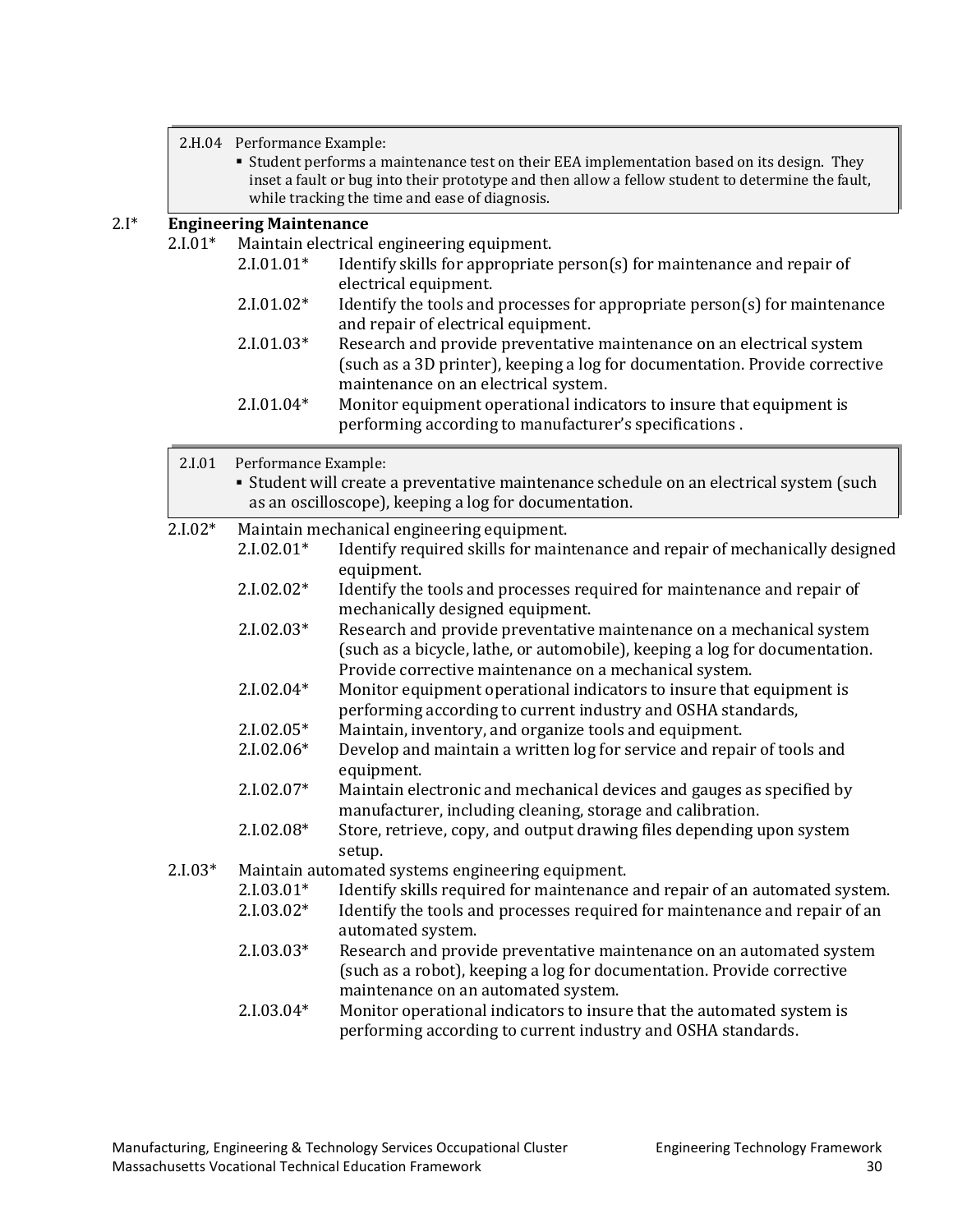> 2.H.04 Performance Example:
> - Student performs a maintenance test on their EEA implementation based on its design. They inset a fault or bug into their prototype and then allow a fellow student to determine the fault, while tracking the time and ease of diagnosis.

2.I* **Engineering Maintenance**

2.I.01* Maintain electrical engineering equipment.

- 2.I.01.01* Identify skills for appropriate person(s) for maintenance and repair of electrical equipment.
- 2.I.01.02* Identify the tools and processes for appropriate person(s) for maintenance and repair of electrical equipment.
- 2.I.01.03* Research and provide preventative maintenance on an electrical system (such as a 3D printer), keeping a log for documentation. Provide corrective maintenance on an electrical system.
- 2.I.01.04* Monitor equipment operational indicators to insure that equipment is performing according to manufacturer's specifications .

> 2.I.01 Performance Example:
> - Student will create a preventative maintenance schedule on an electrical system (such as an oscilloscope), keeping a log for documentation.

2.I.02* Maintain mechanical engineering equipment.

- 2.I.02.01* Identify required skills for maintenance and repair of mechanically designed equipment.
- 2.I.02.02* Identify the tools and processes required for maintenance and repair of mechanically designed equipment.
- 2.I.02.03* Research and provide preventative maintenance on a mechanical system (such as a bicycle, lathe, or automobile), keeping a log for documentation. Provide corrective maintenance on a mechanical system.
- 2.I.02.04* Monitor equipment operational indicators to insure that equipment is performing according to current industry and OSHA standards,
- 2.I.02.05* Maintain, inventory, and organize tools and equipment.
- 2.I.02.06* Develop and maintain a written log for service and repair of tools and equipment.
- 2.I.02.07* Maintain electronic and mechanical devices and gauges as specified by manufacturer, including cleaning, storage and calibration.
- 2.I.02.08* Store, retrieve, copy, and output drawing files depending upon system setup.

2.I.03* Maintain automated systems engineering equipment.

- 2.I.03.01* Identify skills required for maintenance and repair of an automated system.
- 2.I.03.02* Identify the tools and processes required for maintenance and repair of an automated system.
- 2.I.03.03* Research and provide preventative maintenance on an automated system (such as a robot), keeping a log for documentation. Provide corrective maintenance on an automated system.
- 2.I.03.04* Monitor operational indicators to insure that the automated system is performing according to current industry and OSHA standards.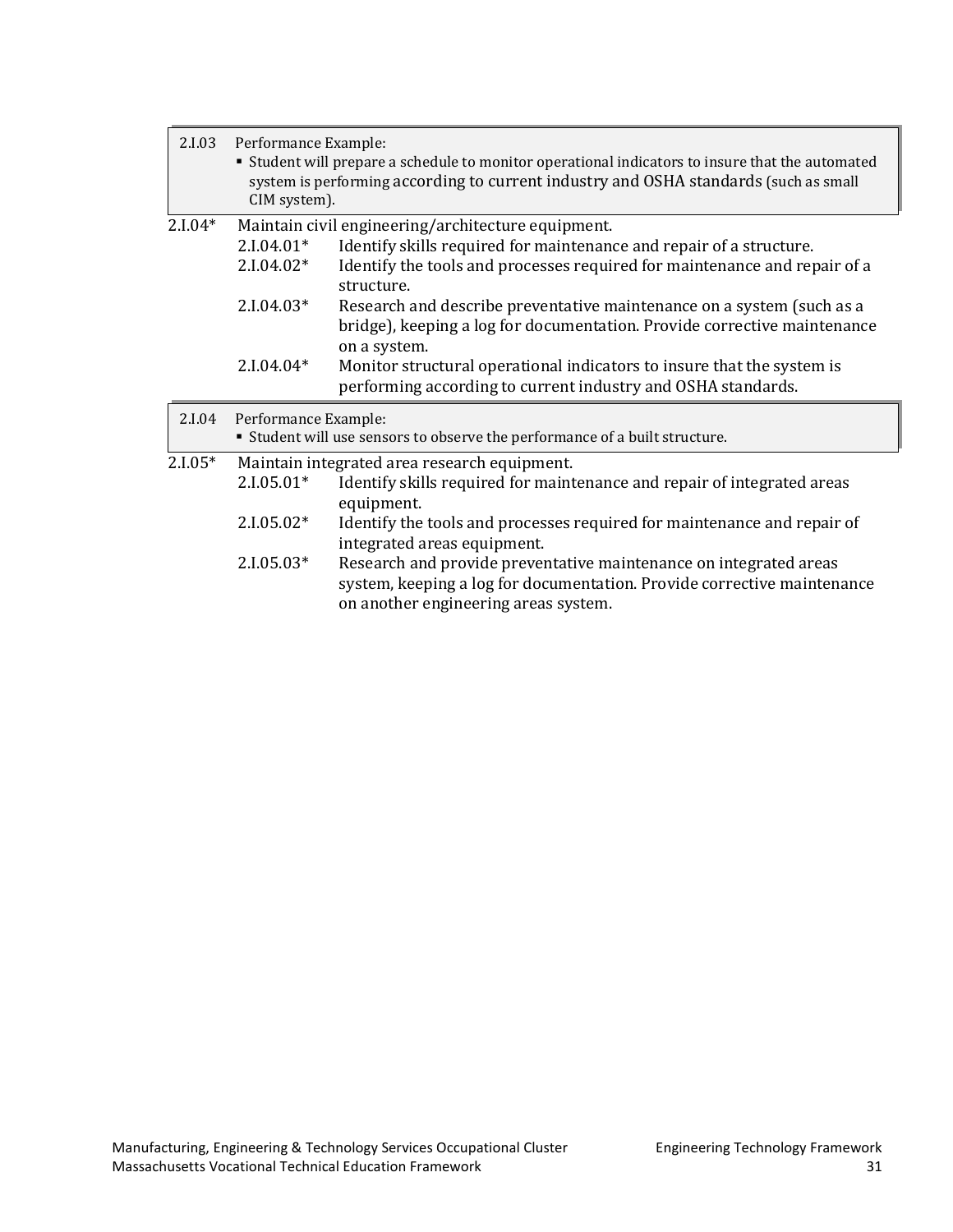> **2.I.03** Performance Example:
> - Student will prepare a schedule to monitor operational indicators to insure that the automated system is performing according to current industry and OSHA standards (such as small CIM system).

**2.I.04*** Maintain civil engineering/architecture equipment.

- 2.I.04.01* Identify skills required for maintenance and repair of a structure.
- 2.I.04.02* Identify the tools and processes required for maintenance and repair of a structure.
- 2.I.04.03* Research and describe preventative maintenance on a system (such as a bridge), keeping a log for documentation. Provide corrective maintenance on a system.
- 2.I.04.04* Monitor structural operational indicators to insure that the system is performing according to current industry and OSHA standards.

> **2.I.04** Performance Example:
> - Student will use sensors to observe the performance of a built structure.

**2.I.05*** Maintain integrated area research equipment.

- 2.I.05.01* Identify skills required for maintenance and repair of integrated areas equipment.
- 2.I.05.02* Identify the tools and processes required for maintenance and repair of integrated areas equipment.
- 2.I.05.03* Research and provide preventative maintenance on integrated areas system, keeping a log for documentation. Provide corrective maintenance on another engineering areas system.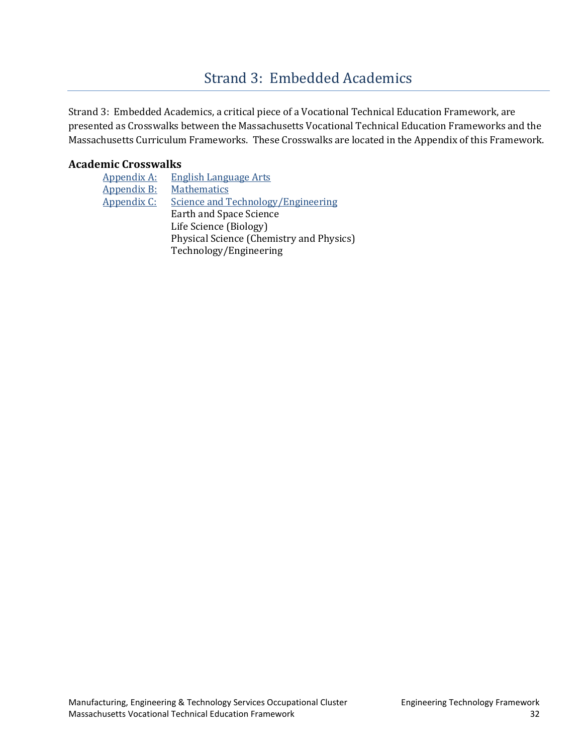# Strand 3: Embedded Academics

Strand 3: Embedded Academics, a critical piece of a Vocational Technical Education Framework, are presented as Crosswalks between the Massachusetts Vocational Technical Education Frameworks and the Massachusetts Curriculum Frameworks. These Crosswalks are located in the Appendix of this Framework.

**Academic Crosswalks**

Appendix A: English Language Arts
Appendix B: Mathematics
Appendix C: Science and Technology/Engineering
- Earth and Space Science
- Life Science (Biology)
- Physical Science (Chemistry and Physics)
- Technology/Engineering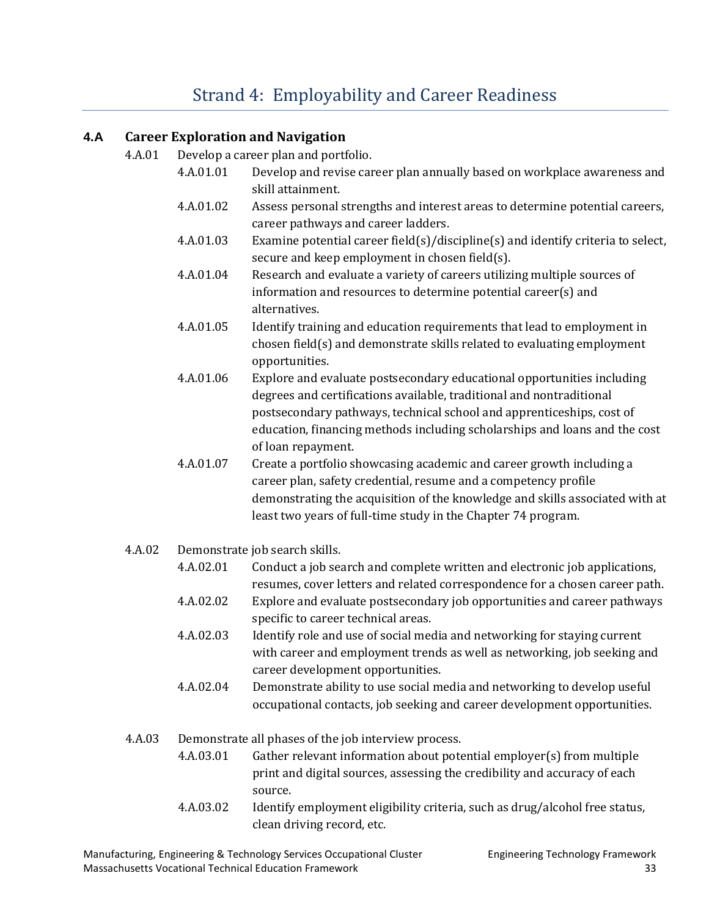# Strand 4: Employability and Career Readiness

## 4.A Career Exploration and Navigation

4.A.01 Develop a career plan and portfolio.

- 4.A.01.01 Develop and revise career plan annually based on workplace awareness and skill attainment.
- 4.A.01.02 Assess personal strengths and interest areas to determine potential careers, career pathways and career ladders.
- 4.A.01.03 Examine potential career field(s)/discipline(s) and identify criteria to select, secure and keep employment in chosen field(s).
- 4.A.01.04 Research and evaluate a variety of careers utilizing multiple sources of information and resources to determine potential career(s) and alternatives.
- 4.A.01.05 Identify training and education requirements that lead to employment in chosen field(s) and demonstrate skills related to evaluating employment opportunities.
- 4.A.01.06 Explore and evaluate postsecondary educational opportunities including degrees and certifications available, traditional and nontraditional postsecondary pathways, technical school and apprenticeships, cost of education, financing methods including scholarships and loans and the cost of loan repayment.
- 4.A.01.07 Create a portfolio showcasing academic and career growth including a career plan, safety credential, resume and a competency profile demonstrating the acquisition of the knowledge and skills associated with at least two years of full-time study in the Chapter 74 program.

4.A.02 Demonstrate job search skills.

- 4.A.02.01 Conduct a job search and complete written and electronic job applications, resumes, cover letters and related correspondence for a chosen career path.
- 4.A.02.02 Explore and evaluate postsecondary job opportunities and career pathways specific to career technical areas.
- 4.A.02.03 Identify role and use of social media and networking for staying current with career and employment trends as well as networking, job seeking and career development opportunities.
- 4.A.02.04 Demonstrate ability to use social media and networking to develop useful occupational contacts, job seeking and career development opportunities.

4.A.03 Demonstrate all phases of the job interview process.

- 4.A.03.01 Gather relevant information about potential employer(s) from multiple print and digital sources, assessing the credibility and accuracy of each source.
- 4.A.03.02 Identify employment eligibility criteria, such as drug/alcohol free status, clean driving record, etc.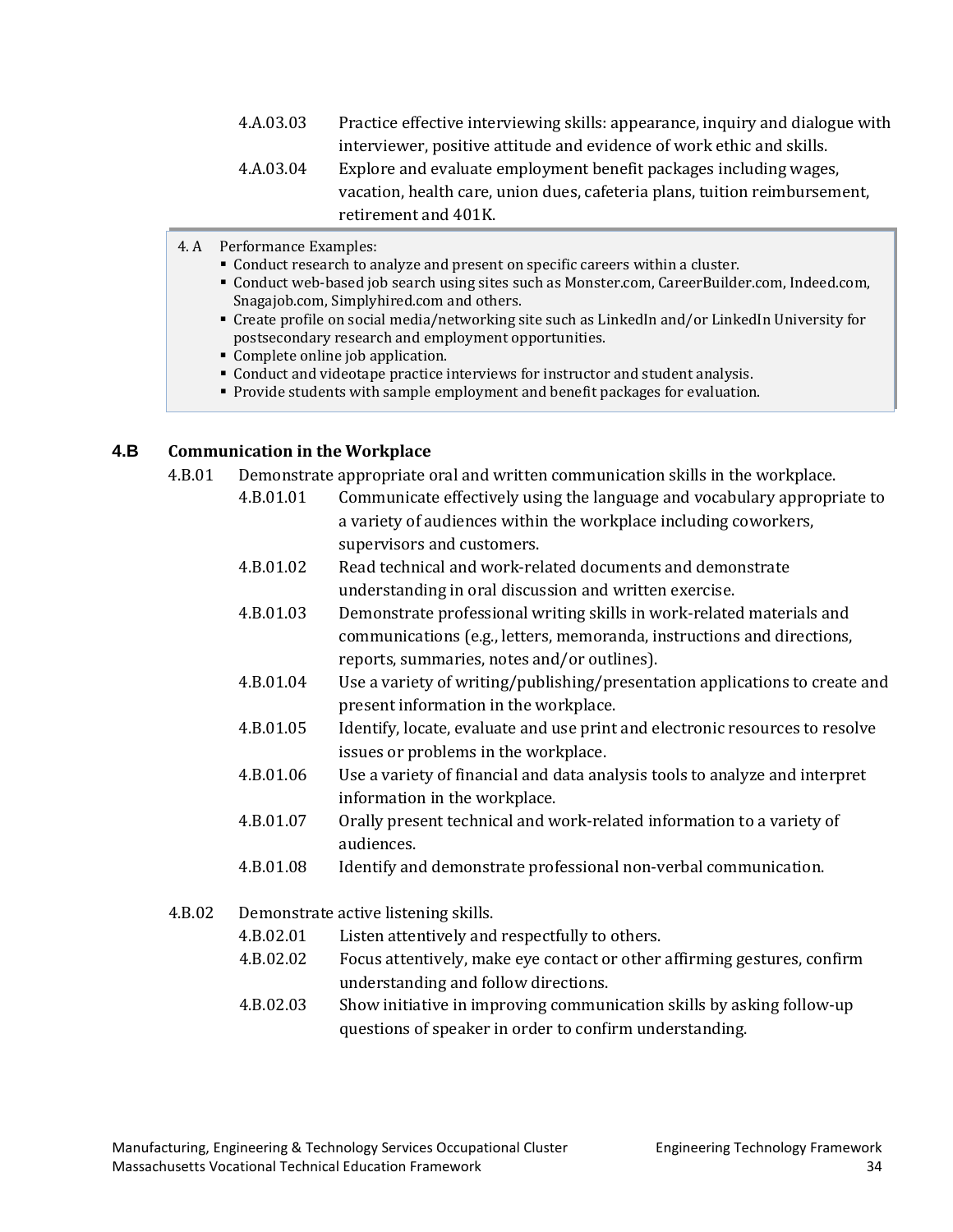4.A.03.03 Practice effective interviewing skills: appearance, inquiry and dialogue with interviewer, positive attitude and evidence of work ethic and skills.

4.A.03.04 Explore and evaluate employment benefit packages including wages, vacation, health care, union dues, cafeteria plans, tuition reimbursement, retirement and 401K.

4. A Performance Examples:

- Conduct research to analyze and present on specific careers within a cluster.
- Conduct web-based job search using sites such as Monster.com, CareerBuilder.com, Indeed.com, Snagajob.com, Simplyhired.com and others.
- Create profile on social media/networking site such as LinkedIn and/or LinkedIn University for postsecondary research and employment opportunities.
- Complete online job application.
- Conduct and videotape practice interviews for instructor and student analysis.
- Provide students with sample employment and benefit packages for evaluation.

## 4.B Communication in the Workplace

4.B.01 Demonstrate appropriate oral and written communication skills in the workplace.

4.B.01.01 Communicate effectively using the language and vocabulary appropriate to a variety of audiences within the workplace including coworkers, supervisors and customers.

4.B.01.02 Read technical and work-related documents and demonstrate understanding in oral discussion and written exercise.

4.B.01.03 Demonstrate professional writing skills in work-related materials and communications (e.g., letters, memoranda, instructions and directions, reports, summaries, notes and/or outlines).

4.B.01.04 Use a variety of writing/publishing/presentation applications to create and present information in the workplace.

4.B.01.05 Identify, locate, evaluate and use print and electronic resources to resolve issues or problems in the workplace.

4.B.01.06 Use a variety of financial and data analysis tools to analyze and interpret information in the workplace.

4.B.01.07 Orally present technical and work-related information to a variety of audiences.

4.B.01.08 Identify and demonstrate professional non-verbal communication.

4.B.02 Demonstrate active listening skills.

4.B.02.01 Listen attentively and respectfully to others.

4.B.02.02 Focus attentively, make eye contact or other affirming gestures, confirm understanding and follow directions.

4.B.02.03 Show initiative in improving communication skills by asking follow-up questions of speaker in order to confirm understanding.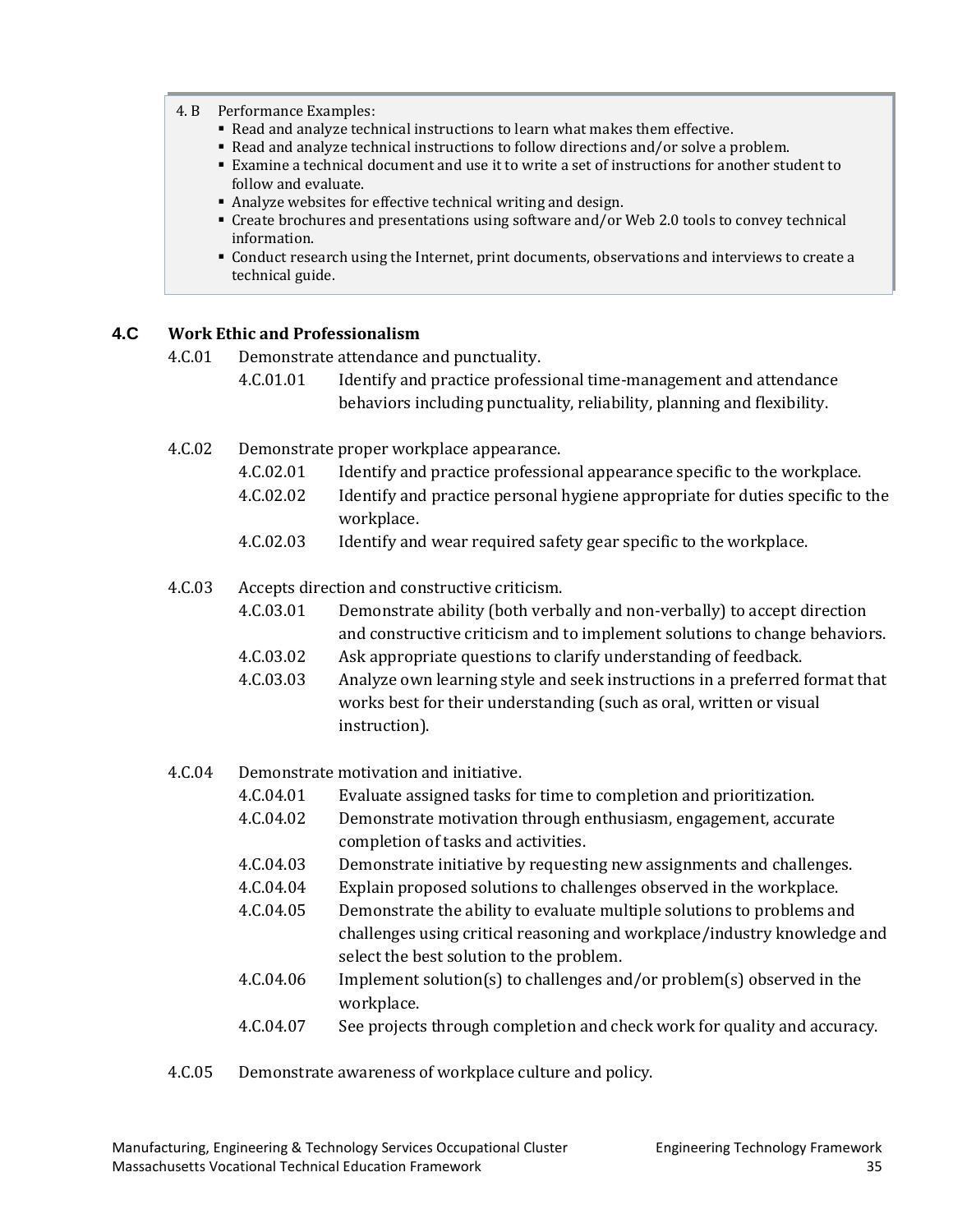4. B Performance Examples:

- Read and analyze technical instructions to learn what makes them effective.
- Read and analyze technical instructions to follow directions and/or solve a problem.
- Examine a technical document and use it to write a set of instructions for another student to follow and evaluate.
- Analyze websites for effective technical writing and design.
- Create brochures and presentations using software and/or Web 2.0 tools to convey technical information.
- Conduct research using the Internet, print documents, observations and interviews to create a technical guide.

## 4.C Work Ethic and Professionalism

4.C.01 Demonstrate attendance and punctuality.

- 4.C.01.01 Identify and practice professional time-management and attendance behaviors including punctuality, reliability, planning and flexibility.

4.C.02 Demonstrate proper workplace appearance.

- 4.C.02.01 Identify and practice professional appearance specific to the workplace.
- 4.C.02.02 Identify and practice personal hygiene appropriate for duties specific to the workplace.
- 4.C.02.03 Identify and wear required safety gear specific to the workplace.

4.C.03 Accepts direction and constructive criticism.

- 4.C.03.01 Demonstrate ability (both verbally and non-verbally) to accept direction and constructive criticism and to implement solutions to change behaviors.
- 4.C.03.02 Ask appropriate questions to clarify understanding of feedback.
- 4.C.03.03 Analyze own learning style and seek instructions in a preferred format that works best for their understanding (such as oral, written or visual instruction).

4.C.04 Demonstrate motivation and initiative.

- 4.C.04.01 Evaluate assigned tasks for time to completion and prioritization.
- 4.C.04.02 Demonstrate motivation through enthusiasm, engagement, accurate completion of tasks and activities.
- 4.C.04.03 Demonstrate initiative by requesting new assignments and challenges.
- 4.C.04.04 Explain proposed solutions to challenges observed in the workplace.
- 4.C.04.05 Demonstrate the ability to evaluate multiple solutions to problems and challenges using critical reasoning and workplace/industry knowledge and select the best solution to the problem.
- 4.C.04.06 Implement solution(s) to challenges and/or problem(s) observed in the workplace.
- 4.C.04.07 See projects through completion and check work for quality and accuracy.

4.C.05 Demonstrate awareness of workplace culture and policy.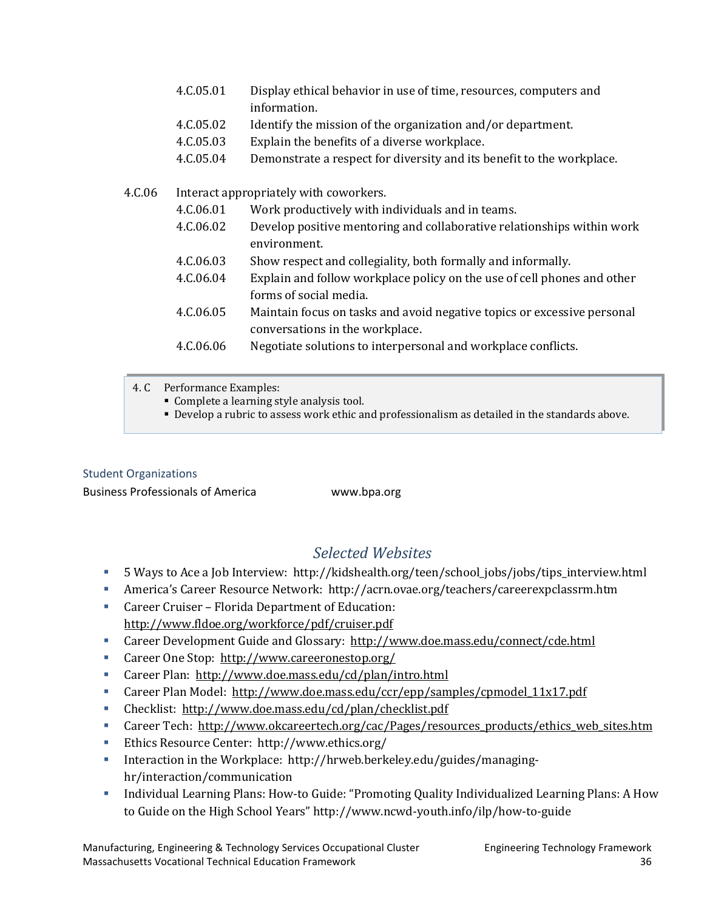| | |
|---|---|
| 4.C.05.01 | Display ethical behavior in use of time, resources, computers and information. |
| 4.C.05.02 | Identify the mission of the organization and/or department. |
| 4.C.05.03 | Explain the benefits of a diverse workplace. |
| 4.C.05.04 | Demonstrate a respect for diversity and its benefit to the workplace. |

4.C.06 Interact appropriately with coworkers.

| | |
|---|---|
| 4.C.06.01 | Work productively with individuals and in teams. |
| 4.C.06.02 | Develop positive mentoring and collaborative relationships within work environment. |
| 4.C.06.03 | Show respect and collegiality, both formally and informally. |
| 4.C.06.04 | Explain and follow workplace policy on the use of cell phones and other forms of social media. |
| 4.C.06.05 | Maintain focus on tasks and avoid negative topics or excessive personal conversations in the workplace. |
| 4.C.06.06 | Negotiate solutions to interpersonal and workplace conflicts. |

4. C Performance Examples:
- Complete a learning style analysis tool.
- Develop a rubric to assess work ethic and professionalism as detailed in the standards above.

### Student Organizations

Business Professionals of America www.bpa.org

## *Selected Websites*

- 5 Ways to Ace a Job Interview: http://kidshealth.org/teen/school_jobs/jobs/tips_interview.html
- America's Career Resource Network: http://acrn.ovae.org/teachers/careerexpclassrm.htm
- Career Cruiser – Florida Department of Education: http://www.fldoe.org/workforce/pdf/cruiser.pdf
- Career Development Guide and Glossary: http://www.doe.mass.edu/connect/cde.html
- Career One Stop: http://www.careeronestop.org/
- Career Plan: http://www.doe.mass.edu/cd/plan/intro.html
- Career Plan Model: http://www.doe.mass.edu/ccr/epp/samples/cpmodel_11x17.pdf
- Checklist: http://www.doe.mass.edu/cd/plan/checklist.pdf
- Career Tech: http://www.okcareertech.org/cac/Pages/resources_products/ethics_web_sites.htm
- Ethics Resource Center: http://www.ethics.org/
- Interaction in the Workplace: http://hrweb.berkeley.edu/guides/managing-hr/interaction/communication
- Individual Learning Plans: How-to Guide: "Promoting Quality Individualized Learning Plans: A How to Guide on the High School Years" http://www.ncwd-youth.info/ilp/how-to-guide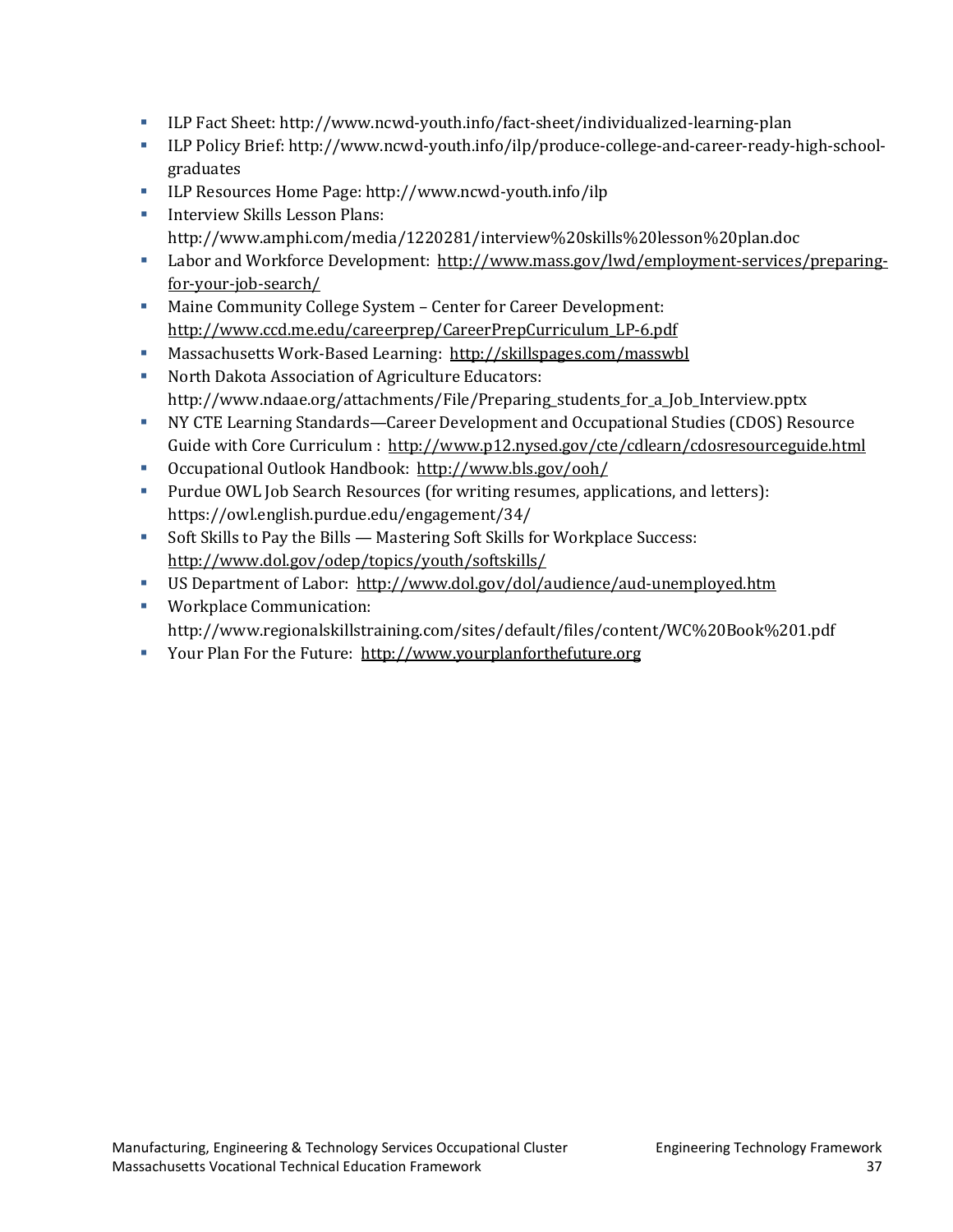- ILP Fact Sheet: http://www.ncwd-youth.info/fact-sheet/individualized-learning-plan
- ILP Policy Brief: http://www.ncwd-youth.info/ilp/produce-college-and-career-ready-high-school-graduates
- ILP Resources Home Page: http://www.ncwd-youth.info/ilp
- Interview Skills Lesson Plans: http://www.amphi.com/media/1220281/interview%20skills%20lesson%20plan.doc
- Labor and Workforce Development: http://www.mass.gov/lwd/employment-services/preparing-for-your-job-search/
- Maine Community College System – Center for Career Development: http://www.ccd.me.edu/careerprep/CareerPrepCurriculum_LP-6.pdf
- Massachusetts Work-Based Learning: http://skillspages.com/masswbl
- North Dakota Association of Agriculture Educators: http://www.ndaae.org/attachments/File/Preparing_students_for_a_Job_Interview.pptx
- NY CTE Learning Standards—Career Development and Occupational Studies (CDOS) Resource Guide with Core Curriculum : http://www.p12.nysed.gov/cte/cdlearn/cdosresourceguide.html
- Occupational Outlook Handbook: http://www.bls.gov/ooh/
- Purdue OWL Job Search Resources (for writing resumes, applications, and letters): https://owl.english.purdue.edu/engagement/34/
- Soft Skills to Pay the Bills — Mastering Soft Skills for Workplace Success: http://www.dol.gov/odep/topics/youth/softskills/
- US Department of Labor: http://www.dol.gov/dol/audience/aud-unemployed.htm
- Workplace Communication: http://www.regionalskillstraining.com/sites/default/files/content/WC%20Book%201.pdf
- Your Plan For the Future: http://www.yourplanforthefuture.org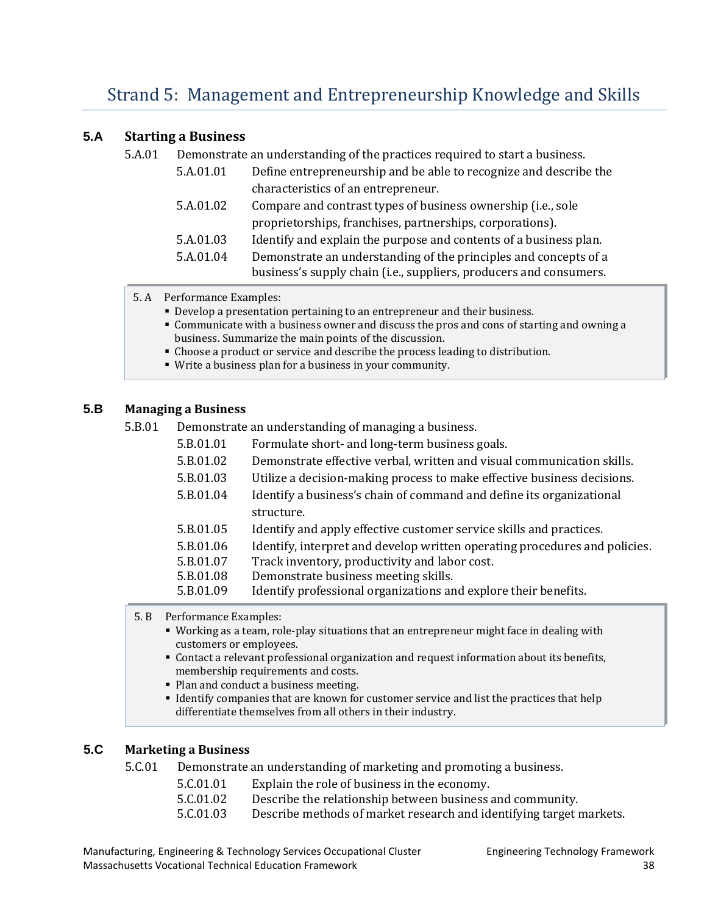# Strand 5: Management and Entrepreneurship Knowledge and Skills

## 5.A Starting a Business

5.A.01 Demonstrate an understanding of the practices required to start a business.

- 5.A.01.01 Define entrepreneurship and be able to recognize and describe the characteristics of an entrepreneur.
- 5.A.01.02 Compare and contrast types of business ownership (i.e., sole proprietorships, franchises, partnerships, corporations).
- 5.A.01.03 Identify and explain the purpose and contents of a business plan.
- 5.A.01.04 Demonstrate an understanding of the principles and concepts of a business's supply chain (i.e., suppliers, producers and consumers.

5. A Performance Examples:

- Develop a presentation pertaining to an entrepreneur and their business.
- Communicate with a business owner and discuss the pros and cons of starting and owning a business. Summarize the main points of the discussion.
- Choose a product or service and describe the process leading to distribution.
- Write a business plan for a business in your community.

## 5.B Managing a Business

5.B.01 Demonstrate an understanding of managing a business.

- 5.B.01.01 Formulate short- and long-term business goals.
- 5.B.01.02 Demonstrate effective verbal, written and visual communication skills.
- 5.B.01.03 Utilize a decision-making process to make effective business decisions.
- 5.B.01.04 Identify a business's chain of command and define its organizational structure.
- 5.B.01.05 Identify and apply effective customer service skills and practices.
- 5.B.01.06 Identify, interpret and develop written operating procedures and policies.
- 5.B.01.07 Track inventory, productivity and labor cost.
- 5.B.01.08 Demonstrate business meeting skills.
- 5.B.01.09 Identify professional organizations and explore their benefits.

5. B Performance Examples:

- Working as a team, role-play situations that an entrepreneur might face in dealing with customers or employees.
- Contact a relevant professional organization and request information about its benefits, membership requirements and costs.
- Plan and conduct a business meeting.
- Identify companies that are known for customer service and list the practices that help differentiate themselves from all others in their industry.

## 5.C Marketing a Business

5.C.01 Demonstrate an understanding of marketing and promoting a business.

- 5.C.01.01 Explain the role of business in the economy.
- 5.C.01.02 Describe the relationship between business and community.
- 5.C.01.03 Describe methods of market research and identifying target markets.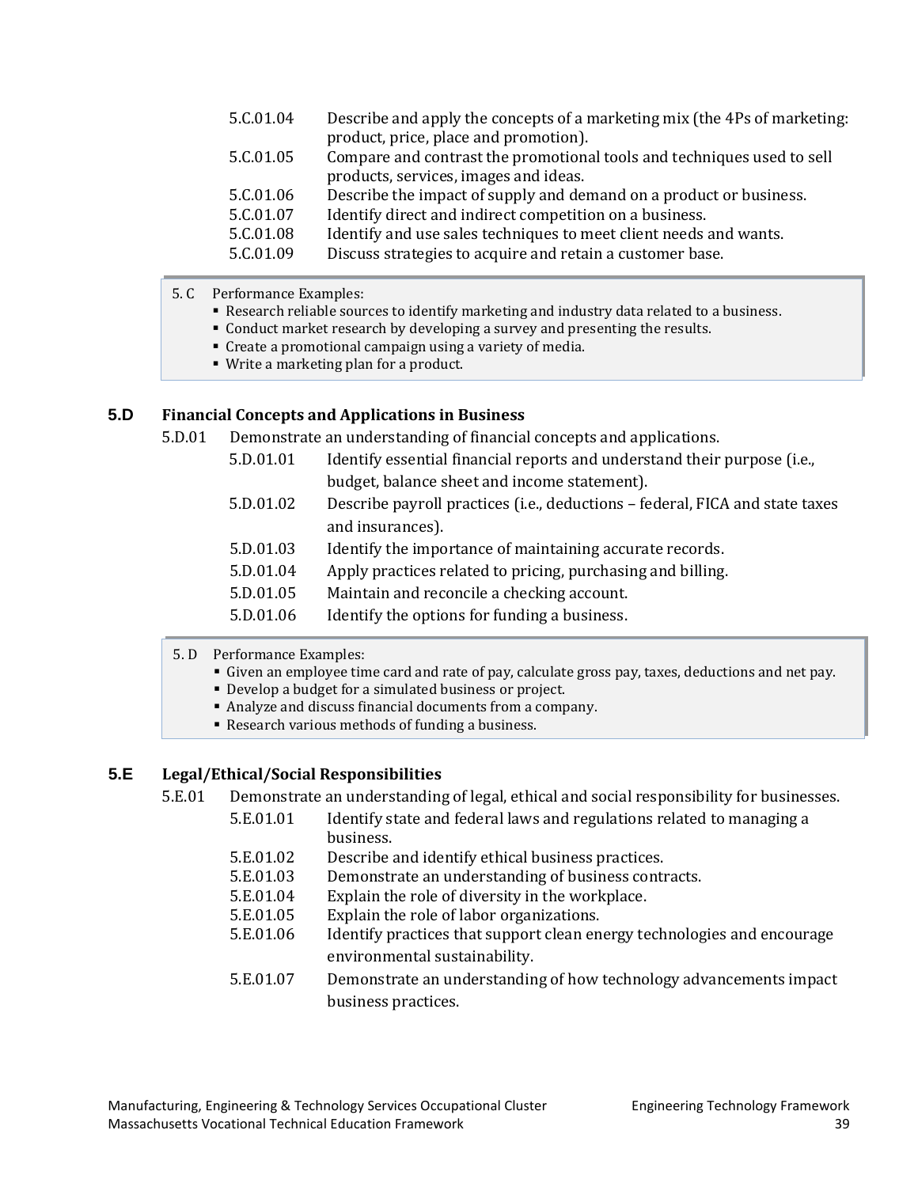5.C.01.04 Describe and apply the concepts of a marketing mix (the 4Ps of marketing: product, price, place and promotion).

5.C.01.05 Compare and contrast the promotional tools and techniques used to sell products, services, images and ideas.

5.C.01.06 Describe the impact of supply and demand on a product or business.

5.C.01.07 Identify direct and indirect competition on a business.

5.C.01.08 Identify and use sales techniques to meet client needs and wants.

5.C.01.09 Discuss strategies to acquire and retain a customer base.

> 5. C Performance Examples:
> - Research reliable sources to identify marketing and industry data related to a business.
> - Conduct market research by developing a survey and presenting the results.
> - Create a promotional campaign using a variety of media.
> - Write a marketing plan for a product.

### 5.D Financial Concepts and Applications in Business

5.D.01 Demonstrate an understanding of financial concepts and applications.

5.D.01.01 Identify essential financial reports and understand their purpose (i.e., budget, balance sheet and income statement).

5.D.01.02 Describe payroll practices (i.e., deductions – federal, FICA and state taxes and insurances).

5.D.01.03 Identify the importance of maintaining accurate records.

5.D.01.04 Apply practices related to pricing, purchasing and billing.

5.D.01.05 Maintain and reconcile a checking account.

5.D.01.06 Identify the options for funding a business.

> 5. D Performance Examples:
> - Given an employee time card and rate of pay, calculate gross pay, taxes, deductions and net pay.
> - Develop a budget for a simulated business or project.
> - Analyze and discuss financial documents from a company.
> - Research various methods of funding a business.

### 5.E Legal/Ethical/Social Responsibilities

5.E.01 Demonstrate an understanding of legal, ethical and social responsibility for businesses.

5.E.01.01 Identify state and federal laws and regulations related to managing a business.

5.E.01.02 Describe and identify ethical business practices.

5.E.01.03 Demonstrate an understanding of business contracts.

5.E.01.04 Explain the role of diversity in the workplace.

5.E.01.05 Explain the role of labor organizations.

5.E.01.06 Identify practices that support clean energy technologies and encourage environmental sustainability.

5.E.01.07 Demonstrate an understanding of how technology advancements impact business practices.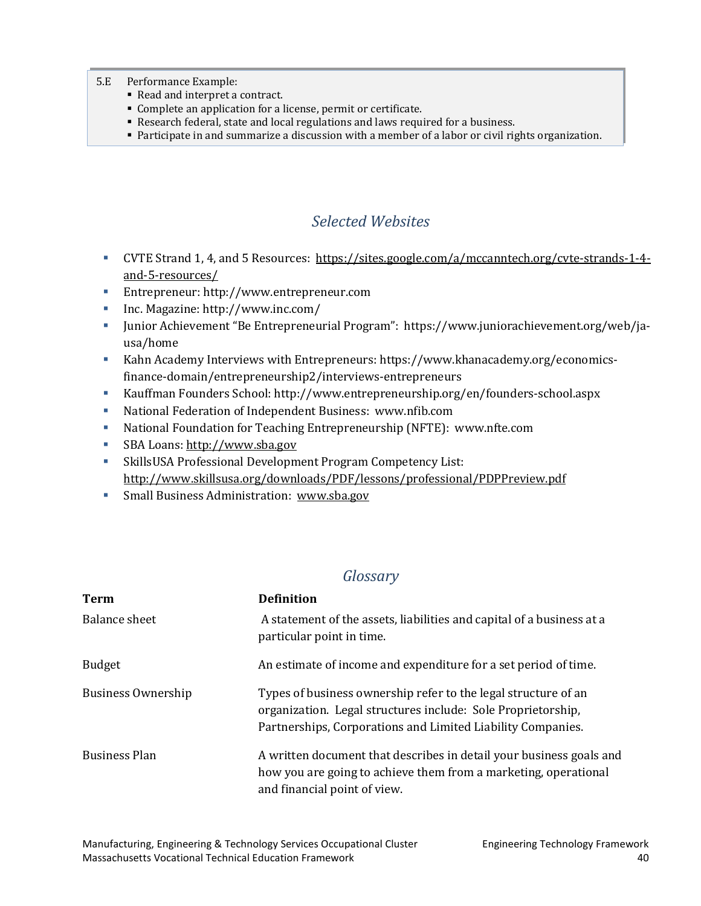5.E Performance Example:

- Read and interpret a contract.
- Complete an application for a license, permit or certificate.
- Research federal, state and local regulations and laws required for a business.
- Participate in and summarize a discussion with a member of a labor or civil rights organization.

## *Selected Websites*

- CVTE Strand 1, 4, and 5 Resources: https://sites.google.com/a/mccanntech.org/cvte-strands-1-4-and-5-resources/
- Entrepreneur: http://www.entrepreneur.com
- Inc. Magazine: http://www.inc.com/
- Junior Achievement "Be Entrepreneurial Program": https://www.juniorachievement.org/web/ja-usa/home
- Kahn Academy Interviews with Entrepreneurs: https://www.khanacademy.org/economics-finance-domain/entrepreneurship2/interviews-entrepreneurs
- Kauffman Founders School: http://www.entrepreneurship.org/en/founders-school.aspx
- National Federation of Independent Business: www.nfib.com
- National Foundation for Teaching Entrepreneurship (NFTE): www.nfte.com
- SBA Loans: http://www.sba.gov
- SkillsUSA Professional Development Program Competency List: http://www.skillsusa.org/downloads/PDF/lessons/professional/PDPPreview.pdf
- Small Business Administration: www.sba.gov

## *Glossary*

| Term | Definition |
|---|---|
| Balance sheet | A statement of the assets, liabilities and capital of a business at a particular point in time. |
| Budget | An estimate of income and expenditure for a set period of time. |
| Business Ownership | Types of business ownership refer to the legal structure of an organization. Legal structures include: Sole Proprietorship, Partnerships, Corporations and Limited Liability Companies. |
| Business Plan | A written document that describes in detail your business goals and how you are going to achieve them from a marketing, operational and financial point of view. |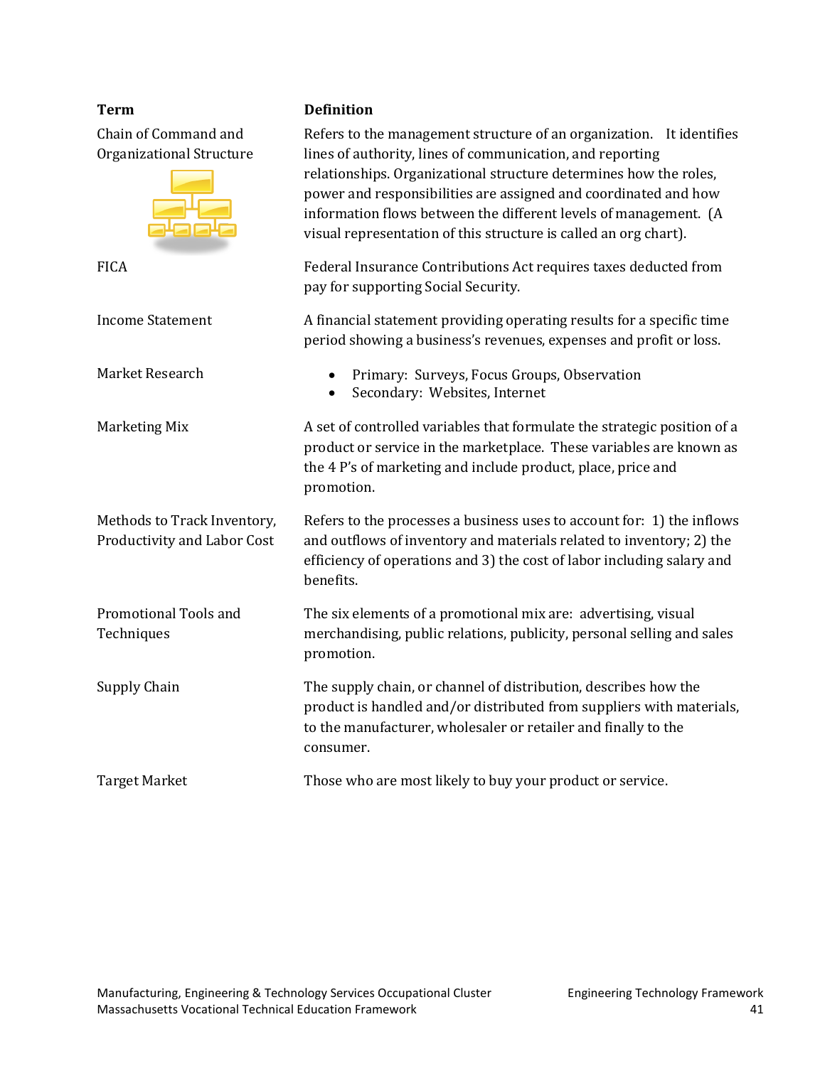| Term | Definition |
|---|---|
| Chain of Command and Organizational Structure | Refers to the management structure of an organization. It identifies lines of authority, lines of communication, and reporting relationships. Organizational structure determines how the roles, power and responsibilities are assigned and coordinated and how information flows between the different levels of management. (A visual representation of this structure is called an org chart). |
| FICA | Federal Insurance Contributions Act requires taxes deducted from pay for supporting Social Security. |
| Income Statement | A financial statement providing operating results for a specific time period showing a business's revenues, expenses and profit or loss. |
| Market Research | • Primary: Surveys, Focus Groups, Observation<br>• Secondary: Websites, Internet |
| Marketing Mix | A set of controlled variables that formulate the strategic position of a product or service in the marketplace. These variables are known as the 4 P's of marketing and include product, place, price and promotion. |
| Methods to Track Inventory, Productivity and Labor Cost | Refers to the processes a business uses to account for: 1) the inflows and outflows of inventory and materials related to inventory; 2) the efficiency of operations and 3) the cost of labor including salary and benefits. |
| Promotional Tools and Techniques | The six elements of a promotional mix are: advertising, visual merchandising, public relations, publicity, personal selling and sales promotion. |
| Supply Chain | The supply chain, or channel of distribution, describes how the product is handled and/or distributed from suppliers with materials, to the manufacturer, wholesaler or retailer and finally to the consumer. |
| Target Market | Those who are most likely to buy your product or service. |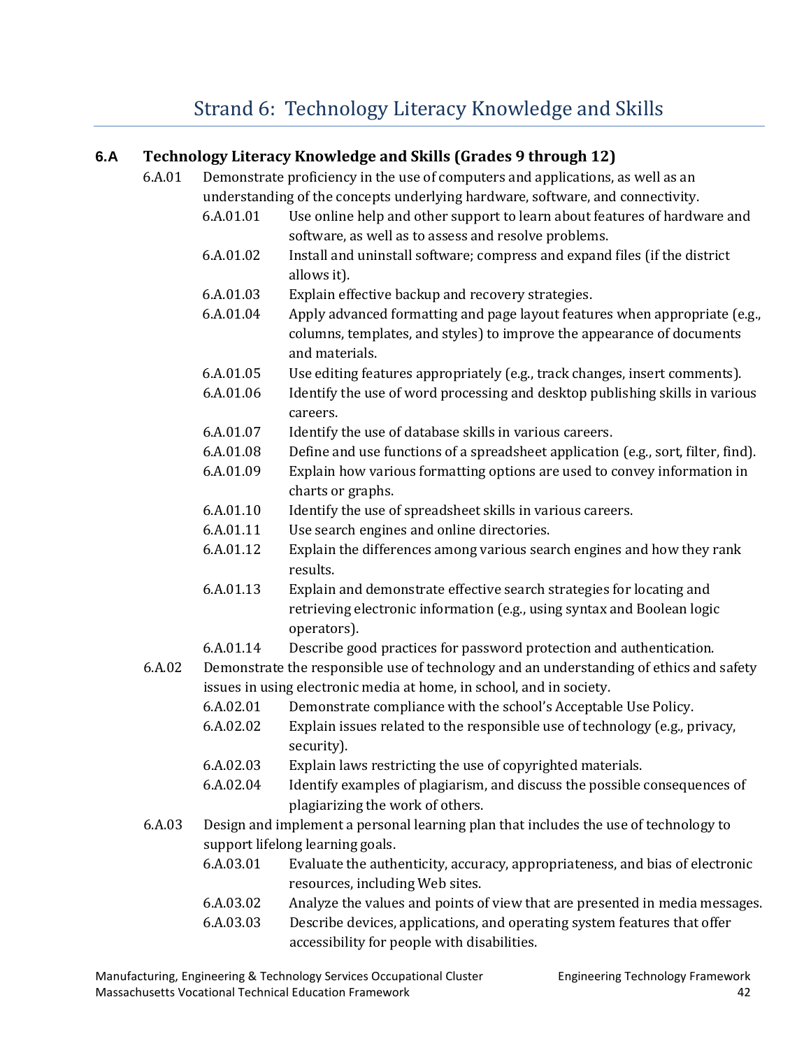# Strand 6: Technology Literacy Knowledge and Skills

## 6.A Technology Literacy Knowledge and Skills (Grades 9 through 12)

6.A.01 Demonstrate proficiency in the use of computers and applications, as well as an understanding of the concepts underlying hardware, software, and connectivity.

- 6.A.01.01 Use online help and other support to learn about features of hardware and software, as well as to assess and resolve problems.
- 6.A.01.02 Install and uninstall software; compress and expand files (if the district allows it).
- 6.A.01.03 Explain effective backup and recovery strategies.
- 6.A.01.04 Apply advanced formatting and page layout features when appropriate (e.g., columns, templates, and styles) to improve the appearance of documents and materials.
- 6.A.01.05 Use editing features appropriately (e.g., track changes, insert comments).
- 6.A.01.06 Identify the use of word processing and desktop publishing skills in various careers.
- 6.A.01.07 Identify the use of database skills in various careers.
- 6.A.01.08 Define and use functions of a spreadsheet application (e.g., sort, filter, find).
- 6.A.01.09 Explain how various formatting options are used to convey information in charts or graphs.
- 6.A.01.10 Identify the use of spreadsheet skills in various careers.
- 6.A.01.11 Use search engines and online directories.
- 6.A.01.12 Explain the differences among various search engines and how they rank results.
- 6.A.01.13 Explain and demonstrate effective search strategies for locating and retrieving electronic information (e.g., using syntax and Boolean logic operators).
- 6.A.01.14 Describe good practices for password protection and authentication.

6.A.02 Demonstrate the responsible use of technology and an understanding of ethics and safety issues in using electronic media at home, in school, and in society.

- 6.A.02.01 Demonstrate compliance with the school's Acceptable Use Policy.
- 6.A.02.02 Explain issues related to the responsible use of technology (e.g., privacy, security).
- 6.A.02.03 Explain laws restricting the use of copyrighted materials.
- 6.A.02.04 Identify examples of plagiarism, and discuss the possible consequences of plagiarizing the work of others.

6.A.03 Design and implement a personal learning plan that includes the use of technology to support lifelong learning goals.

- 6.A.03.01 Evaluate the authenticity, accuracy, appropriateness, and bias of electronic resources, including Web sites.
- 6.A.03.02 Analyze the values and points of view that are presented in media messages.
- 6.A.03.03 Describe devices, applications, and operating system features that offer accessibility for people with disabilities.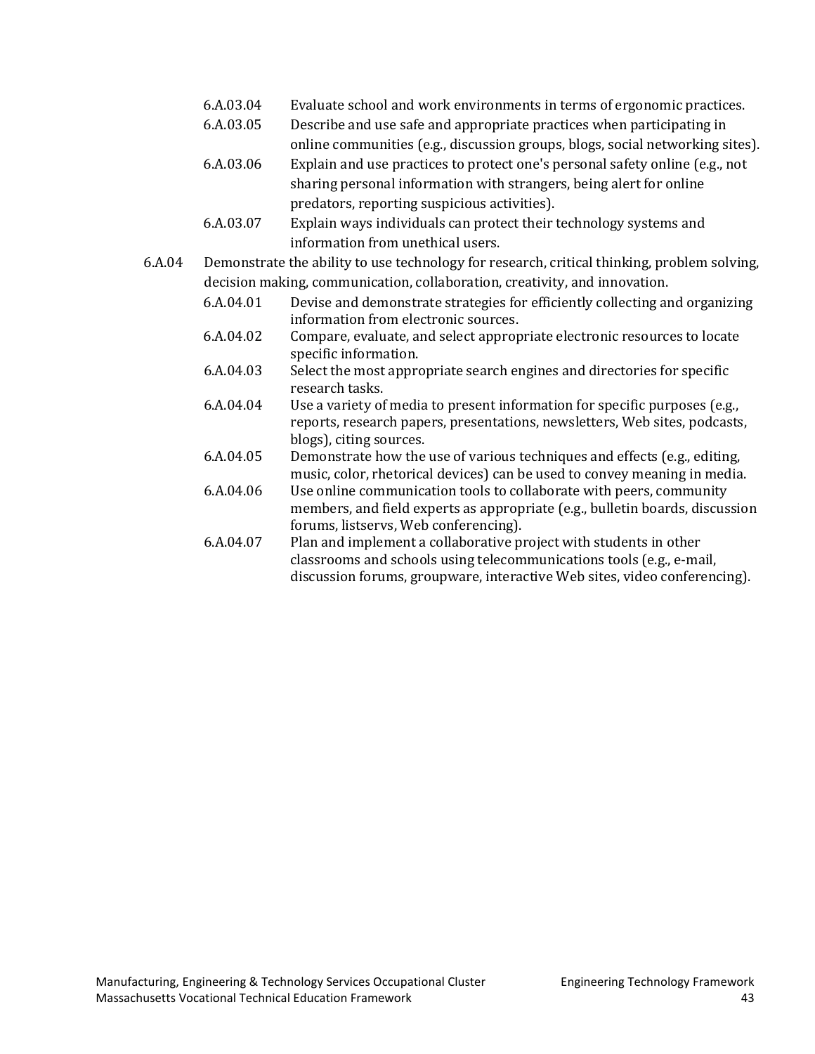- 6.A.03.04 Evaluate school and work environments in terms of ergonomic practices.
- 6.A.03.05 Describe and use safe and appropriate practices when participating in online communities (e.g., discussion groups, blogs, social networking sites).
- 6.A.03.06 Explain and use practices to protect one's personal safety online (e.g., not sharing personal information with strangers, being alert for online predators, reporting suspicious activities).
- 6.A.03.07 Explain ways individuals can protect their technology systems and information from unethical users.

6.A.04 Demonstrate the ability to use technology for research, critical thinking, problem solving, decision making, communication, collaboration, creativity, and innovation.

- 6.A.04.01 Devise and demonstrate strategies for efficiently collecting and organizing information from electronic sources.
- 6.A.04.02 Compare, evaluate, and select appropriate electronic resources to locate specific information.
- 6.A.04.03 Select the most appropriate search engines and directories for specific research tasks.
- 6.A.04.04 Use a variety of media to present information for specific purposes (e.g., reports, research papers, presentations, newsletters, Web sites, podcasts, blogs), citing sources.
- 6.A.04.05 Demonstrate how the use of various techniques and effects (e.g., editing, music, color, rhetorical devices) can be used to convey meaning in media.
- 6.A.04.06 Use online communication tools to collaborate with peers, community members, and field experts as appropriate (e.g., bulletin boards, discussion forums, listservs, Web conferencing).
- 6.A.04.07 Plan and implement a collaborative project with students in other classrooms and schools using telecommunications tools (e.g., e-mail, discussion forums, groupware, interactive Web sites, video conferencing).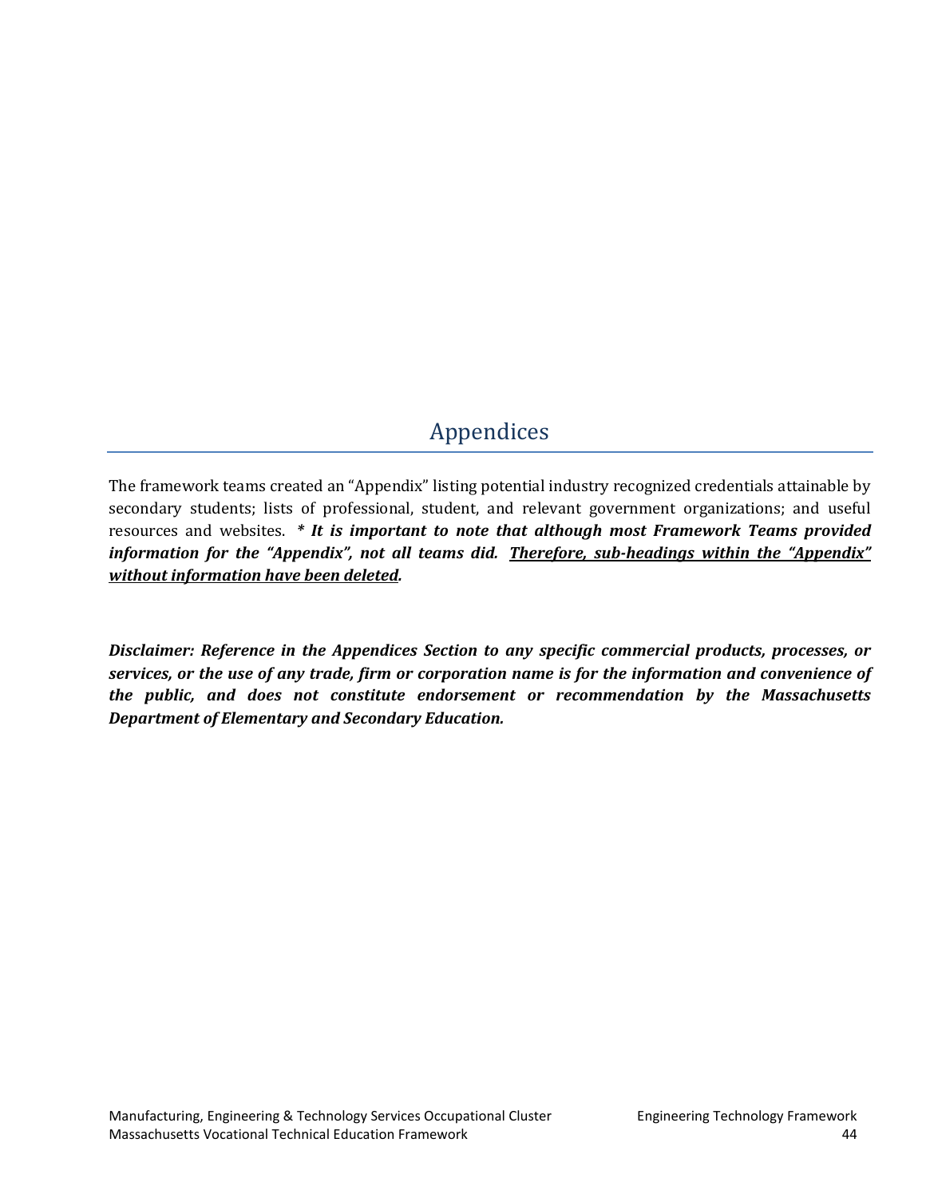# Appendices

The framework teams created an "Appendix" listing potential industry recognized credentials attainable by secondary students; lists of professional, student, and relevant government organizations; and useful resources and websites. ***\* It is important to note that although most Framework Teams provided information for the "Appendix", not all teams did. <u>Therefore, sub-headings within the "Appendix" without information have been deleted</u>.***

***Disclaimer: Reference in the Appendices Section to any specific commercial products, processes, or services, or the use of any trade, firm or corporation name is for the information and convenience of the public, and does not constitute endorsement or recommendation by the Massachusetts Department of Elementary and Secondary Education.***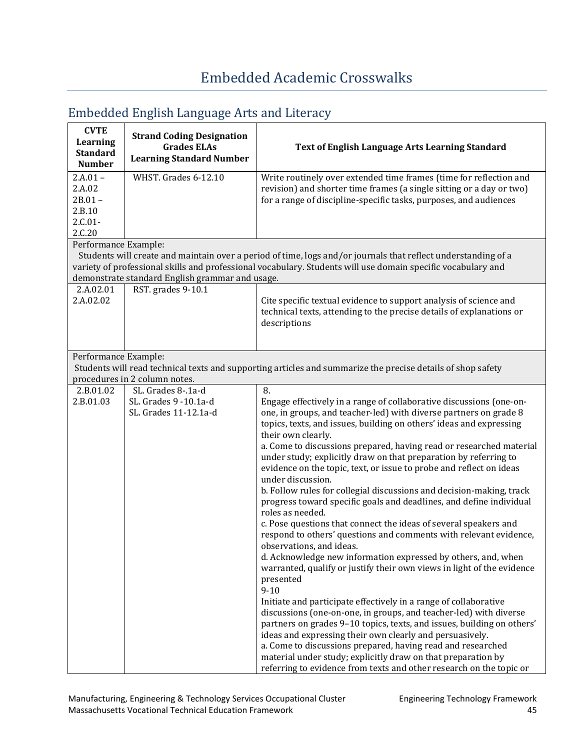# Embedded Academic Crosswalks

## Embedded English Language Arts and Literacy

| CVTE Learning Standard Number | Strand Coding Designation Grades ELAs Learning Standard Number | Text of English Language Arts Learning Standard |
|---|---|---|
| 2.A.01 – 2.A.02 2B.01 – 2.B.10 2.C.01- 2.C.20 | WHST. Grades 6-12.10 | Write routinely over extended time frames (time for reflection and revision) and shorter time frames (a single sitting or a day or two) for a range of discipline-specific tasks, purposes, and audiences |
| Performance Example: Students will create and maintain over a period of time, logs and/or journals that reflect understanding of a variety of professional skills and professional vocabulary. Students will use domain specific vocabulary and demonstrate standard English grammar and usage. | | |
| 2.A.02.01 2.A.02.02 | RST. grades 9-10.1 | Cite specific textual evidence to support analysis of science and technical texts, attending to the precise details of explanations or descriptions |
| Performance Example: Students will read technical texts and supporting articles and summarize the precise details of shop safety procedures in 2 column notes. | | |
| 2.B.01.02 2.B.01.03 | SL. Grades 8-.1a-d SL. Grades 9 -10.1a-d SL. Grades 11-12.1a-d | 8. Engage effectively in a range of collaborative discussions (one-on-one, in groups, and teacher-led) with diverse partners on grade 8 topics, texts, and issues, building on others' ideas and expressing their own clearly. a. Come to discussions prepared, having read or researched material under study; explicitly draw on that preparation by referring to evidence on the topic, text, or issue to probe and reflect on ideas under discussion. b. Follow rules for collegial discussions and decision-making, track progress toward specific goals and deadlines, and define individual roles as needed. c. Pose questions that connect the ideas of several speakers and respond to others' questions and comments with relevant evidence, observations, and ideas. d. Acknowledge new information expressed by others, and, when warranted, qualify or justify their own views in light of the evidence presented 9-10 Initiate and participate effectively in a range of collaborative discussions (one-on-one, in groups, and teacher-led) with diverse partners on grades 9–10 topics, texts, and issues, building on others' ideas and expressing their own clearly and persuasively. a. Come to discussions prepared, having read and researched material under study; explicitly draw on that preparation by referring to evidence from texts and other research on the topic or |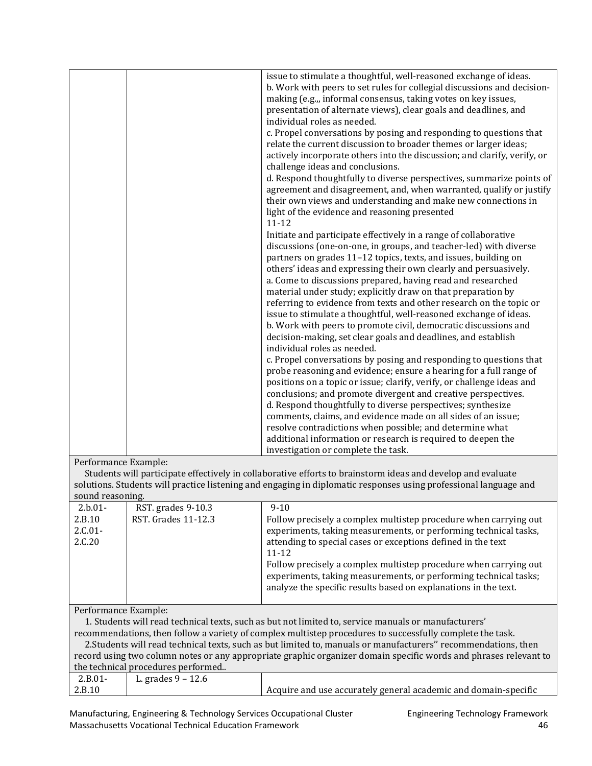| | | |
|---|---|---|
| | | issue to stimulate a thoughtful, well-reasoned exchange of ideas.<br>b. Work with peers to set rules for collegial discussions and decision-making (e.g.,, informal consensus, taking votes on key issues, presentation of alternate views), clear goals and deadlines, and individual roles as needed.<br>c. Propel conversations by posing and responding to questions that relate the current discussion to broader themes or larger ideas; actively incorporate others into the discussion; and clarify, verify, or challenge ideas and conclusions.<br>d. Respond thoughtfully to diverse perspectives, summarize points of agreement and disagreement, and, when warranted, qualify or justify their own views and understanding and make new connections in light of the evidence and reasoning presented<br>11-12<br>Initiate and participate effectively in a range of collaborative discussions (one-on-one, in groups, and teacher-led) with diverse partners on grades 11–12 topics, texts, and issues, building on others' ideas and expressing their own clearly and persuasively.<br>a. Come to discussions prepared, having read and researched material under study; explicitly draw on that preparation by referring to evidence from texts and other research on the topic or issue to stimulate a thoughtful, well-reasoned exchange of ideas.<br>b. Work with peers to promote civil, democratic discussions and decision-making, set clear goals and deadlines, and establish individual roles as needed.<br>c. Propel conversations by posing and responding to questions that probe reasoning and evidence; ensure a hearing for a full range of positions on a topic or issue; clarify, verify, or challenge ideas and conclusions; and promote divergent and creative perspectives.<br>d. Respond thoughtfully to diverse perspectives; synthesize comments, claims, and evidence made on all sides of an issue; resolve contradictions when possible; and determine what additional information or research is required to deepen the investigation or complete the task. |
| Performance Example:<br>Students will participate effectively in collaborative efforts to brainstorm ideas and develop and evaluate solutions. Students will practice listening and engaging in diplomatic responses using professional language and sound reasoning. | | |
| 2.b.01-2.B.10<br>2.C.01-2.C.20 | RST. grades 9-10.3<br>RST. Grades 11-12.3 | 9-10<br>Follow precisely a complex multistep procedure when carrying out experiments, taking measurements, or performing technical tasks, attending to special cases or exceptions defined in the text<br>11-12<br>Follow precisely a complex multistep procedure when carrying out experiments, taking measurements, or performing technical tasks; analyze the specific results based on explanations in the text. |
| Performance Example:<br>1. Students will read technical texts, such as but not limited to, service manuals or manufacturers' recommendations, then follow a variety of complex multistep procedures to successfully complete the task.<br>2.Students will read technical texts, such as but limited to, manuals or manufacturers'' recommendations, then record using two column notes or any appropriate graphic organizer domain specific words and phrases relevant to the technical procedures performed.. | | |
| 2.B.01-2.B.10 | L. grades 9 – 12.6 | Acquire and use accurately general academic and domain-specific |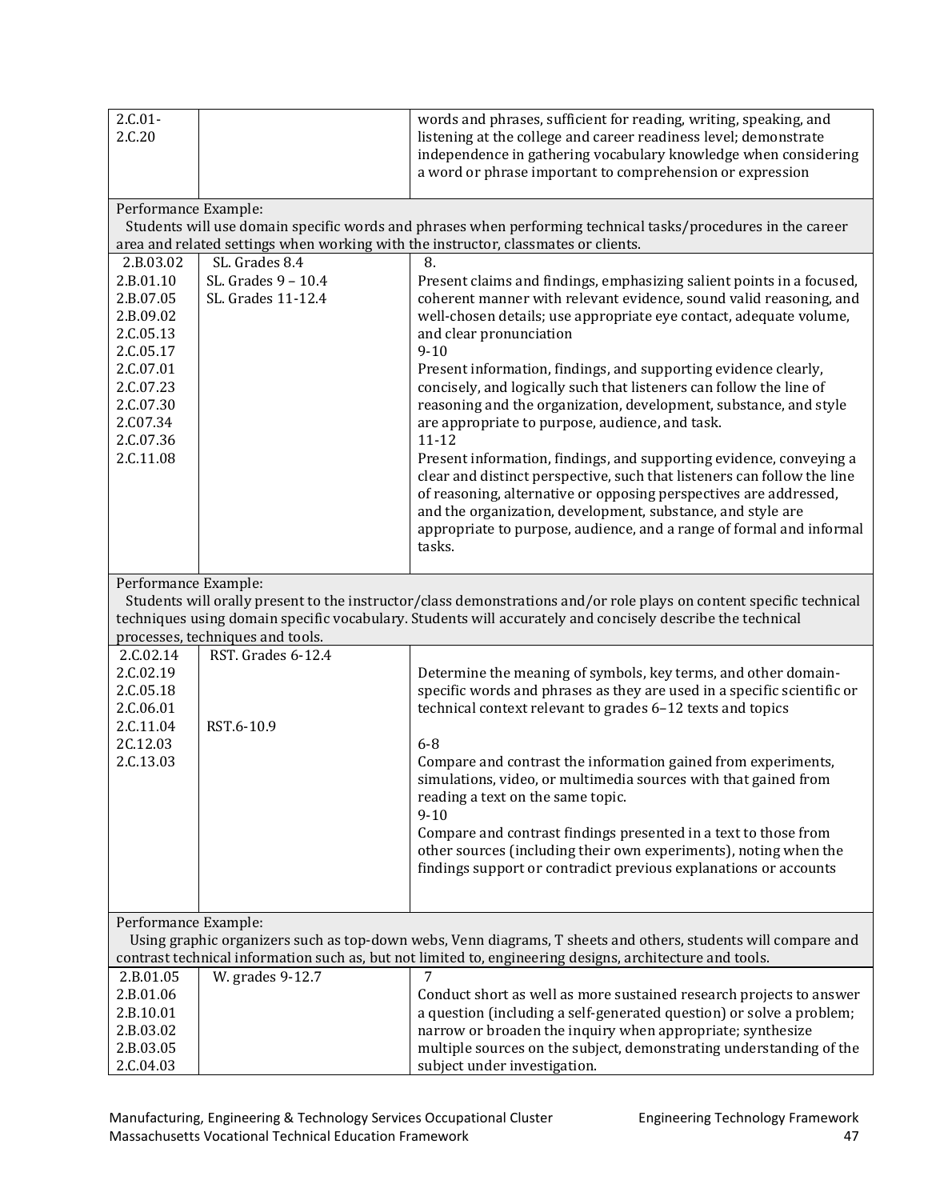| | | |
|---|---|---|
| 2.C.01-<br>2.C.20 | | words and phrases, sufficient for reading, writing, speaking, and listening at the college and career readiness level; demonstrate independence in gathering vocabulary knowledge when considering a word or phrase important to comprehension or expression |
| Performance Example:<br>Students will use domain specific words and phrases when performing technical tasks/procedures in the career area and related settings when working with the instructor, classmates or clients. | | |
| 2.B.03.02<br>2.B.01.10<br>2.B.07.05<br>2.B.09.02<br>2.C.05.13<br>2.C.05.17<br>2.C.07.01<br>2.C.07.23<br>2.C.07.30<br>2.C07.34<br>2.C.07.36<br>2.C.11.08 | SL. Grades 8.4<br>SL. Grades 9 – 10.4<br>SL. Grades 11-12.4 | 8.<br>Present claims and findings, emphasizing salient points in a focused, coherent manner with relevant evidence, sound valid reasoning, and well-chosen details; use appropriate eye contact, adequate volume, and clear pronunciation<br>9-10<br>Present information, findings, and supporting evidence clearly, concisely, and logically such that listeners can follow the line of reasoning and the organization, development, substance, and style are appropriate to purpose, audience, and task.<br>11-12<br>Present information, findings, and supporting evidence, conveying a clear and distinct perspective, such that listeners can follow the line of reasoning, alternative or opposing perspectives are addressed, and the organization, development, substance, and style are appropriate to purpose, audience, and a range of formal and informal tasks. |
| Performance Example:<br>Students will orally present to the instructor/class demonstrations and/or role plays on content specific technical techniques using domain specific vocabulary. Students will accurately and concisely describe the technical processes, techniques and tools. | | |
| 2.C.02.14<br>2.C.02.19<br>2.C.05.18<br>2.C.06.01<br>2.C.11.04<br>2C.12.03<br>2.C.13.03 | RST. Grades 6-12.4<br><br><br><br>RST.6-10.9 | Determine the meaning of symbols, key terms, and other domain-specific words and phrases as they are used in a specific scientific or technical context relevant to grades 6–12 texts and topics<br><br>6-8<br>Compare and contrast the information gained from experiments, simulations, video, or multimedia sources with that gained from reading a text on the same topic.<br>9-10<br>Compare and contrast findings presented in a text to those from other sources (including their own experiments), noting when the findings support or contradict previous explanations or accounts |
| Performance Example:<br>Using graphic organizers such as top-down webs, Venn diagrams, T sheets and others, students will compare and contrast technical information such as, but not limited to, engineering designs, architecture and tools. | | |
| 2.B.01.05<br>2.B.01.06<br>2.B.10.01<br>2.B.03.02<br>2.B.03.05<br>2.C.04.03 | W. grades 9-12.7 | 7<br>Conduct short as well as more sustained research projects to answer a question (including a self-generated question) or solve a problem; narrow or broaden the inquiry when appropriate; synthesize multiple sources on the subject, demonstrating understanding of the subject under investigation. |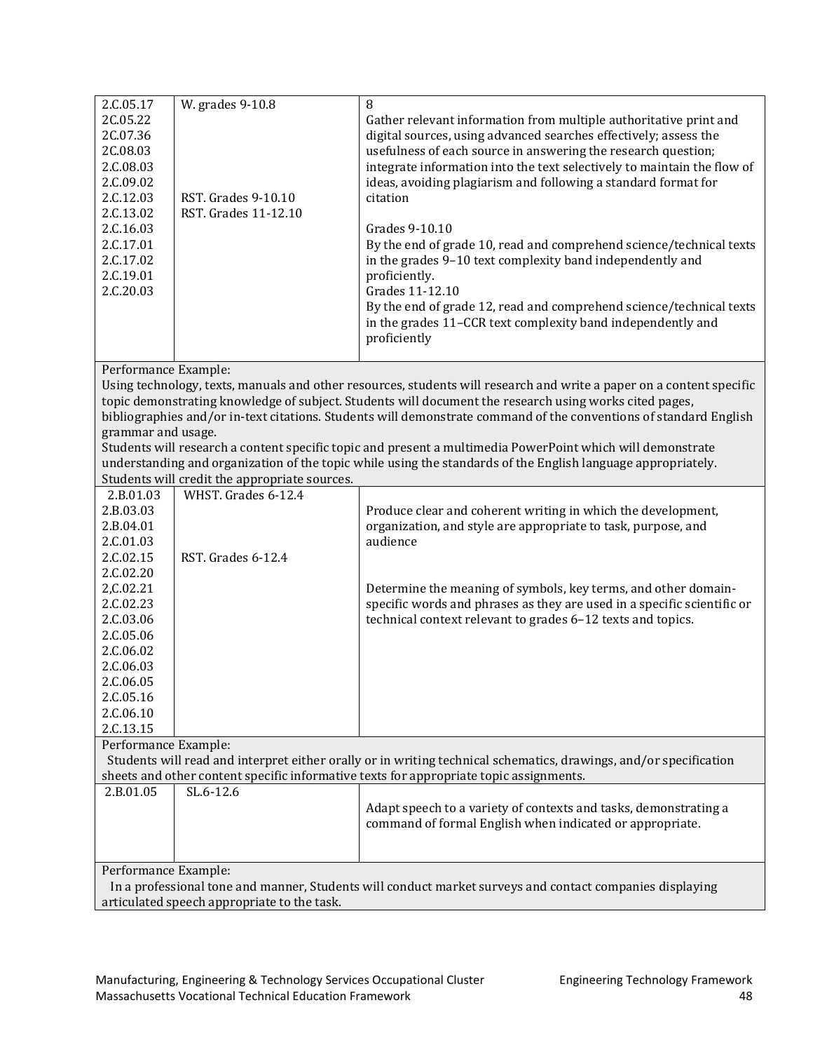| | | |
|---|---|---|
| 2.C.05.17<br>2C.05.22<br>2C.07.36<br>2C.08.03<br>2.C.08.03<br>2.C.09.02<br>2.C.12.03<br>2.C.13.02<br>2.C.16.03<br>2.C.17.01<br>2.C.17.02<br>2.C.19.01<br>2.C.20.03 | W. grades 9-10.8<br><br><br><br><br><br>RST. Grades 9-10.10<br>RST. Grades 11-12.10 | 8<br>Gather relevant information from multiple authoritative print and digital sources, using advanced searches effectively; assess the usefulness of each source in answering the research question; integrate information into the text selectively to maintain the flow of ideas, avoiding plagiarism and following a standard format for citation<br><br>Grades 9-10.10<br>By the end of grade 10, read and comprehend science/technical texts in the grades 9–10 text complexity band independently and proficiently.<br>Grades 11-12.10<br>By the end of grade 12, read and comprehend science/technical texts in the grades 11–CCR text complexity band independently and proficiently |
| Performance Example:<br>Using technology, texts, manuals and other resources, students will research and write a paper on a content specific topic demonstrating knowledge of subject. Students will document the research using works cited pages, bibliographies and/or in-text citations. Students will demonstrate command of the conventions of standard English grammar and usage.<br>Students will research a content specific topic and present a multimedia PowerPoint which will demonstrate understanding and organization of the topic while using the standards of the English language appropriately. Students will credit the appropriate sources. | | |
| 2.B.01.03<br>2.B.03.03<br>2.B.04.01<br>2.C.01.03<br>2.C.02.15<br>2.C.02.20<br>2,C.02.21<br>2.C.02.23<br>2.C.03.06<br>2.C.05.06<br>2.C.06.02<br>2.C.06.03<br>2.C.06.05<br>2.C.05.16<br>2.C.06.10<br>2.C.13.15 | WHST. Grades 6-12.4<br><br><br><br>RST. Grades 6-12.4 | Produce clear and coherent writing in which the development, organization, and style are appropriate to task, purpose, and audience<br><br>Determine the meaning of symbols, key terms, and other domain-specific words and phrases as they are used in a specific scientific or technical context relevant to grades 6–12 texts and topics. |
| Performance Example:<br>Students will read and interpret either orally or in writing technical schematics, drawings, and/or specification sheets and other content specific informative texts for appropriate topic assignments. | | |
| 2.B.01.05 | SL.6-12.6 | Adapt speech to a variety of contexts and tasks, demonstrating a command of formal English when indicated or appropriate. |
| Performance Example:<br>In a professional tone and manner, Students will conduct market surveys and contact companies displaying articulated speech appropriate to the task. | | |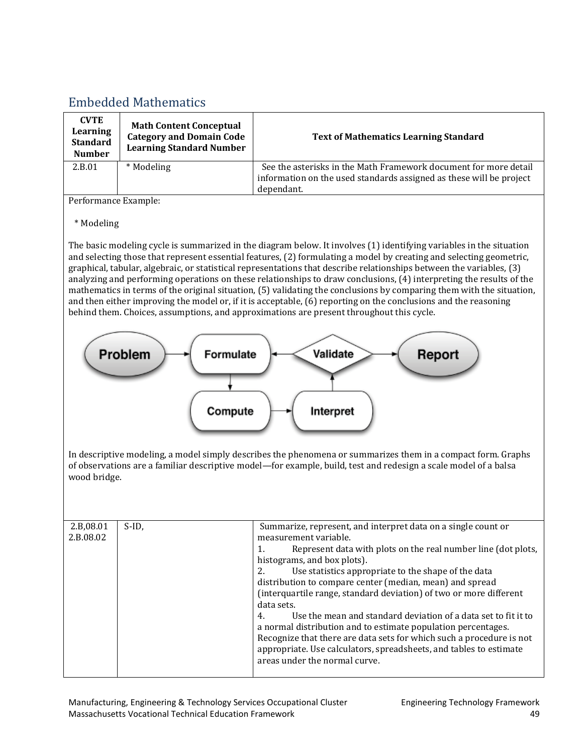## Embedded Mathematics

| CVTE Learning Standard Number | Math Content Conceptual Category and Domain Code Learning Standard Number | Text of Mathematics Learning Standard |
|---|---|---|
| 2.B.01 | * Modeling | See the asterisks in the Math Framework document for more detail information on the used standards assigned as these will be project dependant. |

Performance Example:

* Modeling

The basic modeling cycle is summarized in the diagram below. It involves (1) identifying variables in the situation and selecting those that represent essential features, (2) formulating a model by creating and selecting geometric, graphical, tabular, algebraic, or statistical representations that describe relationships between the variables, (3) analyzing and performing operations on these relationships to draw conclusions, (4) interpreting the results of the mathematics in terms of the original situation, (5) validating the conclusions by comparing them with the situation, and then either improving the model or, if it is acceptable, (6) reporting on the conclusions and the reasoning behind them. Choices, assumptions, and approximations are present throughout this cycle.

Problem → Formulate → Compute → Interpret → Validate → Report (Validate → Formulate)

In descriptive modeling, a model simply describes the phenomena or summarizes them in a compact form. Graphs of observations are a familiar descriptive model—for example, build, test and redesign a scale model of a balsa wood bridge.

| CVTE Learning Standard Number | Math Content Conceptual Category and Domain Code Learning Standard Number | Text of Mathematics Learning Standard |
|---|---|---|
| 2.B,08.01<br>2.B.08.02 | S-ID, | Summarize, represent, and interpret data on a single count or measurement variable.<br>1. Represent data with plots on the real number line (dot plots, histograms, and box plots).<br>2. Use statistics appropriate to the shape of the data distribution to compare center (median, mean) and spread (interquartile range, standard deviation) of two or more different data sets.<br>4. Use the mean and standard deviation of a data set to fit it to a normal distribution and to estimate population percentages. Recognize that there are data sets for which such a procedure is not appropriate. Use calculators, spreadsheets, and tables to estimate areas under the normal curve. |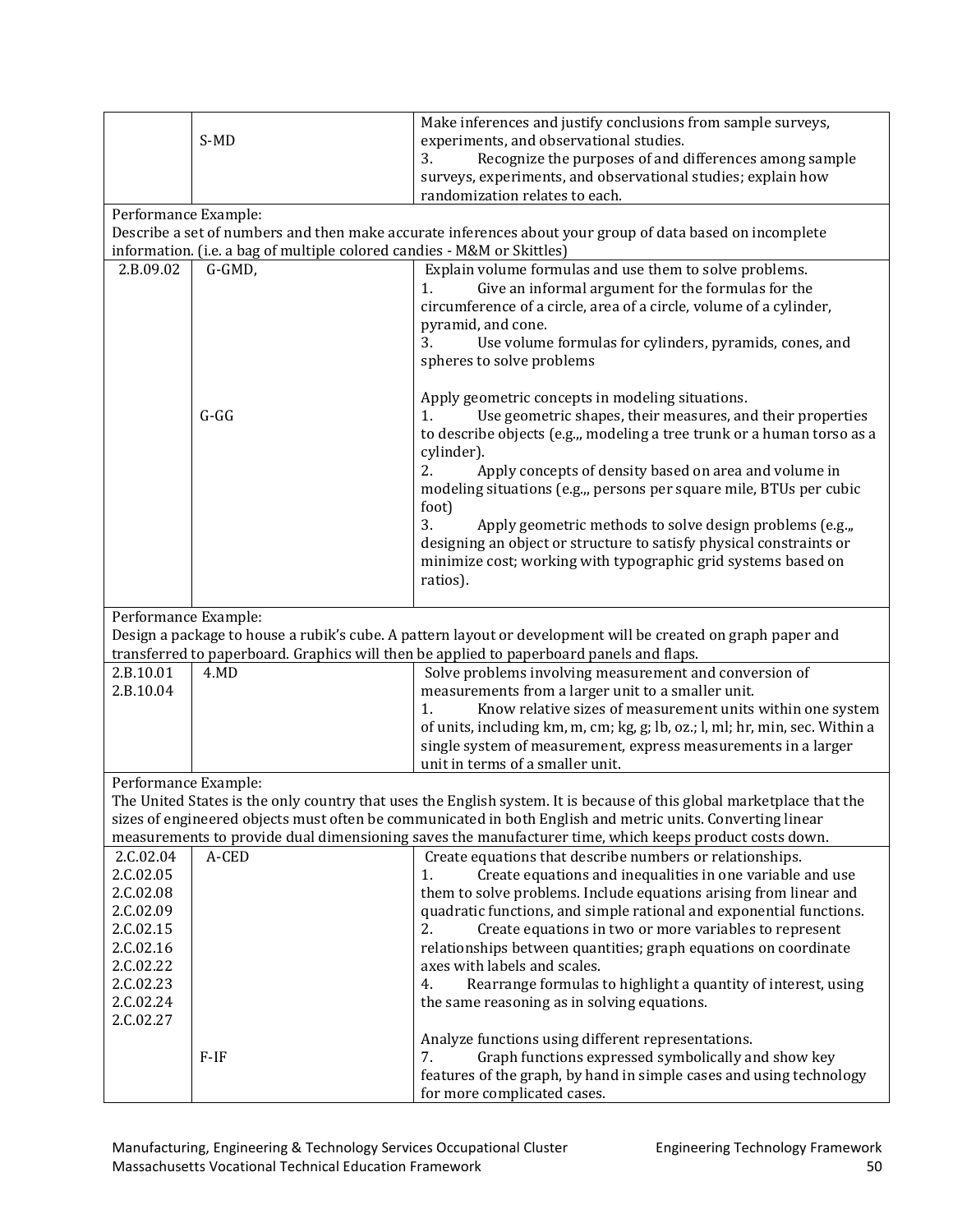| | | |
|---|---|---|
| | S-MD | Make inferences and justify conclusions from sample surveys, experiments, and observational studies.<br>3. Recognize the purposes of and differences among sample surveys, experiments, and observational studies; explain how randomization relates to each. |
| Performance Example:<br>Describe a set of numbers and then make accurate inferences about your group of data based on incomplete information. (i.e. a bag of multiple colored candies - M&M or Skittles) | | |
| 2.B.09.02 | G-GMD,<br><br><br><br><br><br><br>G-GG | Explain volume formulas and use them to solve problems.<br>1. Give an informal argument for the formulas for the circumference of a circle, area of a circle, volume of a cylinder, pyramid, and cone.<br>3. Use volume formulas for cylinders, pyramids, cones, and spheres to solve problems<br><br>Apply geometric concepts in modeling situations.<br>1. Use geometric shapes, their measures, and their properties to describe objects (e.g.,, modeling a tree trunk or a human torso as a cylinder).<br>2. Apply concepts of density based on area and volume in modeling situations (e.g.,, persons per square mile, BTUs per cubic foot)<br>3. Apply geometric methods to solve design problems (e.g.,, designing an object or structure to satisfy physical constraints or minimize cost; working with typographic grid systems based on ratios). |
| Performance Example:<br>Design a package to house a rubik's cube. A pattern layout or development will be created on graph paper and transferred to paperboard. Graphics will then be applied to paperboard panels and flaps. | | |
| 2.B.10.01<br>2.B.10.04 | 4.MD | Solve problems involving measurement and conversion of measurements from a larger unit to a smaller unit.<br>1. Know relative sizes of measurement units within one system of units, including km, m, cm; kg, g; lb, oz.; l, ml; hr, min, sec. Within a single system of measurement, express measurements in a larger unit in terms of a smaller unit. |
| Performance Example:<br>The United States is the only country that uses the English system. It is because of this global marketplace that the sizes of engineered objects must often be communicated in both English and metric units. Converting linear measurements to provide dual dimensioning saves the manufacturer time, which keeps product costs down. | | |
| 2.C.02.04<br>2.C.02.05<br>2.C.02.08<br>2.C.02.09<br>2.C.02.15<br>2.C.02.16<br>2.C.02.22<br>2.C.02.23<br>2.C.02.24<br>2.C.02.27 | A-CED<br><br><br><br><br><br><br><br><br><br><br>F-IF | Create equations that describe numbers or relationships.<br>1. Create equations and inequalities in one variable and use them to solve problems. Include equations arising from linear and quadratic functions, and simple rational and exponential functions.<br>2. Create equations in two or more variables to represent relationships between quantities; graph equations on coordinate axes with labels and scales.<br>4. Rearrange formulas to highlight a quantity of interest, using the same reasoning as in solving equations.<br><br>Analyze functions using different representations.<br>7. Graph functions expressed symbolically and show key features of the graph, by hand in simple cases and using technology for more complicated cases. |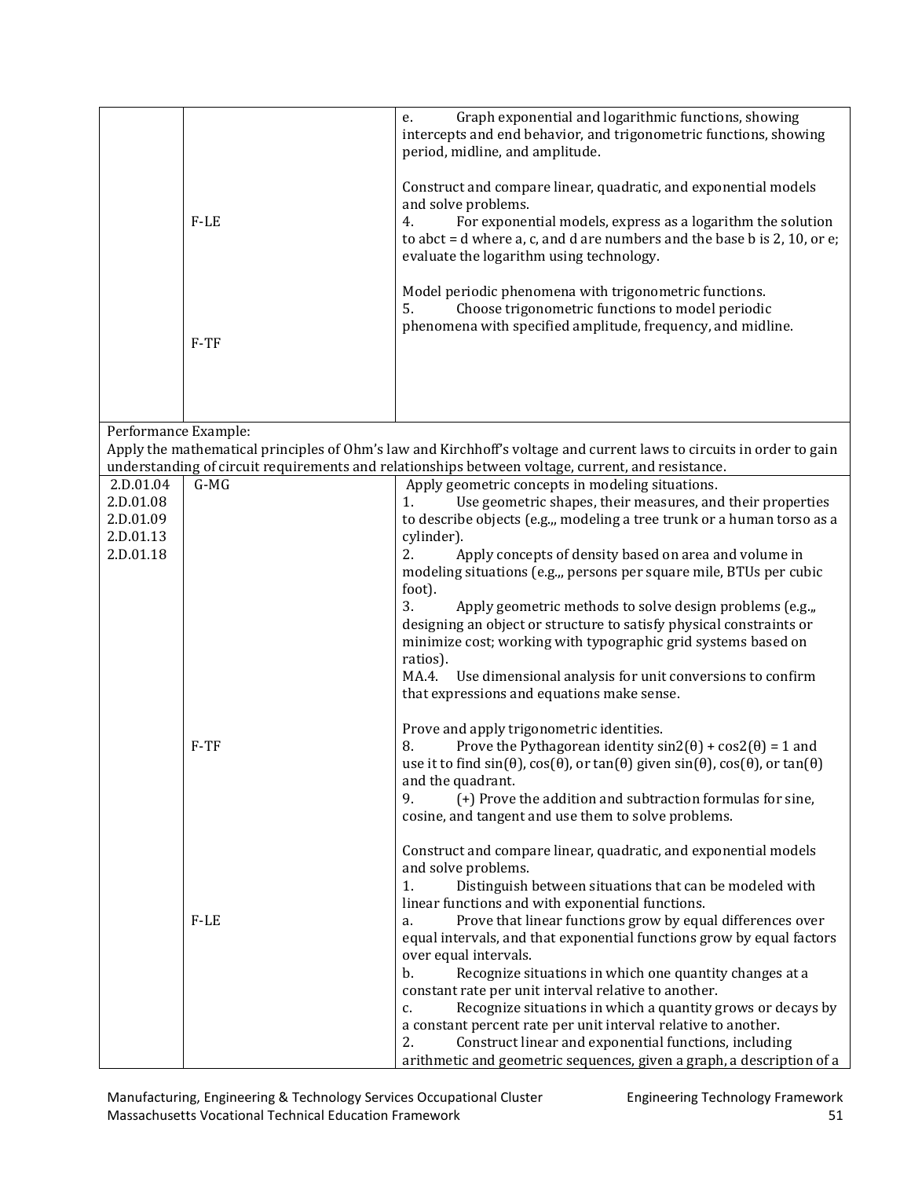| | | |
|---|---|---|
| | F-LE<br><br>F-TF | e. Graph exponential and logarithmic functions, showing intercepts and end behavior, and trigonometric functions, showing period, midline, and amplitude.<br><br>Construct and compare linear, quadratic, and exponential models and solve problems.<br>4. For exponential models, express as a logarithm the solution to abct = d where a, c, and d are numbers and the base b is 2, 10, or e; evaluate the logarithm using technology.<br><br>Model periodic phenomena with trigonometric functions.<br>5. Choose trigonometric functions to model periodic phenomena with specified amplitude, frequency, and midline. |
| Performance Example:<br>Apply the mathematical principles of Ohm's law and Kirchhoff's voltage and current laws to circuits in order to gain understanding of circuit requirements and relationships between voltage, current, and resistance. | | |
| 2.D.01.04<br>2.D.01.08<br>2.D.01.09<br>2.D.01.13<br>2.D.01.18 | G-MG<br><br><br><br><br><br><br><br><br><br><br>F-TF<br><br><br><br><br><br><br><br><br>F-LE | Apply geometric concepts in modeling situations.<br>1. Use geometric shapes, their measures, and their properties to describe objects (e.g.,, modeling a tree trunk or a human torso as a cylinder).<br>2. Apply concepts of density based on area and volume in modeling situations (e.g.,, persons per square mile, BTUs per cubic foot).<br>3. Apply geometric methods to solve design problems (e.g.,, designing an object or structure to satisfy physical constraints or minimize cost; working with typographic grid systems based on ratios).<br>MA.4. Use dimensional analysis for unit conversions to confirm that expressions and equations make sense.<br><br>Prove and apply trigonometric identities.<br>8. Prove the Pythagorean identity sin2(θ) + cos2(θ) = 1 and use it to find sin(θ), cos(θ), or tan(θ) given sin(θ), cos(θ), or tan(θ) and the quadrant.<br>9. (+) Prove the addition and subtraction formulas for sine, cosine, and tangent and use them to solve problems.<br><br>Construct and compare linear, quadratic, and exponential models and solve problems.<br>1. Distinguish between situations that can be modeled with linear functions and with exponential functions.<br>a. Prove that linear functions grow by equal differences over equal intervals, and that exponential functions grow by equal factors over equal intervals.<br>b. Recognize situations in which one quantity changes at a constant rate per unit interval relative to another.<br>c. Recognize situations in which a quantity grows or decays by a constant percent rate per unit interval relative to another.<br>2. Construct linear and exponential functions, including arithmetic and geometric sequences, given a graph, a description of a |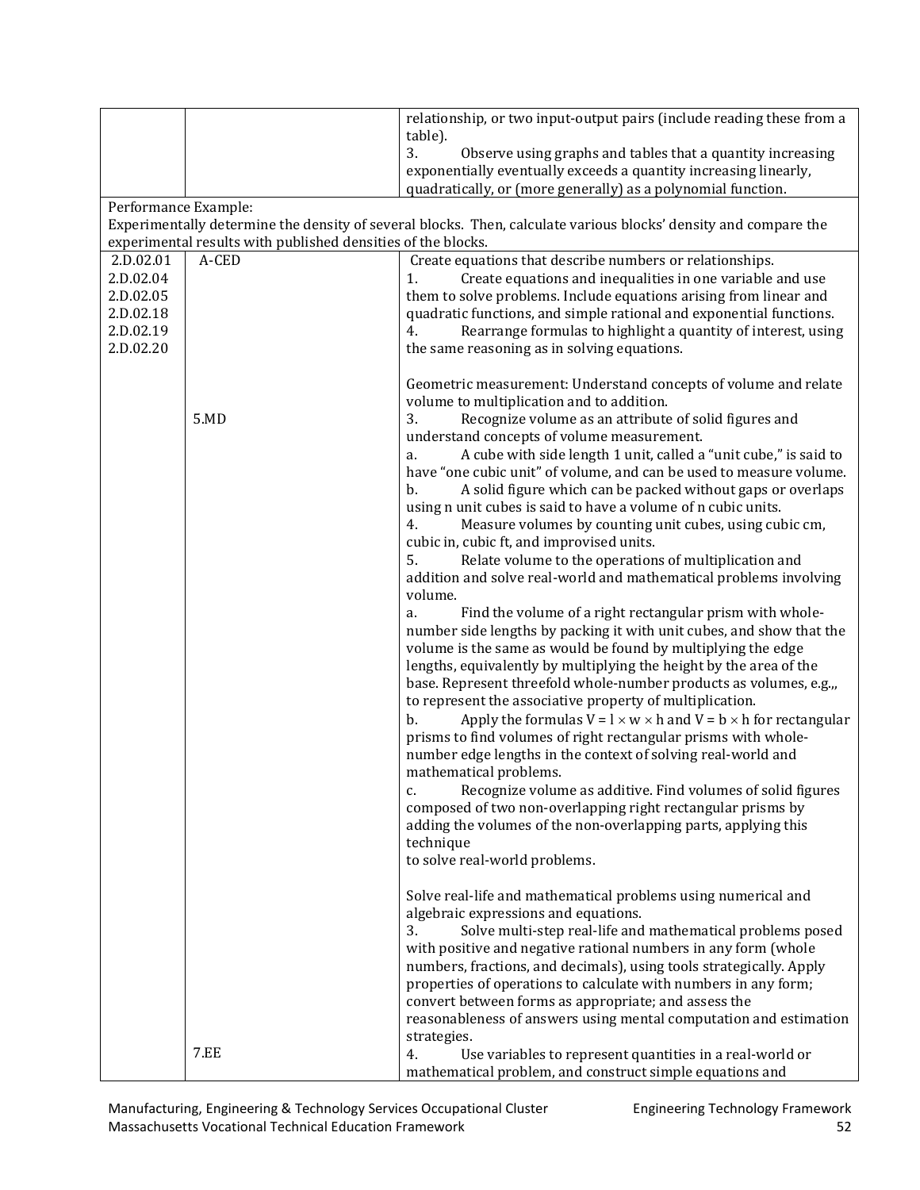| | | |
|---|---|---|
| | | relationship, or two input-output pairs (include reading these from a table).<br>3. Observe using graphs and tables that a quantity increasing exponentially eventually exceeds a quantity increasing linearly, quadratically, or (more generally) as a polynomial function. |
| Performance Example:<br>Experimentally determine the density of several blocks. Then, calculate various blocks' density and compare the experimental results with published densities of the blocks. | | |
| 2.D.02.01<br>2.D.02.04<br>2.D.02.05<br>2.D.02.18<br>2.D.02.19<br>2.D.02.20 | A-CED<br><br><br><br><br><br><br><br><br><br>5.MD<br><br><br><br><br><br><br><br><br><br><br><br><br><br><br><br><br><br><br><br><br><br><br><br><br><br><br><br><br><br><br><br><br><br>7.EE | Create equations that describe numbers or relationships.<br>1. Create equations and inequalities in one variable and use them to solve problems. Include equations arising from linear and quadratic functions, and simple rational and exponential functions.<br>4. Rearrange formulas to highlight a quantity of interest, using the same reasoning as in solving equations.<br><br>Geometric measurement: Understand concepts of volume and relate volume to multiplication and to addition.<br>3. Recognize volume as an attribute of solid figures and understand concepts of volume measurement.<br>a. A cube with side length 1 unit, called a "unit cube," is said to have "one cubic unit" of volume, and can be used to measure volume.<br>b. A solid figure which can be packed without gaps or overlaps using n unit cubes is said to have a volume of n cubic units.<br>4. Measure volumes by counting unit cubes, using cubic cm, cubic in, cubic ft, and improvised units.<br>5. Relate volume to the operations of multiplication and addition and solve real-world and mathematical problems involving volume.<br>a. Find the volume of a right rectangular prism with whole-number side lengths by packing it with unit cubes, and show that the volume is the same as would be found by multiplying the edge lengths, equivalently by multiplying the height by the area of the base. Represent threefold whole-number products as volumes, e.g.,, to represent the associative property of multiplication.<br>b. Apply the formulas $V = l \times w \times h$ and $V = b \times h$ for rectangular prisms to find volumes of right rectangular prisms with whole-number edge lengths in the context of solving real-world and mathematical problems.<br>c. Recognize volume as additive. Find volumes of solid figures composed of two non-overlapping right rectangular prisms by adding the volumes of the non-overlapping parts, applying this technique<br>to solve real-world problems.<br><br>Solve real-life and mathematical problems using numerical and algebraic expressions and equations.<br>3. Solve multi-step real-life and mathematical problems posed with positive and negative rational numbers in any form (whole numbers, fractions, and decimals), using tools strategically. Apply properties of operations to calculate with numbers in any form; convert between forms as appropriate; and assess the reasonableness of answers using mental computation and estimation strategies.<br>4. Use variables to represent quantities in a real-world or mathematical problem, and construct simple equations and |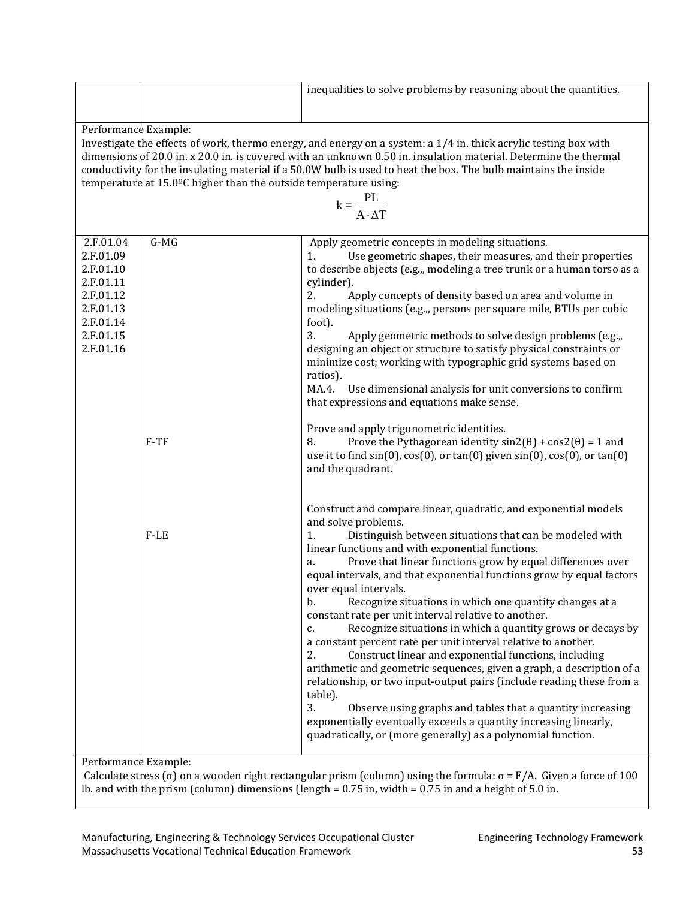| | | |
|---|---|---|
| | | inequalities to solve problems by reasoning about the quantities. |

Performance Example:
Investigate the effects of work, thermo energy, and energy on a system: a 1/4 in. thick acrylic testing box with dimensions of 20.0 in. x 20.0 in. is covered with an unknown 0.50 in. insulation material. Determine the thermal conductivity for the insulating material if a 50.0W bulb is used to heat the box. The bulb maintains the inside temperature at 15.0ºC higher than the outside temperature using:

$$k = \frac{PL}{A \cdot \Delta T}$$

| | | |
|---|---|---|
| 2.F.01.04<br>2.F.01.09<br>2.F.01.10<br>2.F.01.11<br>2.F.01.12<br>2.F.01.13<br>2.F.01.14<br>2.F.01.15<br>2.F.01.16 | G-MG<br><br><br><br><br><br><br><br><br><br><br><br><br><br>F-TF<br><br><br><br><br><br><br>F-LE | Apply geometric concepts in modeling situations.<br>1. Use geometric shapes, their measures, and their properties to describe objects (e.g.,, modeling a tree trunk or a human torso as a cylinder).<br>2. Apply concepts of density based on area and volume in modeling situations (e.g.,, persons per square mile, BTUs per cubic foot).<br>3. Apply geometric methods to solve design problems (e.g.,, designing an object or structure to satisfy physical constraints or minimize cost; working with typographic grid systems based on ratios).<br>MA.4. Use dimensional analysis for unit conversions to confirm that expressions and equations make sense.<br><br>Prove and apply trigonometric identities.<br>8. Prove the Pythagorean identity sin2(θ) + cos2(θ) = 1 and use it to find sin(θ), cos(θ), or tan(θ) given sin(θ), cos(θ), or tan(θ) and the quadrant.<br><br>Construct and compare linear, quadratic, and exponential models and solve problems.<br>1. Distinguish between situations that can be modeled with linear functions and with exponential functions.<br>a. Prove that linear functions grow by equal differences over equal intervals, and that exponential functions grow by equal factors over equal intervals.<br>b. Recognize situations in which one quantity changes at a constant rate per unit interval relative to another.<br>c. Recognize situations in which a quantity grows or decays by a constant percent rate per unit interval relative to another.<br>2. Construct linear and exponential functions, including arithmetic and geometric sequences, given a graph, a description of a relationship, or two input-output pairs (include reading these from a table).<br>3. Observe using graphs and tables that a quantity increasing exponentially eventually exceeds a quantity increasing linearly, quadratically, or (more generally) as a polynomial function. |

Performance Example:
Calculate stress (σ) on a wooden right rectangular prism (column) using the formula: σ = F/A. Given a force of 100 lb. and with the prism (column) dimensions (length = 0.75 in, width = 0.75 in and a height of 5.0 in.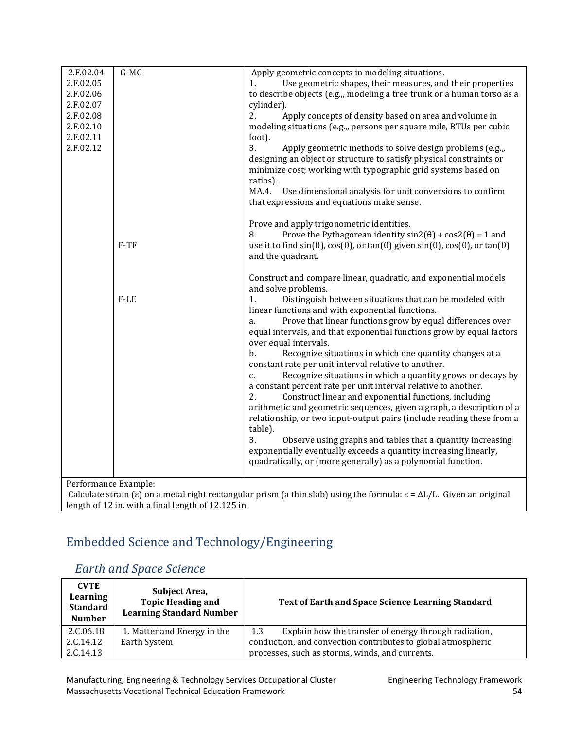| | | |
|---|---|---|
| 2.F.02.04<br>2.F.02.05<br>2.F.02.06<br>2.F.02.07<br>2.F.02.08<br>2.F.02.10<br>2.F.02.11<br>2.F.02.12 | G-MG<br><br><br><br><br><br><br><br><br><br><br><br><br><br><br>F-TF<br><br><br><br><br><br>F-LE | Apply geometric concepts in modeling situations.<br>1. Use geometric shapes, their measures, and their properties to describe objects (e.g.,, modeling a tree trunk or a human torso as a cylinder).<br>2. Apply concepts of density based on area and volume in modeling situations (e.g.,, persons per square mile, BTUs per cubic foot).<br>3. Apply geometric methods to solve design problems (e.g.,, designing an object or structure to satisfy physical constraints or minimize cost; working with typographic grid systems based on ratios).<br>MA.4. Use dimensional analysis for unit conversions to confirm that expressions and equations make sense.<br><br>Prove and apply trigonometric identities.<br>8. Prove the Pythagorean identity $\sin2(\theta) + \cos2(\theta) = 1$ and use it to find $\sin(\theta)$, $\cos(\theta)$, or $\tan(\theta)$ given $\sin(\theta)$, $\cos(\theta)$, or $\tan(\theta)$ and the quadrant.<br><br>Construct and compare linear, quadratic, and exponential models and solve problems.<br>1. Distinguish between situations that can be modeled with linear functions and with exponential functions.<br>a. Prove that linear functions grow by equal differences over equal intervals, and that exponential functions grow by equal factors over equal intervals.<br>b. Recognize situations in which one quantity changes at a constant rate per unit interval relative to another.<br>c. Recognize situations in which a quantity grows or decays by a constant percent rate per unit interval relative to another.<br>2. Construct linear and exponential functions, including arithmetic and geometric sequences, given a graph, a description of a relationship, or two input-output pairs (include reading these from a table).<br>3. Observe using graphs and tables that a quantity increasing exponentially eventually exceeds a quantity increasing linearly, quadratically, or (more generally) as a polynomial function. |
| Performance Example:<br>Calculate strain ($\varepsilon$) on a metal right rectangular prism (a thin slab) using the formula: $\varepsilon = \Delta L/L$. Given an original length of 12 in. with a final length of 12.125 in. | | |

## Embedded Science and Technology/Engineering

### *Earth and Space Science*

| CVTE Learning Standard Number | Subject Area, Topic Heading and Learning Standard Number | Text of Earth and Space Science Learning Standard |
|---|---|---|
| 2.C.06.18<br>2.C.14.12<br>2.C.14.13 | 1. Matter and Energy in the Earth System | 1.3 Explain how the transfer of energy through radiation, conduction, and convection contributes to global atmospheric processes, such as storms, winds, and currents. |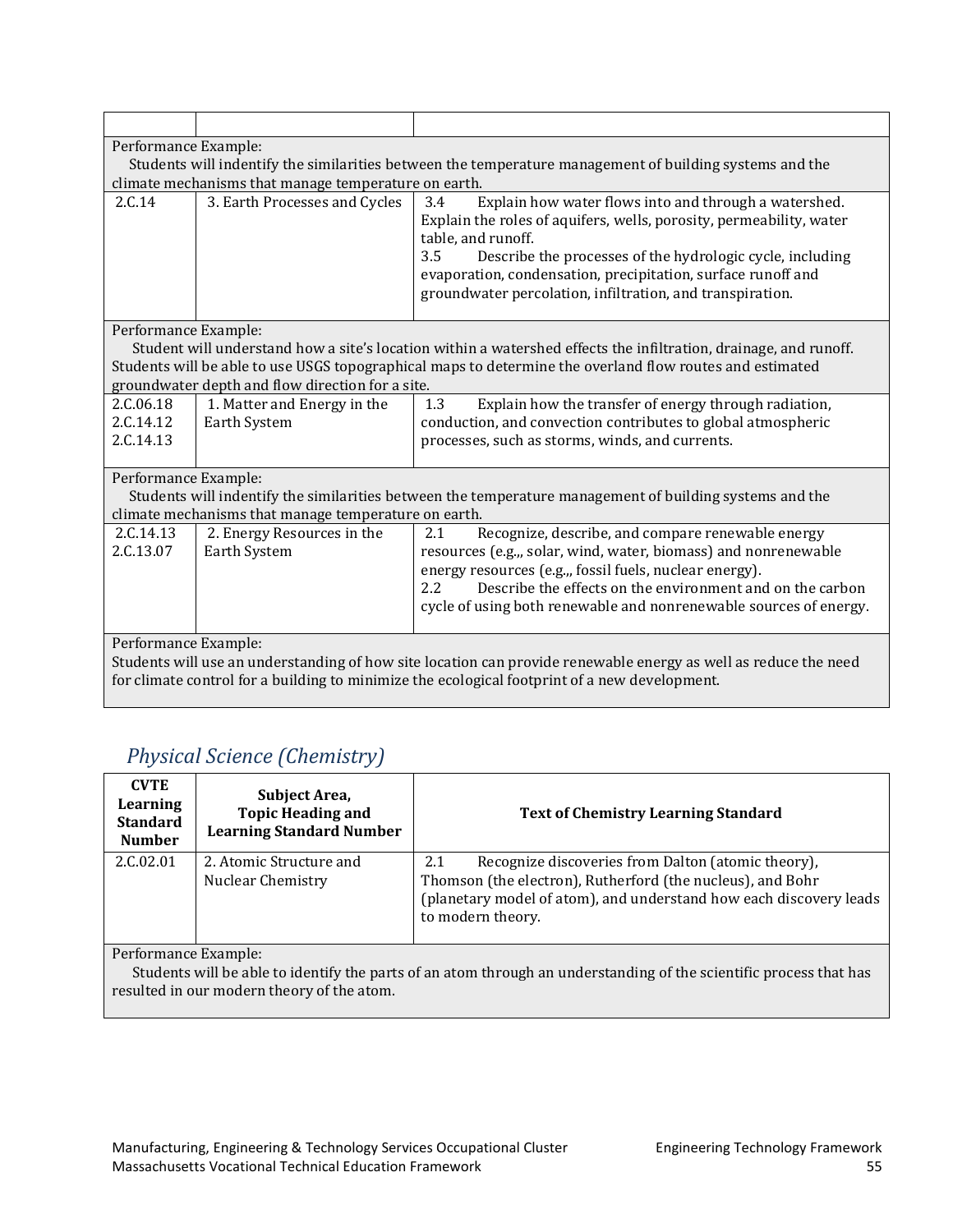| | | |
|---|---|---|
| **Performance Example:** Students will indentify the similarities between the temperature management of building systems and the climate mechanisms that manage temperature on earth. | | |
| 2.C.14 | 3. Earth Processes and Cycles | 3.4 Explain how water flows into and through a watershed. Explain the roles of aquifers, wells, porosity, permeability, water table, and runoff.<br>3.5 Describe the processes of the hydrologic cycle, including evaporation, condensation, precipitation, surface runoff and groundwater percolation, infiltration, and transpiration. |
| **Performance Example:** Student will understand how a site's location within a watershed effects the infiltration, drainage, and runoff. Students will be able to use USGS topographical maps to determine the overland flow routes and estimated groundwater depth and flow direction for a site. | | |
| 2.C.06.18<br>2.C.14.12<br>2.C.14.13 | 1. Matter and Energy in the Earth System | 1.3 Explain how the transfer of energy through radiation, conduction, and convection contributes to global atmospheric processes, such as storms, winds, and currents. |
| **Performance Example:** Students will indentify the similarities between the temperature management of building systems and the climate mechanisms that manage temperature on earth. | | |
| 2.C.14.13<br>2.C.13.07 | 2. Energy Resources in the Earth System | 2.1 Recognize, describe, and compare renewable energy resources (e.g.,, solar, wind, water, biomass) and nonrenewable energy resources (e.g.,, fossil fuels, nuclear energy).<br>2.2 Describe the effects on the environment and on the carbon cycle of using both renewable and nonrenewable sources of energy. |
| **Performance Example:** Students will use an understanding of how site location can provide renewable energy as well as reduce the need for climate control for a building to minimize the ecological footprint of a new development. | | |

## *Physical Science (Chemistry)*

| CVTE Learning Standard Number | Subject Area, Topic Heading and Learning Standard Number | Text of Chemistry Learning Standard |
|---|---|---|
| 2.C.02.01 | 2. Atomic Structure and Nuclear Chemistry | 2.1 Recognize discoveries from Dalton (atomic theory), Thomson (the electron), Rutherford (the nucleus), and Bohr (planetary model of atom), and understand how each discovery leads to modern theory. |
| **Performance Example:** Students will be able to identify the parts of an atom through an understanding of the scientific process that has resulted in our modern theory of the atom. | | |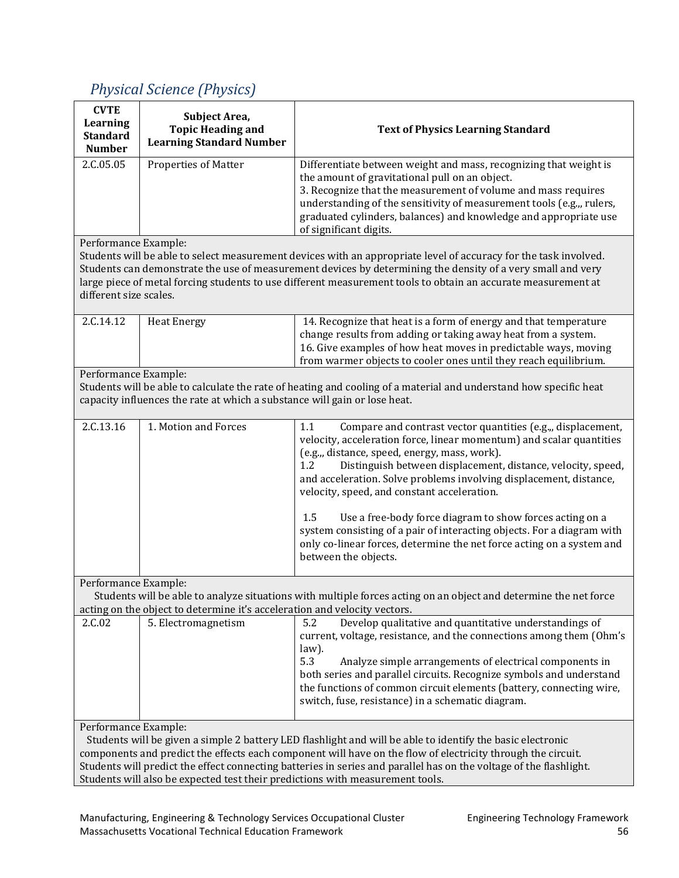## *Physical Science (Physics)*

| CVTE Learning Standard Number | Subject Area, Topic Heading and Learning Standard Number | Text of Physics Learning Standard |
|---|---|---|
| 2.C.05.05 | Properties of Matter | Differentiate between weight and mass, recognizing that weight is the amount of gravitational pull on an object.<br>3. Recognize that the measurement of volume and mass requires understanding of the sensitivity of measurement tools (e.g.,, rulers, graduated cylinders, balances) and knowledge and appropriate use of significant digits. |
| Performance Example:<br>Students will be able to select measurement devices with an appropriate level of accuracy for the task involved. Students can demonstrate the use of measurement devices by determining the density of a very small and very large piece of metal forcing students to use different measurement tools to obtain an accurate measurement at different size scales. | | |
| 2.C.14.12 | Heat Energy | 14. Recognize that heat is a form of energy and that temperature change results from adding or taking away heat from a system.<br>16. Give examples of how heat moves in predictable ways, moving from warmer objects to cooler ones until they reach equilibrium. |
| Performance Example:<br>Students will be able to calculate the rate of heating and cooling of a material and understand how specific heat capacity influences the rate at which a substance will gain or lose heat. | | |
| 2.C.13.16 | 1. Motion and Forces | 1.1 Compare and contrast vector quantities (e.g.,, displacement, velocity, acceleration force, linear momentum) and scalar quantities (e.g.,, distance, speed, energy, mass, work).<br>1.2 Distinguish between displacement, distance, velocity, speed, and acceleration. Solve problems involving displacement, distance, velocity, speed, and constant acceleration.<br><br>1.5 Use a free-body force diagram to show forces acting on a system consisting of a pair of interacting objects. For a diagram with only co-linear forces, determine the net force acting on a system and between the objects. |
| Performance Example:<br>Students will be able to analyze situations with multiple forces acting on an object and determine the net force acting on the object to determine it's acceleration and velocity vectors. | | |
| 2.C.02 | 5. Electromagnetism | 5.2 Develop qualitative and quantitative understandings of current, voltage, resistance, and the connections among them (Ohm's law).<br>5.3 Analyze simple arrangements of electrical components in both series and parallel circuits. Recognize symbols and understand the functions of common circuit elements (battery, connecting wire, switch, fuse, resistance) in a schematic diagram. |
| Performance Example:<br>Students will be given a simple 2 battery LED flashlight and will be able to identify the basic electronic components and predict the effects each component will have on the flow of electricity through the circuit. Students will predict the effect connecting batteries in series and parallel has on the voltage of the flashlight. Students will also be expected test their predictions with measurement tools. | | |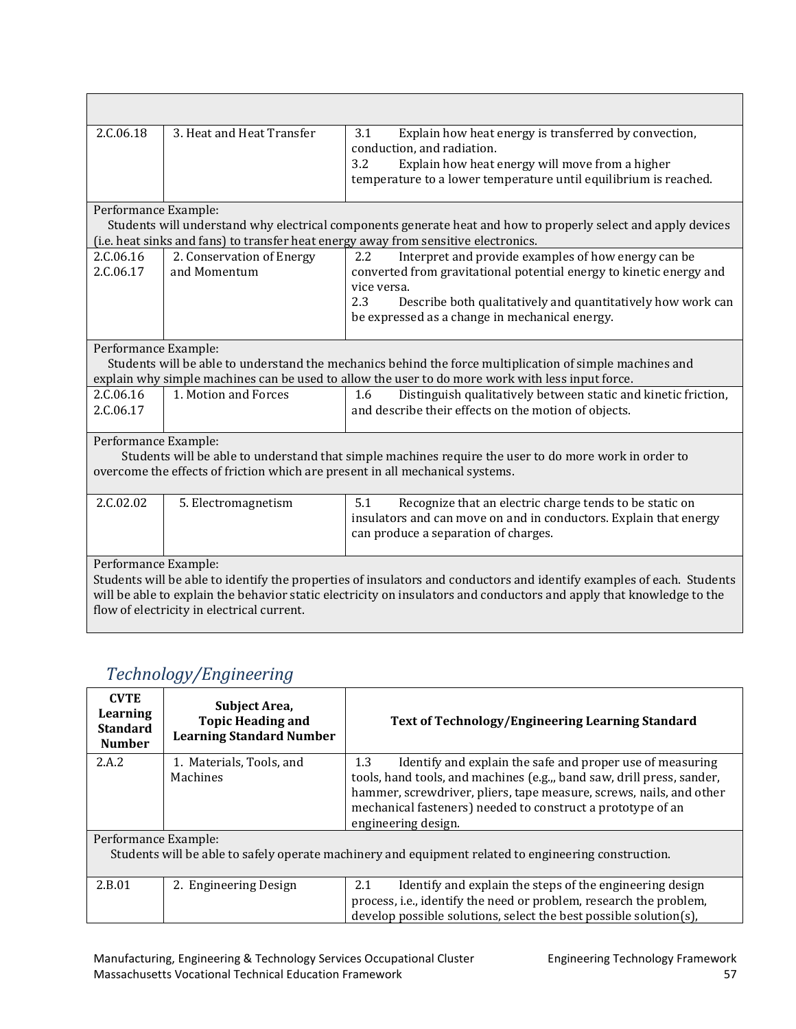| | | |
|---|---|---|
| 2.C.06.18 | 3. Heat and Heat Transfer | 3.1 Explain how heat energy is transferred by convection, conduction, and radiation.<br>3.2 Explain how heat energy will move from a higher temperature to a lower temperature until equilibrium is reached. |
| Performance Example:<br>Students will understand why electrical components generate heat and how to properly select and apply devices (i.e. heat sinks and fans) to transfer heat energy away from sensitive electronics. | | |
| 2.C.06.16<br>2.C.06.17 | 2. Conservation of Energy and Momentum | 2.2 Interpret and provide examples of how energy can be converted from gravitational potential energy to kinetic energy and vice versa.<br>2.3 Describe both qualitatively and quantitatively how work can be expressed as a change in mechanical energy. |
| Performance Example:<br>Students will be able to understand the mechanics behind the force multiplication of simple machines and explain why simple machines can be used to allow the user to do more work with less input force. | | |
| 2.C.06.16<br>2.C.06.17 | 1. Motion and Forces | 1.6 Distinguish qualitatively between static and kinetic friction, and describe their effects on the motion of objects. |
| Performance Example:<br>Students will be able to understand that simple machines require the user to do more work in order to overcome the effects of friction which are present in all mechanical systems. | | |
| 2.C.02.02 | 5. Electromagnetism | 5.1 Recognize that an electric charge tends to be static on insulators and can move on and in conductors. Explain that energy can produce a separation of charges. |
| Performance Example:<br>Students will be able to identify the properties of insulators and conductors and identify examples of each. Students will be able to explain the behavior static electricity on insulators and conductors and apply that knowledge to the flow of electricity in electrical current. | | |

## *Technology/Engineering*

| CVTE Learning Standard Number | Subject Area, Topic Heading and Learning Standard Number | Text of Technology/Engineering Learning Standard |
|---|---|---|
| 2.A.2 | 1. Materials, Tools, and Machines | 1.3 Identify and explain the safe and proper use of measuring tools, hand tools, and machines (e.g.,, band saw, drill press, sander, hammer, screwdriver, pliers, tape measure, screws, nails, and other mechanical fasteners) needed to construct a prototype of an engineering design. |
| Performance Example:<br>Students will be able to safely operate machinery and equipment related to engineering construction. | | |
| 2.B.01 | 2. Engineering Design | 2.1 Identify and explain the steps of the engineering design process, i.e., identify the need or problem, research the problem, develop possible solutions, select the best possible solution(s), |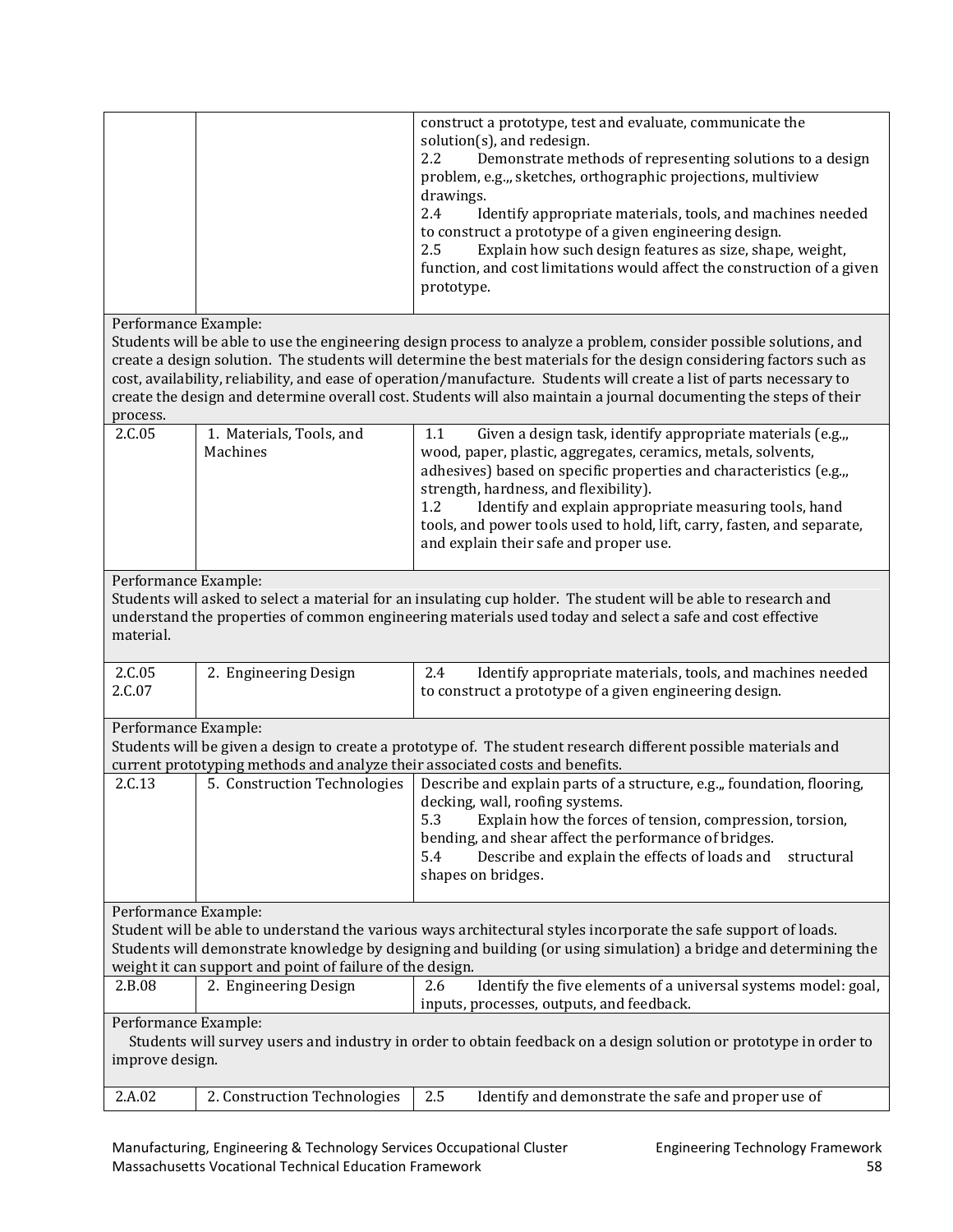| | | |
|---|---|---|
| | | construct a prototype, test and evaluate, communicate the solution(s), and redesign.<br>2.2 Demonstrate methods of representing solutions to a design problem, e.g.,, sketches, orthographic projections, multiview drawings.<br>2.4 Identify appropriate materials, tools, and machines needed to construct a prototype of a given engineering design.<br>2.5 Explain how such design features as size, shape, weight, function, and cost limitations would affect the construction of a given prototype. |
| Performance Example:<br>Students will be able to use the engineering design process to analyze a problem, consider possible solutions, and create a design solution. The students will determine the best materials for the design considering factors such as cost, availability, reliability, and ease of operation/manufacture. Students will create a list of parts necessary to create the design and determine overall cost. Students will also maintain a journal documenting the steps of their process. | | |
| 2.C.05 | 1. Materials, Tools, and Machines | 1.1 Given a design task, identify appropriate materials (e.g.,, wood, paper, plastic, aggregates, ceramics, metals, solvents, adhesives) based on specific properties and characteristics (e.g.,, strength, hardness, and flexibility).<br>1.2 Identify and explain appropriate measuring tools, hand tools, and power tools used to hold, lift, carry, fasten, and separate, and explain their safe and proper use. |
| Performance Example:<br>Students will asked to select a material for an insulating cup holder. The student will be able to research and understand the properties of common engineering materials used today and select a safe and cost effective material. | | |
| 2.C.05<br>2.C.07 | 2. Engineering Design | 2.4 Identify appropriate materials, tools, and machines needed to construct a prototype of a given engineering design. |
| Performance Example:<br>Students will be given a design to create a prototype of. The student research different possible materials and current prototyping methods and analyze their associated costs and benefits. | | |
| 2.C.13 | 5. Construction Technologies | Describe and explain parts of a structure, e.g.,, foundation, flooring, decking, wall, roofing systems.<br>5.3 Explain how the forces of tension, compression, torsion, bending, and shear affect the performance of bridges.<br>5.4 Describe and explain the effects of loads and structural shapes on bridges. |
| Performance Example:<br>Student will be able to understand the various ways architectural styles incorporate the safe support of loads. Students will demonstrate knowledge by designing and building (or using simulation) a bridge and determining the weight it can support and point of failure of the design. | | |
| 2.B.08 | 2. Engineering Design | 2.6 Identify the five elements of a universal systems model: goal, inputs, processes, outputs, and feedback. |
| Performance Example:<br>Students will survey users and industry in order to obtain feedback on a design solution or prototype in order to improve design. | | |
| 2.A.02 | 2. Construction Technologies | 2.5 Identify and demonstrate the safe and proper use of |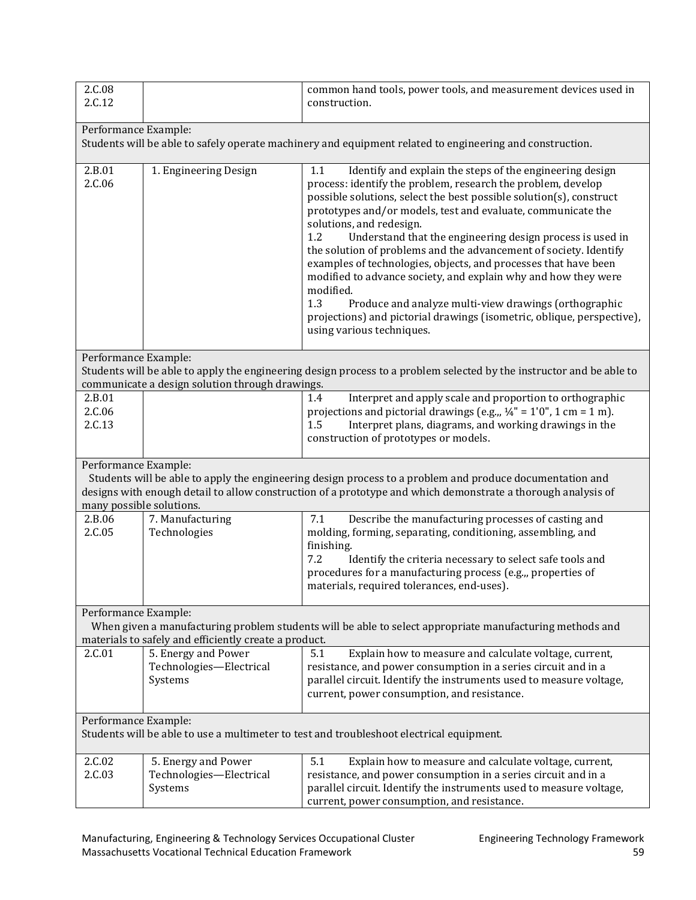| | | |
|---|---|---|
| 2.C.08<br>2.C.12 | | common hand tools, power tools, and measurement devices used in construction. |
| Performance Example:<br>Students will be able to safely operate machinery and equipment related to engineering and construction. | | |
| 2.B.01<br>2.C.06 | 1. Engineering Design | 1.1 Identify and explain the steps of the engineering design process: identify the problem, research the problem, develop possible solutions, select the best possible solution(s), construct prototypes and/or models, test and evaluate, communicate the solutions, and redesign.<br>1.2 Understand that the engineering design process is used in the solution of problems and the advancement of society. Identify examples of technologies, objects, and processes that have been modified to advance society, and explain why and how they were modified.<br>1.3 Produce and analyze multi-view drawings (orthographic projections) and pictorial drawings (isometric, oblique, perspective), using various techniques. |
| Performance Example:<br>Students will be able to apply the engineering design process to a problem selected by the instructor and be able to communicate a design solution through drawings. | | |
| 2.B.01<br>2.C.06<br>2.C.13 | | 1.4 Interpret and apply scale and proportion to orthographic projections and pictorial drawings (e.g.,, ¼" = 1'0", 1 cm = 1 m).<br>1.5 Interpret plans, diagrams, and working drawings in the construction of prototypes or models. |
| Performance Example:<br>Students will be able to apply the engineering design process to a problem and produce documentation and designs with enough detail to allow construction of a prototype and which demonstrate a thorough analysis of many possible solutions. | | |
| 2.B.06<br>2.C.05 | 7. Manufacturing Technologies | 7.1 Describe the manufacturing processes of casting and molding, forming, separating, conditioning, assembling, and finishing.<br>7.2 Identify the criteria necessary to select safe tools and procedures for a manufacturing process (e.g.,, properties of materials, required tolerances, end-uses). |
| Performance Example:<br>When given a manufacturing problem students will be able to select appropriate manufacturing methods and materials to safely and efficiently create a product. | | |
| 2.C.01 | 5. Energy and Power Technologies—Electrical Systems | 5.1 Explain how to measure and calculate voltage, current, resistance, and power consumption in a series circuit and in a parallel circuit. Identify the instruments used to measure voltage, current, power consumption, and resistance. |
| Performance Example:<br>Students will be able to use a multimeter to test and troubleshoot electrical equipment. | | |
| 2.C.02<br>2.C.03 | 5. Energy and Power Technologies—Electrical Systems | 5.1 Explain how to measure and calculate voltage, current, resistance, and power consumption in a series circuit and in a parallel circuit. Identify the instruments used to measure voltage, current, power consumption, and resistance. |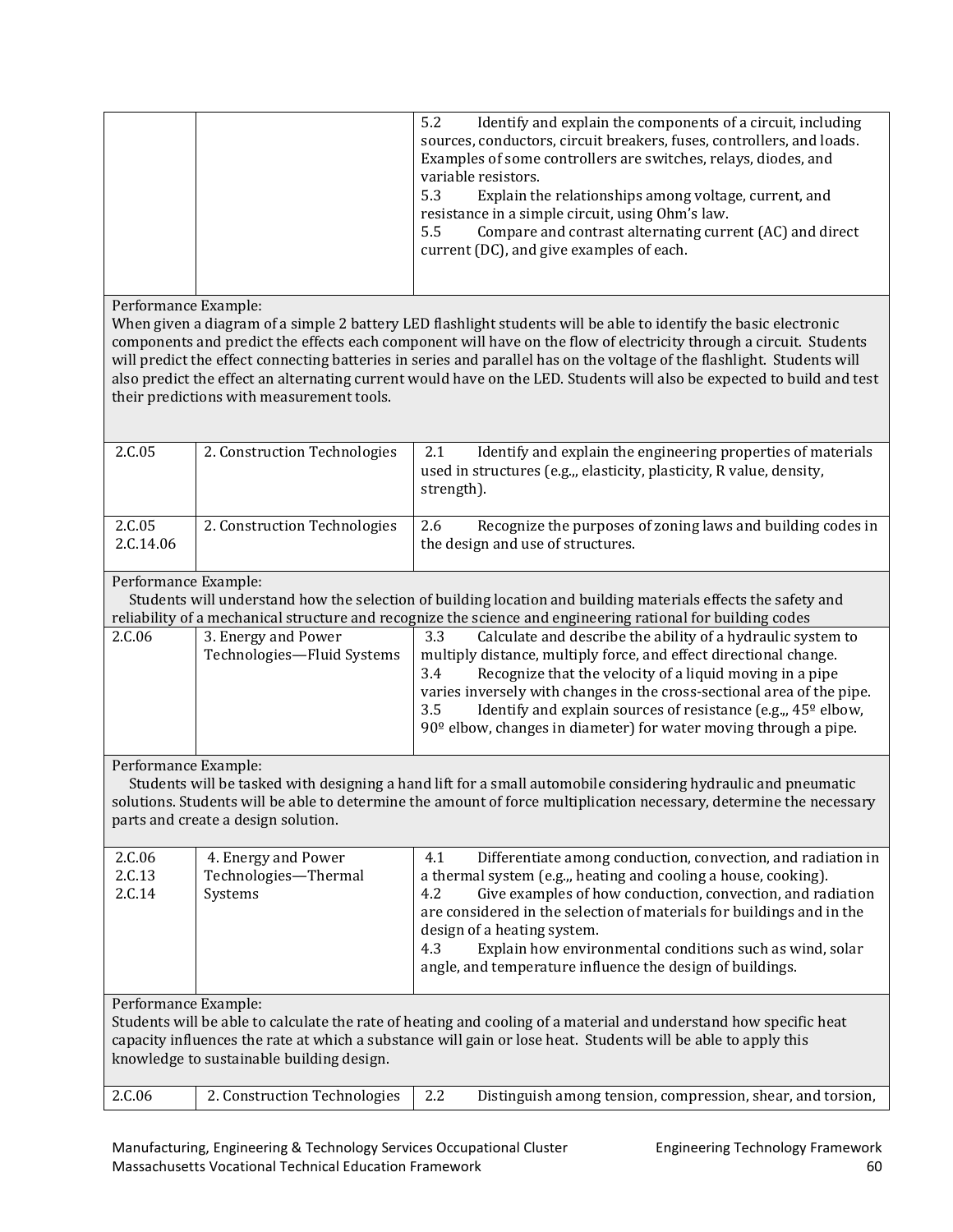| | | |
|---|---|---|
| | | 5.2 Identify and explain the components of a circuit, including sources, conductors, circuit breakers, fuses, controllers, and loads. Examples of some controllers are switches, relays, diodes, and variable resistors.<br>5.3 Explain the relationships among voltage, current, and resistance in a simple circuit, using Ohm's law.<br>5.5 Compare and contrast alternating current (AC) and direct current (DC), and give examples of each. |
| Performance Example:<br>When given a diagram of a simple 2 battery LED flashlight students will be able to identify the basic electronic components and predict the effects each component will have on the flow of electricity through a circuit. Students will predict the effect connecting batteries in series and parallel has on the voltage of the flashlight. Students will also predict the effect an alternating current would have on the LED. Students will also be expected to build and test their predictions with measurement tools. | | |
| 2.C.05 | 2. Construction Technologies | 2.1 Identify and explain the engineering properties of materials used in structures (e.g.,, elasticity, plasticity, R value, density, strength). |
| 2.C.05<br>2.C.14.06 | 2. Construction Technologies | 2.6 Recognize the purposes of zoning laws and building codes in the design and use of structures. |
| Performance Example:<br>Students will understand how the selection of building location and building materials effects the safety and reliability of a mechanical structure and recognize the science and engineering rational for building codes | | |
| 2.C.06 | 3. Energy and Power Technologies—Fluid Systems | 3.3 Calculate and describe the ability of a hydraulic system to multiply distance, multiply force, and effect directional change.<br>3.4 Recognize that the velocity of a liquid moving in a pipe varies inversely with changes in the cross-sectional area of the pipe.<br>3.5 Identify and explain sources of resistance (e.g.,, 45º elbow, 90º elbow, changes in diameter) for water moving through a pipe. |
| Performance Example:<br>Students will be tasked with designing a hand lift for a small automobile considering hydraulic and pneumatic solutions. Students will be able to determine the amount of force multiplication necessary, determine the necessary parts and create a design solution. | | |
| 2.C.06<br>2.C.13<br>2.C.14 | 4. Energy and Power Technologies—Thermal Systems | 4.1 Differentiate among conduction, convection, and radiation in a thermal system (e.g.,, heating and cooling a house, cooking).<br>4.2 Give examples of how conduction, convection, and radiation are considered in the selection of materials for buildings and in the design of a heating system.<br>4.3 Explain how environmental conditions such as wind, solar angle, and temperature influence the design of buildings. |
| Performance Example:<br>Students will be able to calculate the rate of heating and cooling of a material and understand how specific heat capacity influences the rate at which a substance will gain or lose heat. Students will be able to apply this knowledge to sustainable building design. | | |
| 2.C.06 | 2. Construction Technologies | 2.2 Distinguish among tension, compression, shear, and torsion, |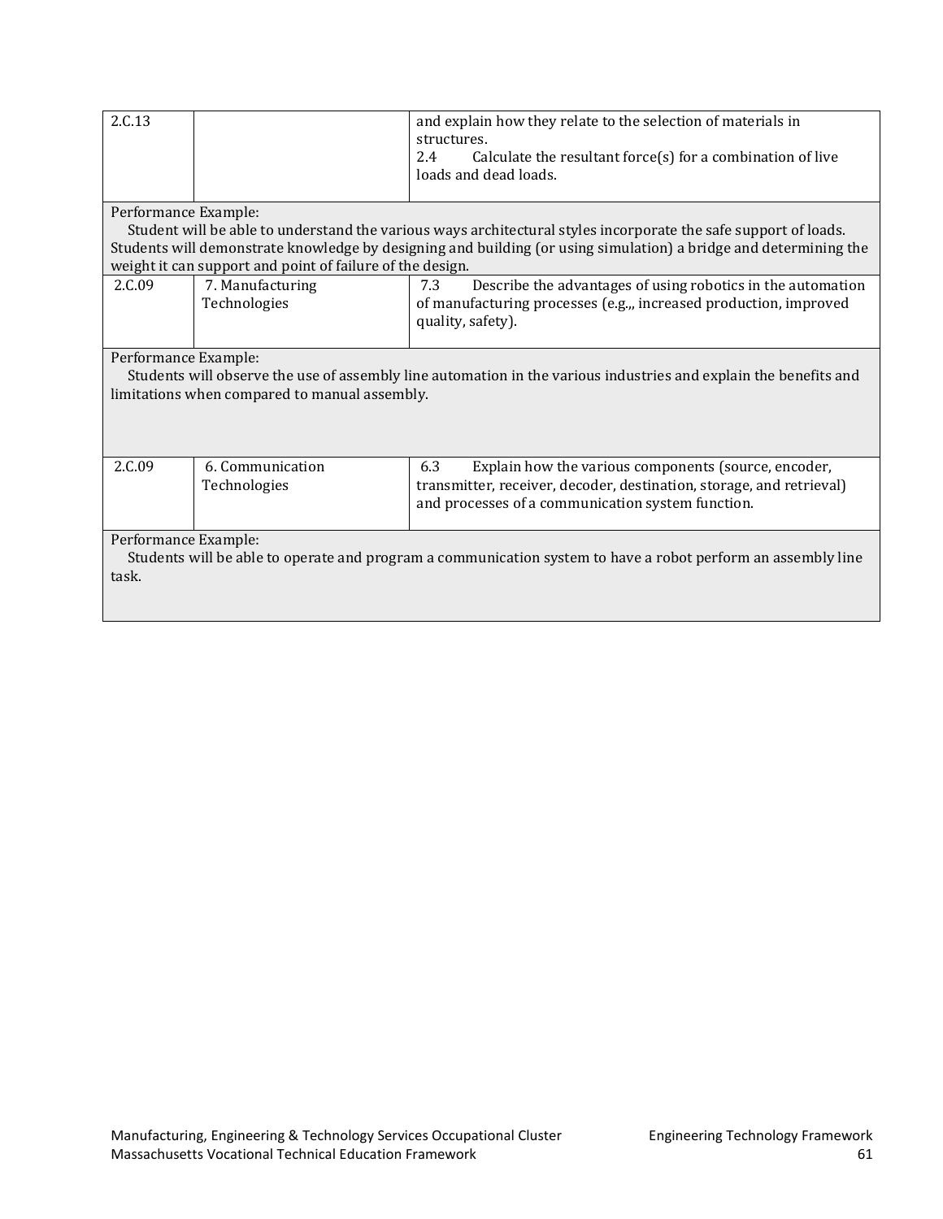| | | |
|---|---|---|
| 2.C.13 | | and explain how they relate to the selection of materials in structures.<br>2.4 Calculate the resultant force(s) for a combination of live loads and dead loads. |
| Performance Example:<br>Student will be able to understand the various ways architectural styles incorporate the safe support of loads. Students will demonstrate knowledge by designing and building (or using simulation) a bridge and determining the weight it can support and point of failure of the design. | | |
| 2.C.09 | 7. Manufacturing Technologies | 7.3 Describe the advantages of using robotics in the automation of manufacturing processes (e.g.,, increased production, improved quality, safety). |
| Performance Example:<br>Students will observe the use of assembly line automation in the various industries and explain the benefits and limitations when compared to manual assembly. | | |
| 2.C.09 | 6. Communication Technologies | 6.3 Explain how the various components (source, encoder, transmitter, receiver, decoder, destination, storage, and retrieval) and processes of a communication system function. |
| Performance Example:<br>Students will be able to operate and program a communication system to have a robot perform an assembly line task. | | |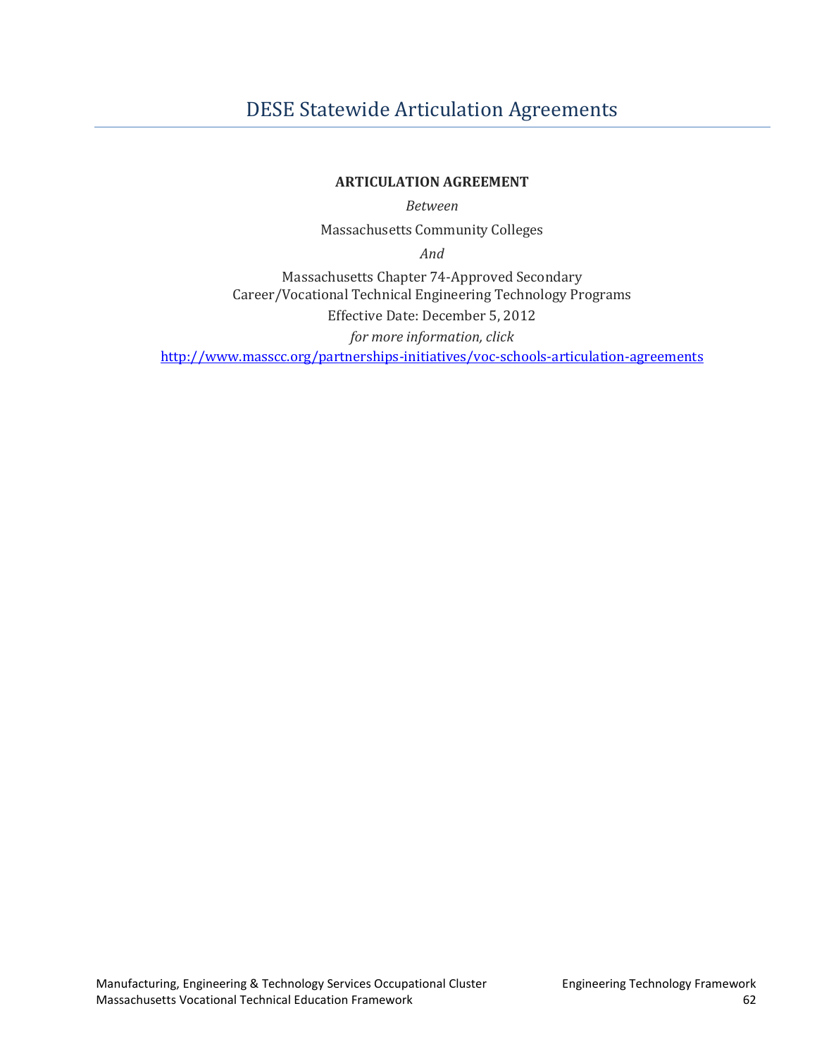# DESE Statewide Articulation Agreements

**ARTICULATION AGREEMENT**

*Between*

Massachusetts Community Colleges

*And*

Massachusetts Chapter 74-Approved Secondary
Career/Vocational Technical Engineering Technology Programs

Effective Date: December 5, 2012

*for more information, click*

[http://www.masscc.org/partnerships-initiatives/voc-schools-articulation-agreements](http://www.masscc.org/partnerships-initiatives/voc-schools-articulation-agreements)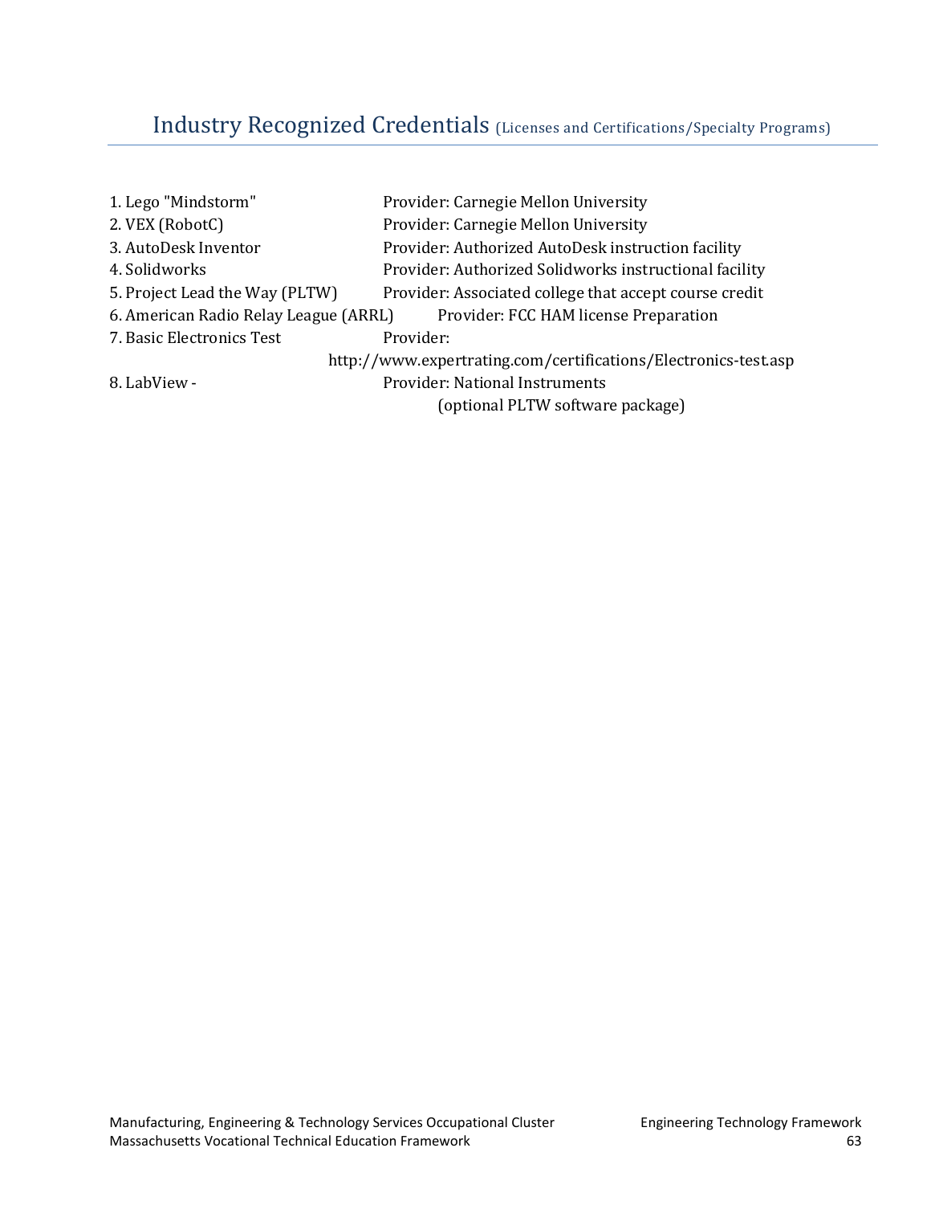## Industry Recognized Credentials (Licenses and Certifications/Specialty Programs)

1. Lego "Mindstorm" — Provider: Carnegie Mellon University
2. VEX (RobotC) — Provider: Carnegie Mellon University
3. AutoDesk Inventor — Provider: Authorized AutoDesk instruction facility
4. Solidworks — Provider: Authorized Solidworks instructional facility
5. Project Lead the Way (PLTW) — Provider: Associated college that accept course credit
6. American Radio Relay League (ARRL) — Provider: FCC HAM license Preparation
7. Basic Electronics Test — Provider: http://www.expertrating.com/certifications/Electronics-test.asp
8. LabView - — Provider: National Instruments (optional PLTW software package)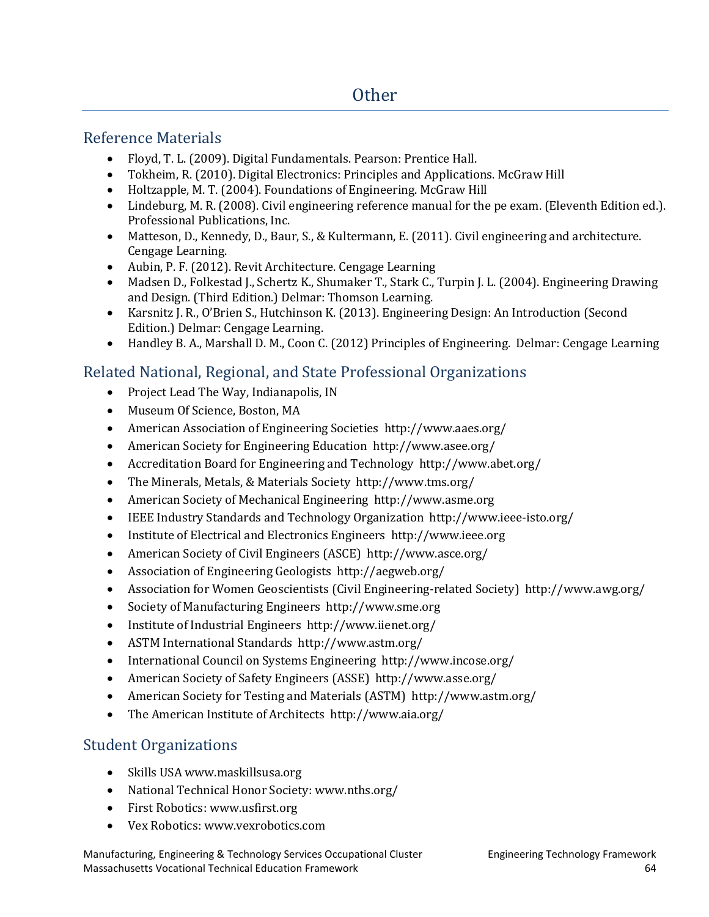# Other

## Reference Materials

- Floyd, T. L. (2009). Digital Fundamentals. Pearson: Prentice Hall.
- Tokheim, R. (2010). Digital Electronics: Principles and Applications. McGraw Hill
- Holtzapple, M. T. (2004). Foundations of Engineering. McGraw Hill
- Lindeburg, M. R. (2008). Civil engineering reference manual for the pe exam. (Eleventh Edition ed.). Professional Publications, Inc.
- Matteson, D., Kennedy, D., Baur, S., & Kultermann, E. (2011). Civil engineering and architecture. Cengage Learning.
- Aubin, P. F. (2012). Revit Architecture. Cengage Learning
- Madsen D., Folkestad J., Schertz K., Shumaker T., Stark C., Turpin J. L. (2004). Engineering Drawing and Design. (Third Edition.) Delmar: Thomson Learning.
- Karsnitz J. R., O'Brien S., Hutchinson K. (2013). Engineering Design: An Introduction (Second Edition.) Delmar: Cengage Learning.
- Handley B. A., Marshall D. M., Coon C. (2012) Principles of Engineering. Delmar: Cengage Learning

## Related National, Regional, and State Professional Organizations

- Project Lead The Way, Indianapolis, IN
- Museum Of Science, Boston, MA
- American Association of Engineering Societies http://www.aaes.org/
- American Society for Engineering Education http://www.asee.org/
- Accreditation Board for Engineering and Technology http://www.abet.org/
- The Minerals, Metals, & Materials Society http://www.tms.org/
- American Society of Mechanical Engineering http://www.asme.org
- IEEE Industry Standards and Technology Organization http://www.ieee-isto.org/
- Institute of Electrical and Electronics Engineers http://www.ieee.org
- American Society of Civil Engineers (ASCE) http://www.asce.org/
- Association of Engineering Geologists http://aegweb.org/
- Association for Women Geoscientists (Civil Engineering-related Society) http://www.awg.org/
- Society of Manufacturing Engineers http://www.sme.org
- Institute of Industrial Engineers http://www.iienet.org/
- ASTM International Standards http://www.astm.org/
- International Council on Systems Engineering http://www.incose.org/
- American Society of Safety Engineers (ASSE) http://www.asse.org/
- American Society for Testing and Materials (ASTM) http://www.astm.org/
- The American Institute of Architects http://www.aia.org/

## Student Organizations

- Skills USA www.maskillsusa.org
- National Technical Honor Society: www.nths.org/
- First Robotics: www.usfirst.org
- Vex Robotics: www.vexrobotics.com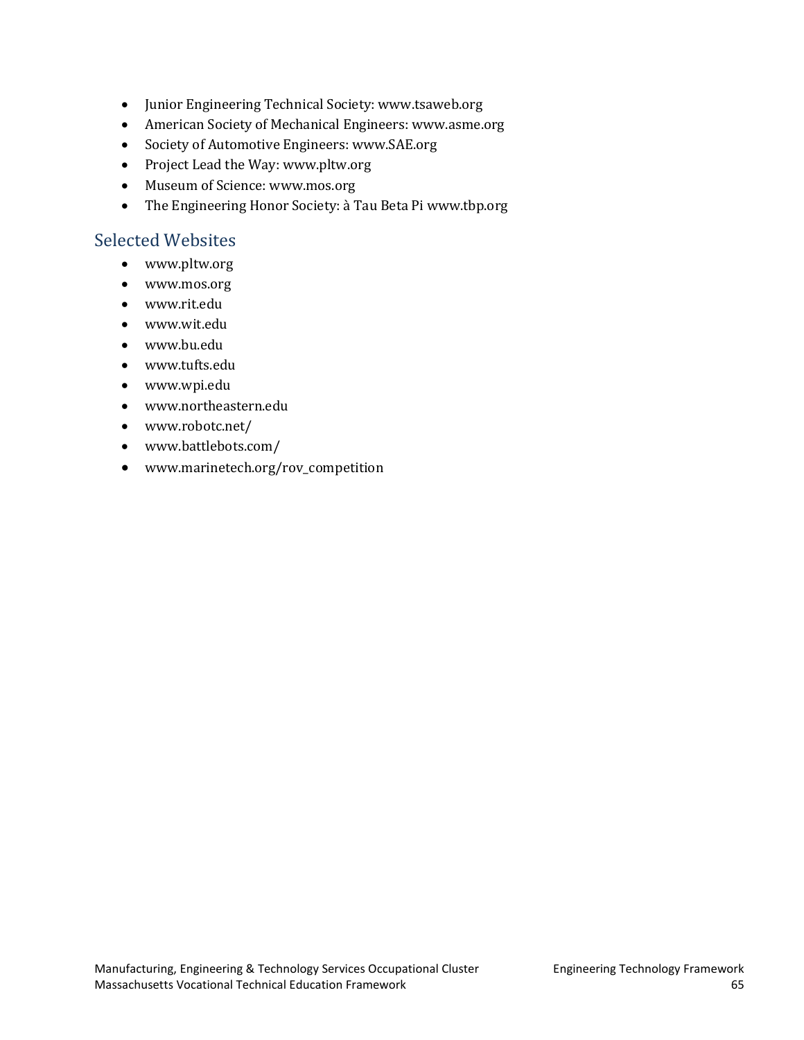- Junior Engineering Technical Society: www.tsaweb.org
- American Society of Mechanical Engineers: www.asme.org
- Society of Automotive Engineers: www.SAE.org
- Project Lead the Way: www.pltw.org
- Museum of Science: www.mos.org
- The Engineering Honor Society: à Tau Beta Pi www.tbp.org

## Selected Websites

- www.pltw.org
- www.mos.org
- www.rit.edu
- www.wit.edu
- www.bu.edu
- www.tufts.edu
- www.wpi.edu
- www.northeastern.edu
- www.robotc.net/
- www.battlebots.com/
- www.marinetech.org/rov_competition